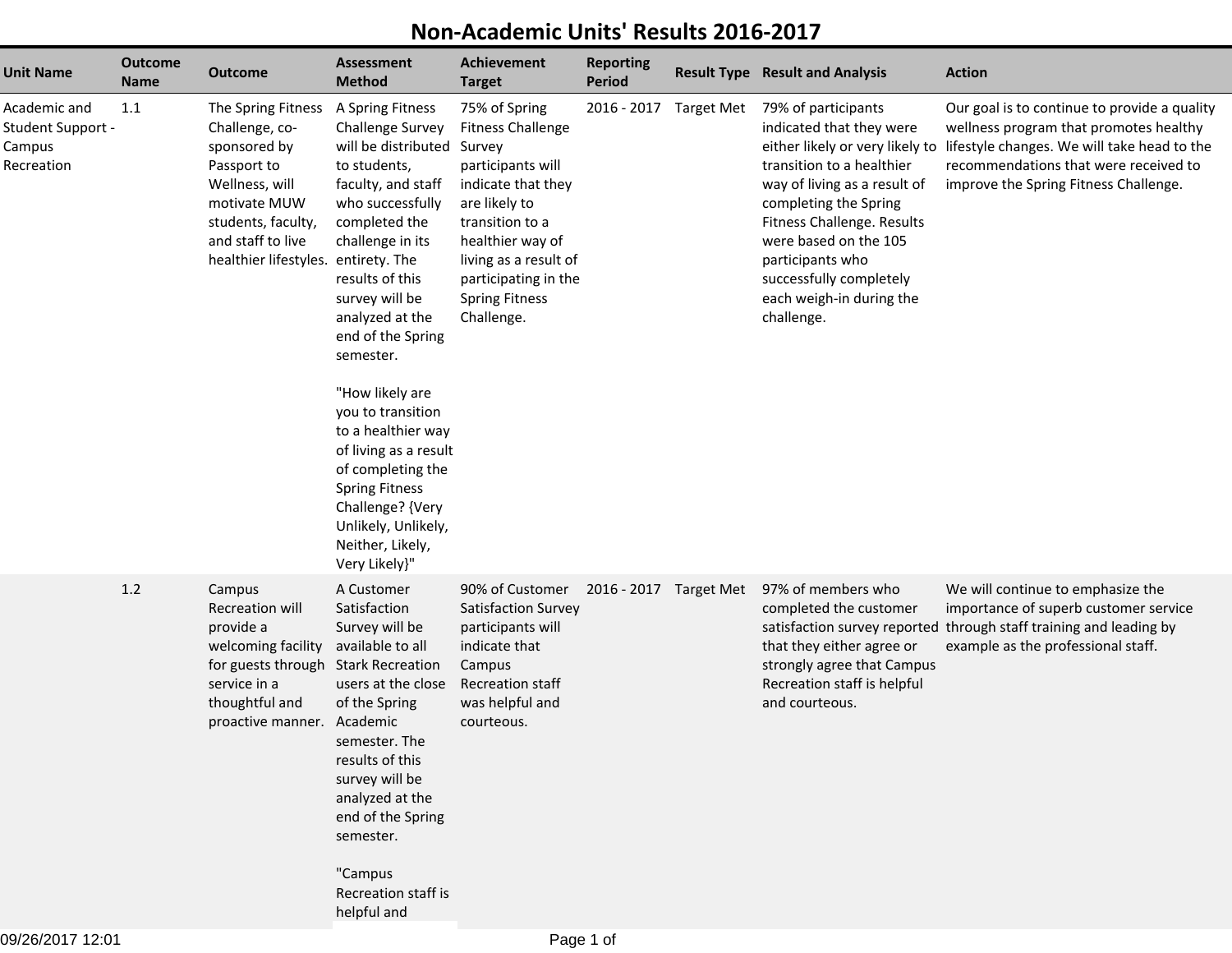# Non-Academic Units' Results 2016-2017

| Unit Name | Outcome Name | Outcome | Assessment Method | Achievement Target | Reporting Period | Result Type | Result and Analysis | Action |
|---|---|---|---|---|---|---|---|---|
| Academic and Student Support - Campus Recreation | 1.1 | The Spring Fitness Challenge, co-sponsored by Passport to Wellness, will motivate MUW students, faculty, and staff to live healthier lifestyles. | A Spring Fitness Challenge Survey will be distributed to students, faculty, and staff who successfully completed the challenge in its entirety. The results of this survey will be analyzed at the end of the Spring semester. "How likely are you to transition to a healthier way of living as a result of completing the Spring Fitness Challenge? {Very Unlikely, Unlikely, Neither, Likely, Very Likely}" | 75% of Spring Fitness Challenge Survey participants will indicate that they are likely to transition to a healthier way of living as a result of participating in the Spring Fitness Challenge. | 2016 - 2017 | Target Met | 79% of participants indicated that they were either likely or very likely to transition to a healthier way of living as a result of completing the Spring Fitness Challenge. Results were based on the 105 participants who successfully completely each weigh-in during the challenge. | Our goal is to continue to provide a quality wellness program that promotes healthy lifestyle changes. We will take head to the recommendations that were received to improve the Spring Fitness Challenge. |
| | 1.2 | Campus Recreation will provide a welcoming facility for guests through service in a thoughtful and proactive manner. | A Customer Satisfaction Survey will be available to all Stark Recreation users at the close of the Spring Academic semester. The results of this survey will be analyzed at the end of the Spring semester. "Campus Recreation staff is helpful and | 90% of Customer Satisfaction Survey participants will indicate that Campus Recreation staff was helpful and courteous. | 2016 - 2017 | Target Met | 97% of members who completed the customer satisfaction survey reported that they either agree or strongly agree that Campus Recreation staff is helpful and courteous. | We will continue to emphasize the importance of superb customer service through staff training and leading by example as the professional staff. |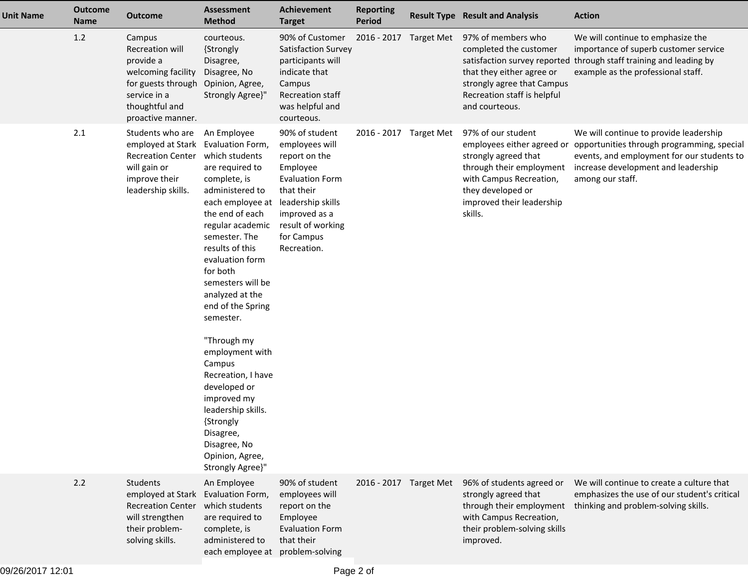| Unit Name | Outcome Name | Outcome | Assessment Method | Achievement Target | Reporting Period | Result Type | Result and Analysis | Action |
|---|---|---|---|---|---|---|---|---|
| | 1.2 | Campus Recreation will provide a welcoming facility for guests through service in a thoughtful and proactive manner. | courteous. {Strongly Disagree, Disagree, No Opinion, Agree, Strongly Agree}" | 90% of Customer Satisfaction Survey participants will indicate that Campus Recreation staff was helpful and courteous. | 2016 - 2017 | Target Met | 97% of members who completed the customer satisfaction survey reported that they either agree or strongly agree that Campus Recreation staff is helpful and courteous. | We will continue to emphasize the importance of superb customer service through staff training and leading by example as the professional staff. |
| | 2.1 | Students who are employed at Stark Recreation Center will gain or improve their leadership skills. | An Employee Evaluation Form, which students are required to complete, is administered to each employee at the end of each regular academic semester. The results of this evaluation form for both semesters will be analyzed at the end of the Spring semester.<br><br>"Through my employment with Campus Recreation, I have developed or improved my leadership skills. {Strongly Disagree, Disagree, No Opinion, Agree, Strongly Agree}" | 90% of student employees will report on the Employee Evaluation Form that their leadership skills improved as a result of working for Campus Recreation. | 2016 - 2017 | Target Met | 97% of our student employees either agreed or strongly agreed that through their employment with Campus Recreation, they developed or improved their leadership skills. | We will continue to provide leadership opportunities through programming, special events, and employment for our students to increase development and leadership among our staff. |
| | 2.2 | Students employed at Stark Recreation Center will strengthen their problem-solving skills. | An Employee Evaluation Form, which students are required to complete, is administered to each employee at | 90% of student employees will report on the Employee Evaluation Form that their problem-solving | 2016 - 2017 | Target Met | 96% of students agreed or strongly agreed that through their employment with Campus Recreation, their problem-solving skills improved. | We will continue to create a culture that emphasizes the use of our student's critical thinking and problem-solving skills. |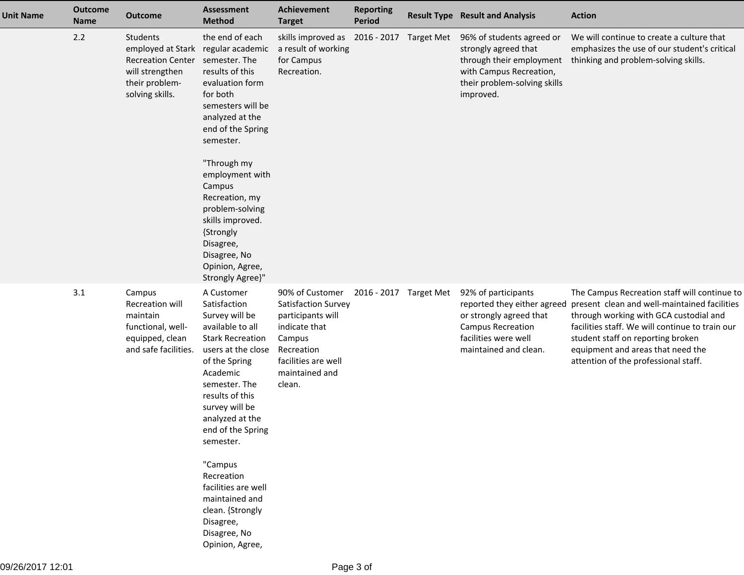| Unit Name | Outcome Name | Outcome | Assessment Method | Achievement Target | Reporting Period | Result Type | Result and Analysis | Action |
|---|---|---|---|---|---|---|---|---|
| | 2.2 | Students employed at Stark Recreation Center will strengthen their problem-solving skills. | the end of each regular academic semester. The results of this evaluation form for both semesters will be analyzed at the end of the Spring semester. "Through my employment with Campus Recreation, my problem-solving skills improved. {Strongly Disagree, Disagree, No Opinion, Agree, Strongly Agree}" | skills improved as a result of working for Campus Recreation. | 2016 - 2017 | Target Met | 96% of students agreed or strongly agreed that through their employment with Campus Recreation, their problem-solving skills improved. | We will continue to create a culture that emphasizes the use of our student's critical thinking and problem-solving skills. |
| | 3.1 | Campus Recreation will maintain functional, well-equipped, clean and safe facilities. | A Customer Satisfaction Survey will be available to all Stark Recreation users at the close of the Spring Academic semester. The results of this survey will be analyzed at the end of the Spring semester. "Campus Recreation facilities are well maintained and clean. {Strongly Disagree, Disagree, No Opinion, Agree, | 90% of Customer Satisfaction Survey participants will indicate that Campus Recreation facilities are well maintained and clean. | 2016 - 2017 | Target Met | 92% of participants reported they either agreed or strongly agreed that Campus Recreation facilities were well maintained and clean. | The Campus Recreation staff will continue to present clean and well-maintained facilities through working with GCA custodial and facilities staff. We will continue to train our student staff on reporting broken equipment and areas that need the attention of the professional staff. |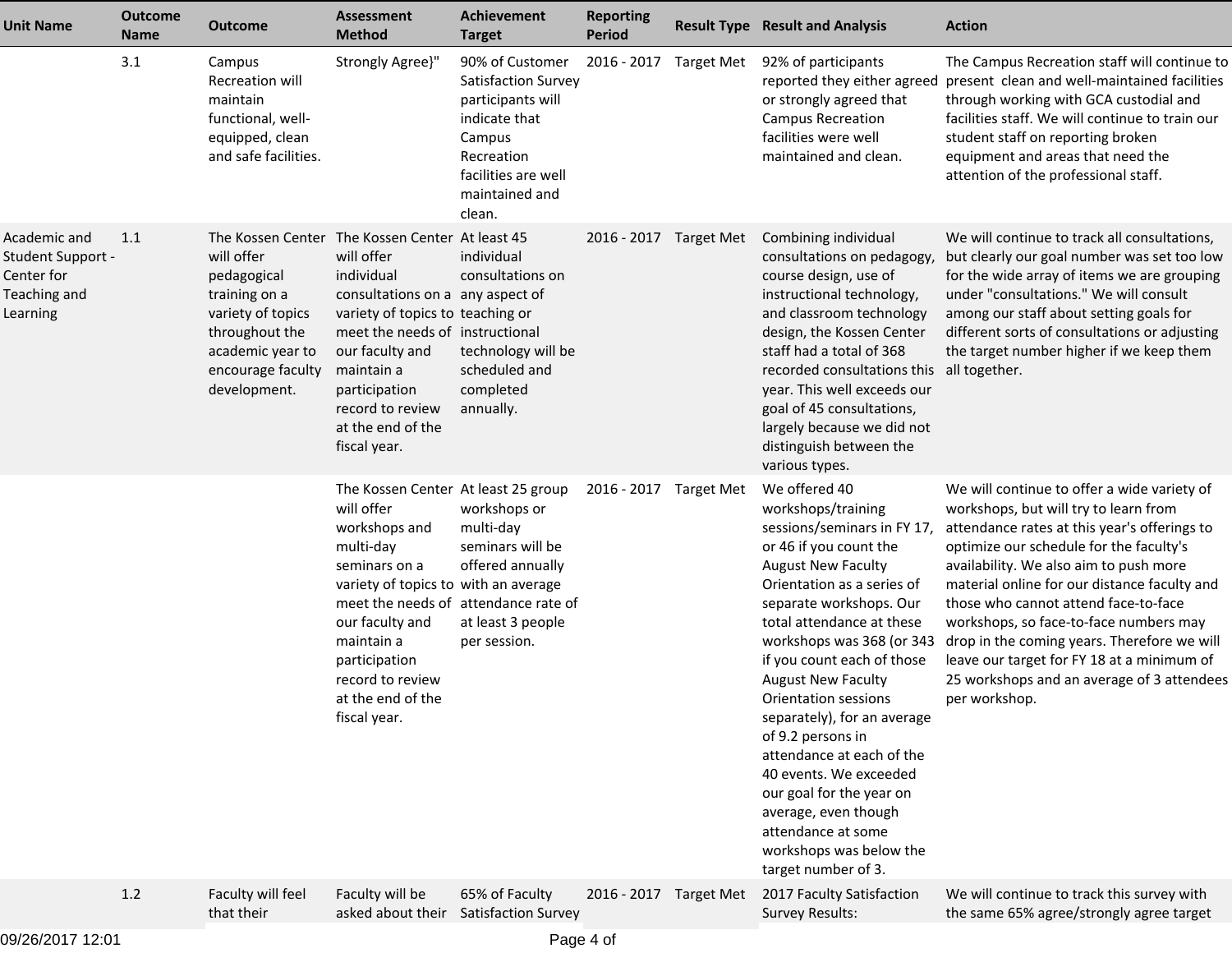| Unit Name | Outcome Name | Outcome | Assessment Method | Achievement Target | Reporting Period | Result Type | Result and Analysis | Action |
|---|---|---|---|---|---|---|---|---|
| | 3.1 | Campus Recreation will maintain functional, well-equipped, clean and safe facilities. | Strongly Agree}" | 90% of Customer Satisfaction Survey participants will indicate that Campus Recreation facilities are well maintained and clean. | 2016 - 2017 | Target Met | 92% of participants reported they either agreed or strongly agreed that Campus Recreation facilities were well maintained and clean. | The Campus Recreation staff will continue to present clean and well-maintained facilities through working with GCA custodial and facilities staff. We will continue to train our student staff on reporting broken equipment and areas that need the attention of the professional staff. |
| Academic and Student Support - Center for Teaching and Learning | 1.1 | The Kossen Center will offer pedagogical training on a variety of topics throughout the academic year to encourage faculty development. | The Kossen Center will offer individual consultations on a variety of topics to meet the needs of our faculty and maintain a participation record to review at the end of the fiscal year. | At least 45 individual consultations on any aspect of teaching or instructional technology will be scheduled and completed annually. | 2016 - 2017 | Target Met | Combining individual consultations on pedagogy, course design, use of instructional technology, and classroom technology design, the Kossen Center staff had a total of 368 recorded consultations this year. This well exceeds our goal of 45 consultations, largely because we did not distinguish between the various types. | We will continue to track all consultations, but clearly our goal number was set too low for the wide array of items we are grouping under "consultations." We will consult among our staff about setting goals for different sorts of consultations or adjusting the target number higher if we keep them all together. |
| | | | The Kossen Center will offer workshops and multi-day seminars on a variety of topics to meet the needs of our faculty and maintain a participation record to review at the end of the fiscal year. | At least 25 group workshops or multi-day seminars will be offered annually with an average attendance rate of at least 3 people per session. | 2016 - 2017 | Target Met | We offered 40 workshops/training sessions/seminars in FY 17, or 46 if you count the August New Faculty Orientation as a series of separate workshops. Our total attendance at these workshops was 368 (or 343 if you count each of those August New Faculty Orientation sessions separately), for an average of 9.2 persons in attendance at each of the 40 events. We exceeded our goal for the year on average, even though attendance at some workshops was below the target number of 3. | We will continue to offer a wide variety of workshops, but will try to learn from attendance rates at this year's offerings to optimize our schedule for the faculty's availability. We also aim to push more material online for our distance faculty and those who cannot attend face-to-face workshops, so face-to-face numbers may drop in the coming years. Therefore we will leave our target for FY 18 at a minimum of 25 workshops and an average of 3 attendees per workshop. |
| | 1.2 | Faculty will feel that their | Faculty will be asked about their | 65% of Faculty Satisfaction Survey | 2016 - 2017 | Target Met | 2017 Faculty Satisfaction Survey Results: | We will continue to track this survey with the same 65% agree/strongly agree target |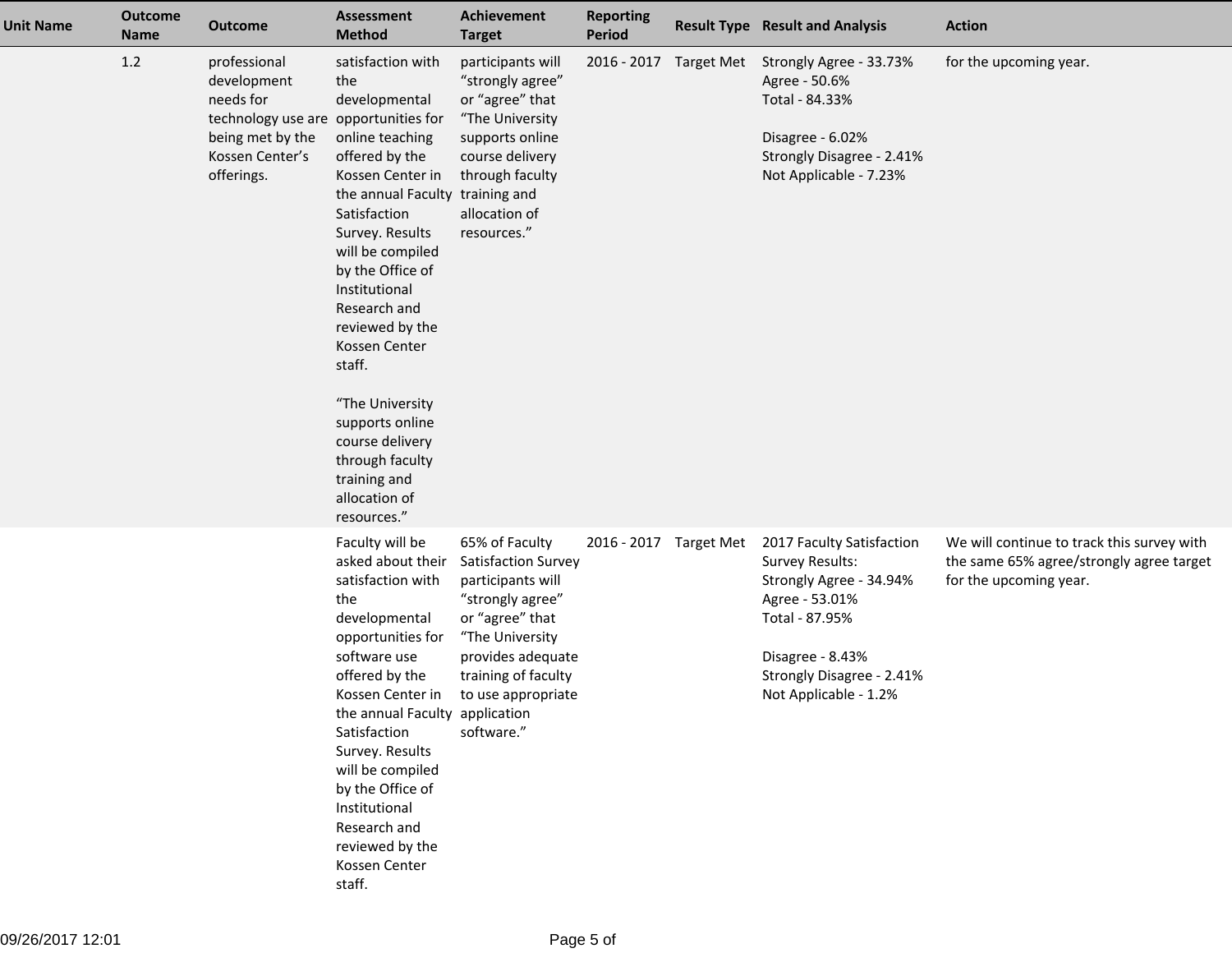| Unit Name | Outcome Name | Outcome | Assessment Method | Achievement Target | Reporting Period | Result Type | Result and Analysis | Action |
|---|---|---|---|---|---|---|---|---|
| | 1.2 | professional development needs for technology use are being met by the Kossen Center's offerings. | satisfaction with the developmental opportunities for online teaching offered by the Kossen Center in the annual Faculty Satisfaction Survey. Results will be compiled by the Office of Institutional Research and reviewed by the Kossen Center staff.<br><br>"The University supports online course delivery through faculty training and allocation of resources." | participants will "strongly agree" or "agree" that "The University supports online course delivery through faculty training and allocation of resources." | 2016 - 2017 | Target Met | Strongly Agree - 33.73%<br>Agree - 50.6%<br>Total - 84.33%<br><br>Disagree - 6.02%<br>Strongly Disagree - 2.41%<br>Not Applicable - 7.23% | for the upcoming year. |
| | | | Faculty will be asked about their satisfaction with the developmental opportunities for software use offered by the Kossen Center in the annual Faculty Satisfaction Survey. Results will be compiled by the Office of Institutional Research and reviewed by the Kossen Center staff. | 65% of Faculty Satisfaction Survey participants will "strongly agree" or "agree" that "The University provides adequate training of faculty to use appropriate application software." | 2016 - 2017 | Target Met | 2017 Faculty Satisfaction Survey Results:<br>Strongly Agree - 34.94%<br>Agree - 53.01%<br>Total - 87.95%<br><br>Disagree - 8.43%<br>Strongly Disagree - 2.41%<br>Not Applicable - 1.2% | We will continue to track this survey with the same 65% agree/strongly agree target for the upcoming year. |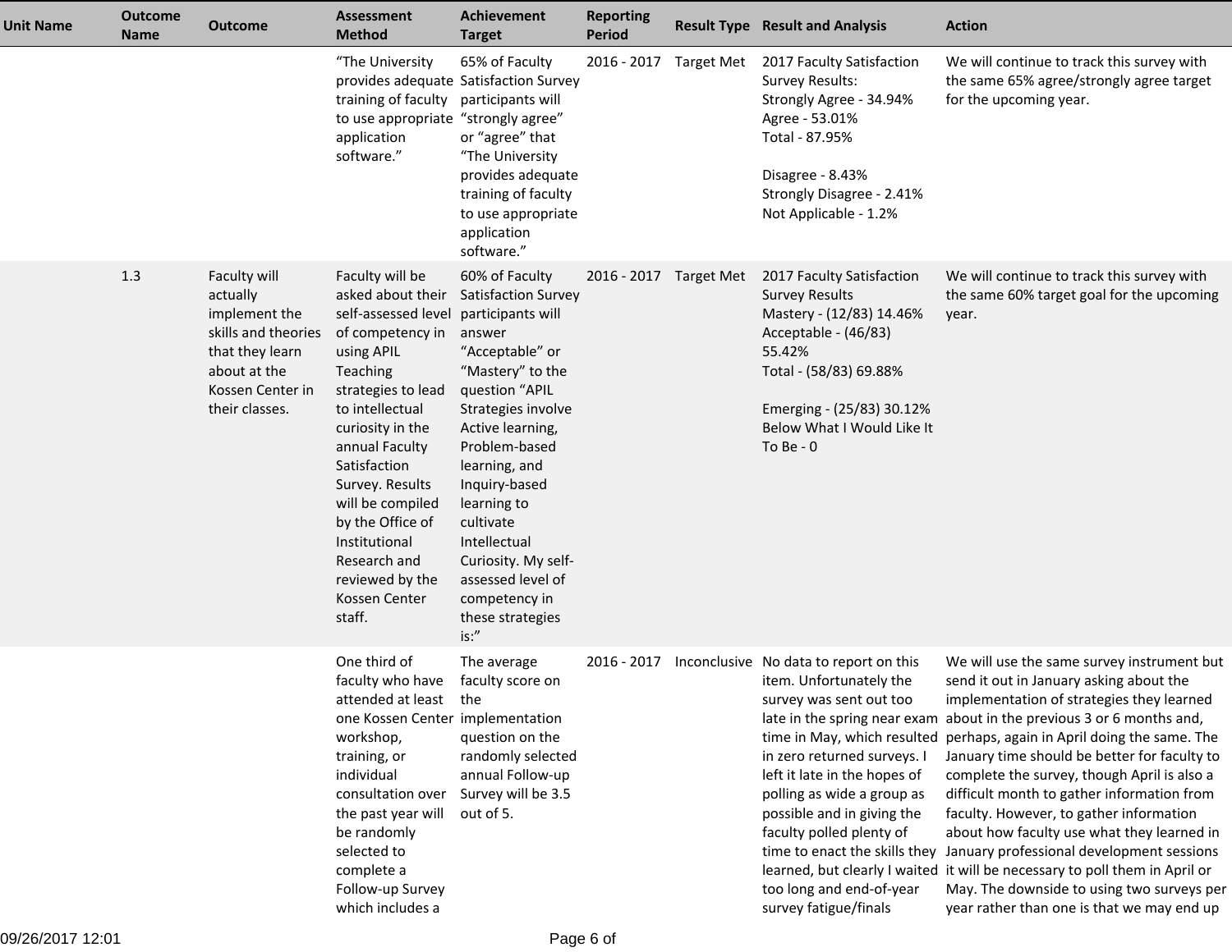| Unit Name | Outcome Name | Outcome | Assessment Method | Achievement Target | Reporting Period | Result Type | Result and Analysis | Action |
|---|---|---|---|---|---|---|---|---|
| | | | "The University provides adequate training of faculty to use appropriate application software." | 65% of Faculty Satisfaction Survey participants will "strongly agree" or "agree" that "The University provides adequate training of faculty to use appropriate application software." | 2016 - 2017 | Target Met | 2017 Faculty Satisfaction Survey Results:<br>Strongly Agree - 34.94%<br>Agree - 53.01%<br>Total - 87.95%<br><br>Disagree - 8.43%<br>Strongly Disagree - 2.41%<br>Not Applicable - 1.2% | We will continue to track this survey with the same 65% agree/strongly agree target for the upcoming year. |
| | 1.3 | Faculty will actually implement the skills and theories that they learn about at the Kossen Center in their classes. | Faculty will be asked about their self-assessed level of competency in using APIL Teaching strategies to lead to intellectual curiosity in the annual Faculty Satisfaction Survey. Results will be compiled by the Office of Institutional Research and reviewed by the Kossen Center staff. | 60% of Faculty Satisfaction Survey participants will answer "Acceptable" or "Mastery" to the question "APIL Strategies involve Active learning, Problem-based learning, and Inquiry-based learning to cultivate Intellectual Curiosity. My self-assessed level of competency in these strategies is:" | 2016 - 2017 | Target Met | 2017 Faculty Satisfaction Survey Results<br>Mastery - (12/83) 14.46%<br>Acceptable - (46/83) 55.42%<br>Total - (58/83) 69.88%<br><br>Emerging - (25/83) 30.12%<br>Below What I Would Like It To Be - 0 | We will continue to track this survey with the same 60% target goal for the upcoming year. |
| | | | One third of faculty who have attended at least one Kossen Center workshop, training, or individual consultation over the past year will be randomly selected to complete a Follow-up Survey which includes a | The average faculty score on the implementation question on the randomly selected annual Follow-up Survey will be 3.5 out of 5. | 2016 - 2017 | Inconclusive | No data to report on this item. Unfortunately the survey was sent out too late in the spring near exam time in May, which resulted in zero returned surveys. I left it late in the hopes of polling as wide a group as possible and in giving the faculty polled plenty of time to enact the skills they learned, but clearly I waited too long and end-of-year survey fatigue/finals | We will use the same survey instrument but send it out in January asking about the implementation of strategies they learned about in the previous 3 or 6 months and, perhaps, again in April doing the same. The January time should be better for faculty to complete the survey, though April is also a difficult month to gather information from faculty. However, to gather information about how faculty use what they learned in January professional development sessions it will be necessary to poll them in April or May. The downside to using two surveys per year rather than one is that we may end up |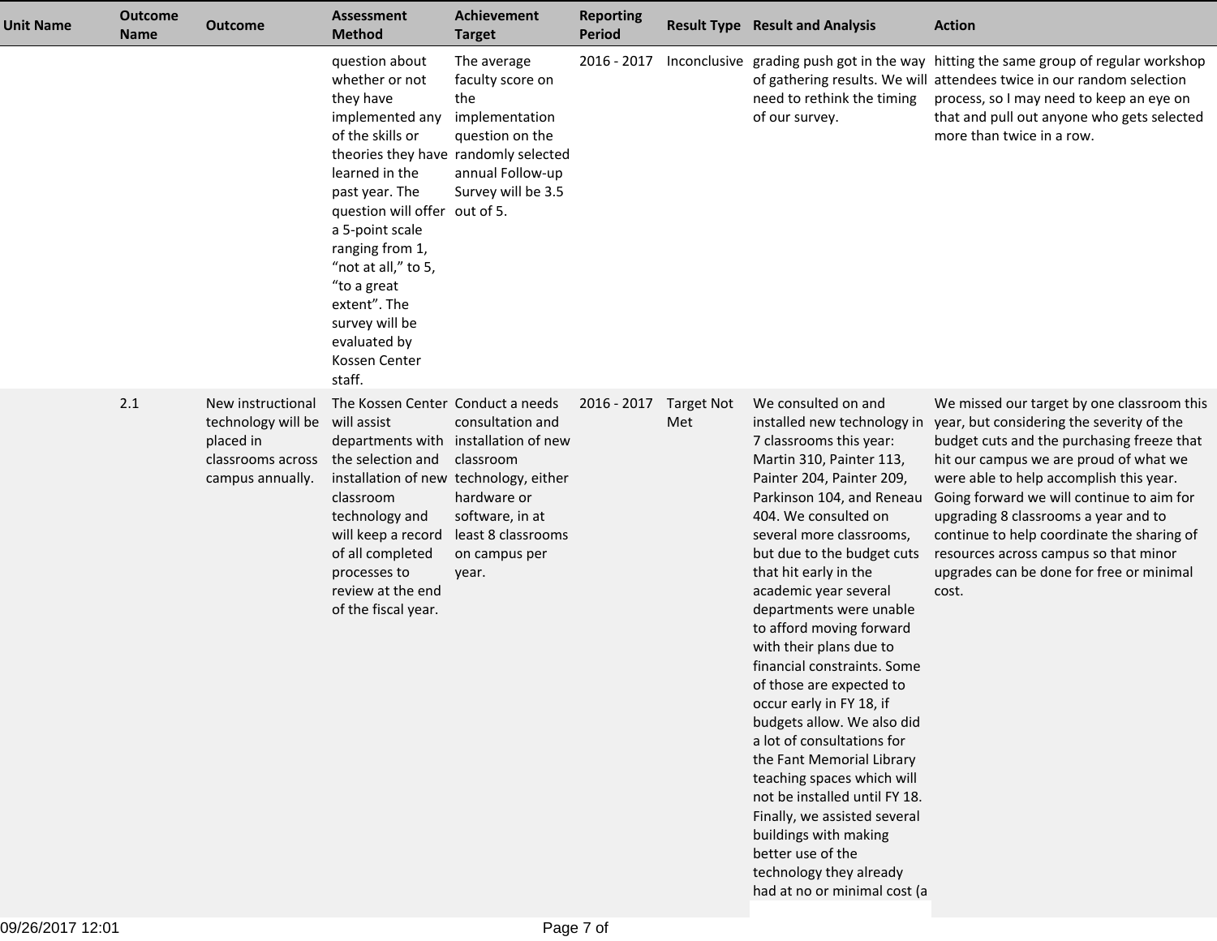| Unit Name | Outcome Name | Outcome | Assessment Method | Achievement Target | Reporting Period | Result Type | Result and Analysis | Action |
|---|---|---|---|---|---|---|---|---|
| | | | question about whether or not they have implemented any of the skills or theories they have learned in the past year. The question will offer a 5-point scale ranging from 1, “not at all,” to 5, “to a great extent”. The survey will be evaluated by Kossen Center staff. | The average faculty score on the implementation question on the randomly selected annual Follow-up Survey will be 3.5 out of 5. | 2016 - 2017 | Inconclusive | grading push got in the way of gathering results. We will need to rethink the timing of our survey. | hitting the same group of regular workshop attendees twice in our random selection process, so I may need to keep an eye on that and pull out anyone who gets selected more than twice in a row. |
| | 2.1 | New instructional technology will be placed in classrooms across campus annually. | The Kossen Center will assist departments with the selection and installation of new classroom technology and will keep a record of all completed processes to review at the end of the fiscal year. | Conduct a needs consultation and installation of new classroom technology, either hardware or software, in at least 8 classrooms on campus per year. | 2016 - 2017 | Target Not Met | We consulted on and installed new technology in 7 classrooms this year: Martin 310, Painter 113, Painter 204, Painter 209, Parkinson 104, and Reneau 404. We consulted on several more classrooms, but due to the budget cuts that hit early in the academic year several departments were unable to afford moving forward with their plans due to financial constraints. Some of those are expected to occur early in FY 18, if budgets allow. We also did a lot of consultations for the Fant Memorial Library teaching spaces which will not be installed until FY 18. Finally, we assisted several buildings with making better use of the technology they already had at no or minimal cost (a | We missed our target by one classroom this year, but considering the severity of the budget cuts and the purchasing freeze that hit our campus we are proud of what we were able to help accomplish this year. Going forward we will continue to aim for upgrading 8 classrooms a year and to continue to help coordinate the sharing of resources across campus so that minor upgrades can be done for free or minimal cost. |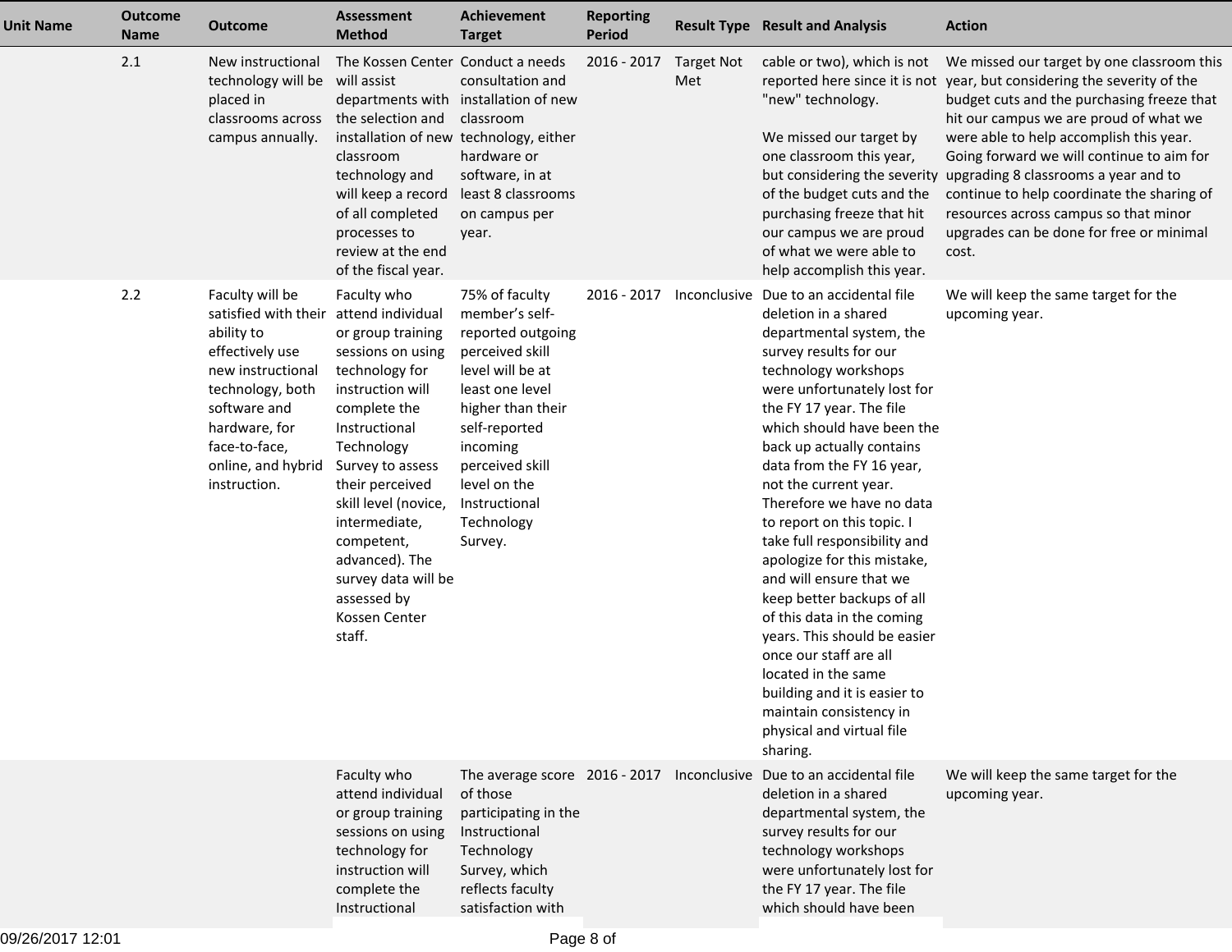| Unit Name | Outcome Name | Outcome | Assessment Method | Achievement Target | Reporting Period | Result Type | Result and Analysis | Action |
|---|---|---|---|---|---|---|---|---|
| | 2.1 | New instructional technology will be placed in classrooms across campus annually. | The Kossen Center will assist departments with the selection and installation of new classroom technology and will keep a record of all completed processes to review at the end of the fiscal year. | Conduct a needs consultation and installation of new classroom technology, either hardware or software, in at least 8 classrooms on campus per year. | 2016 - 2017 | Target Not Met | cable or two), which is not reported here since it is not "new" technology.<br><br>We missed our target by one classroom this year, but considering the severity of the budget cuts and the purchasing freeze that hit our campus we are proud of what we were able to help accomplish this year. | We missed our target by one classroom this year, but considering the severity of the budget cuts and the purchasing freeze that hit our campus we are proud of what we were able to help accomplish this year. Going forward we will continue to aim for upgrading 8 classrooms a year and to continue to help coordinate the sharing of resources across campus so that minor upgrades can be done for free or minimal cost. |
| | 2.2 | Faculty will be satisfied with their ability to effectively use new instructional technology, both software and hardware, for face-to-face, online, and hybrid instruction. | Faculty who attend individual or group training sessions on using technology for instruction will complete the Instructional Technology Survey to assess their perceived skill level (novice, intermediate, competent, advanced). The survey data will be assessed by Kossen Center staff. | 75% of faculty member's self-reported outgoing perceived skill level will be at least one level higher than their self-reported incoming perceived skill level on the Instructional Technology Survey. | 2016 - 2017 | Inconclusive | Due to an accidental file deletion in a shared departmental system, the survey results for our technology workshops were unfortunately lost for the FY 17 year. The file which should have been the back up actually contains data from the FY 16 year, not the current year. Therefore we have no data to report on this topic. I take full responsibility and apologize for this mistake, and will ensure that we keep better backups of all of this data in the coming years. This should be easier once our staff are all located in the same building and it is easier to maintain consistency in physical and virtual file sharing. | We will keep the same target for the upcoming year. |
| | | | Faculty who attend individual or group training sessions on using technology for instruction will complete the Instructional | The average score of those participating in the Instructional Technology Survey, which reflects faculty satisfaction with | 2016 - 2017 | Inconclusive | Due to an accidental file deletion in a shared departmental system, the survey results for our technology workshops were unfortunately lost for the FY 17 year. The file which should have been | We will keep the same target for the upcoming year. |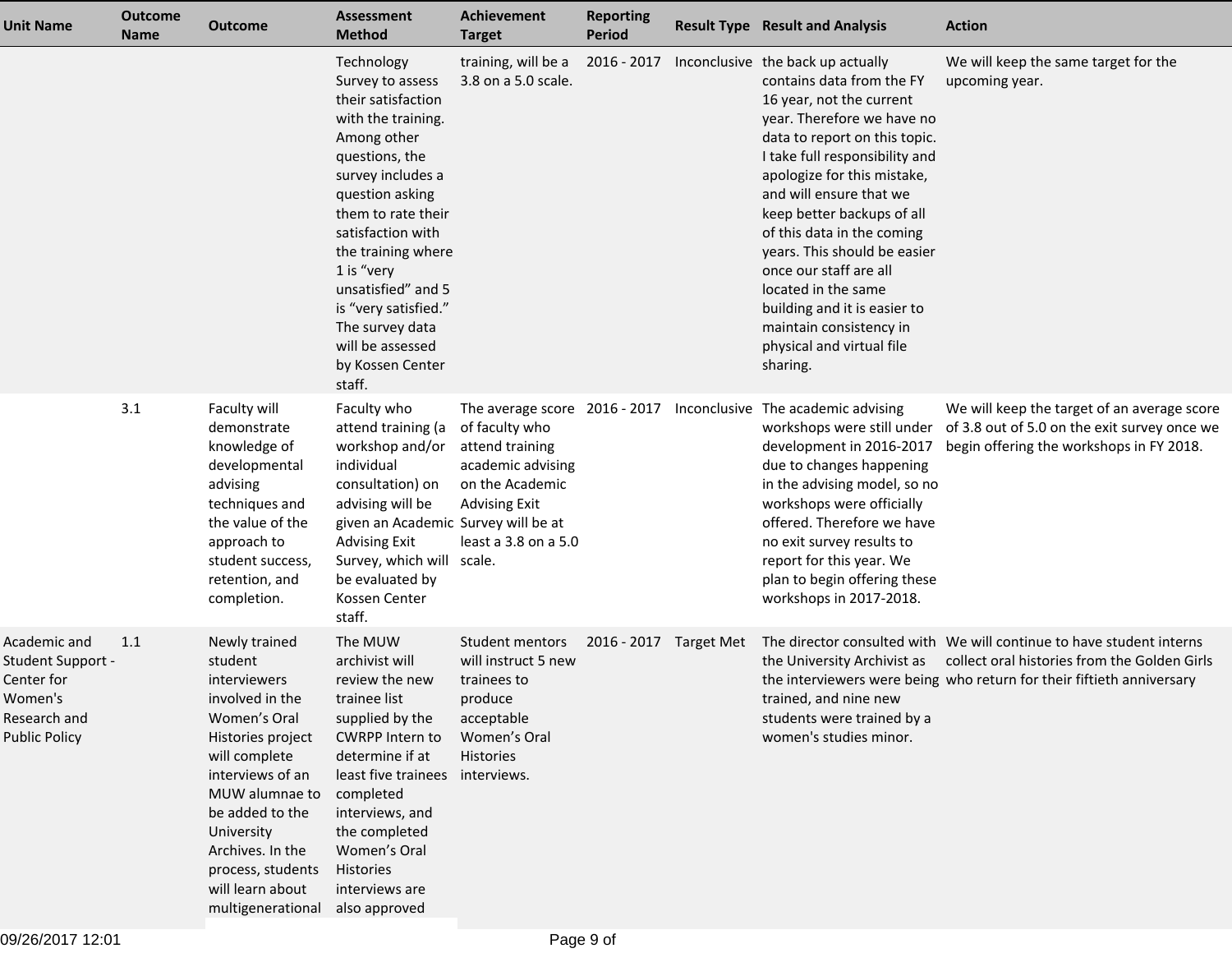| Unit Name | Outcome Name | Outcome | Assessment Method | Achievement Target | Reporting Period | Result Type | Result and Analysis | Action |
|---|---|---|---|---|---|---|---|---|
| | | | Technology Survey to assess their satisfaction with the training. Among other questions, the survey includes a question asking them to rate their satisfaction with the training where 1 is "very unsatisfied" and 5 is "very satisfied." The survey data will be assessed by Kossen Center staff. | training, will be a 3.8 on a 5.0 scale. | 2016 - 2017 | Inconclusive | the back up actually contains data from the FY 16 year, not the current year. Therefore we have no data to report on this topic. I take full responsibility and apologize for this mistake, and will ensure that we keep better backups of all of this data in the coming years. This should be easier once our staff are all located in the same building and it is easier to maintain consistency in physical and virtual file sharing. | We will keep the same target for the upcoming year. |
| | 3.1 | Faculty will demonstrate knowledge of developmental advising techniques and the value of the approach to student success, retention, and completion. | Faculty who attend training (a workshop and/or individual consultation) on advising will be given an Academic Advising Exit Survey, which will be evaluated by Kossen Center staff. | The average score of faculty who attend training academic advising on the Academic Advising Exit Survey will be at least a 3.8 on a 5.0 scale. | 2016 - 2017 | Inconclusive | The academic advising workshops were still under development in 2016-2017 due to changes happening in the advising model, so no workshops were officially offered. Therefore we have no exit survey results to report for this year. We plan to begin offering these workshops in 2017-2018. | We will keep the target of an average score of 3.8 out of 5.0 on the exit survey once we begin offering the workshops in FY 2018. |
| Academic and Student Support - Center for Women's Research and Public Policy | 1.1 | Newly trained student interviewers involved in the Women's Oral Histories project will complete interviews of an MUW alumnae to be added to the University Archives. In the process, students will learn about multigenerational | The MUW archivist will review the new trainee list supplied by the CWRPP Intern to determine if at least five trainees completed interviews, and the completed Women's Oral Histories interviews are also approved | Student mentors will instruct 5 new trainees to produce acceptable Women's Oral Histories interviews. | 2016 - 2017 | Target Met | The director consulted with the University Archivist as the interviewers were being trained, and nine new students were trained by a women's studies minor. | We will continue to have student interns collect oral histories from the Golden Girls who return for their fiftieth anniversary |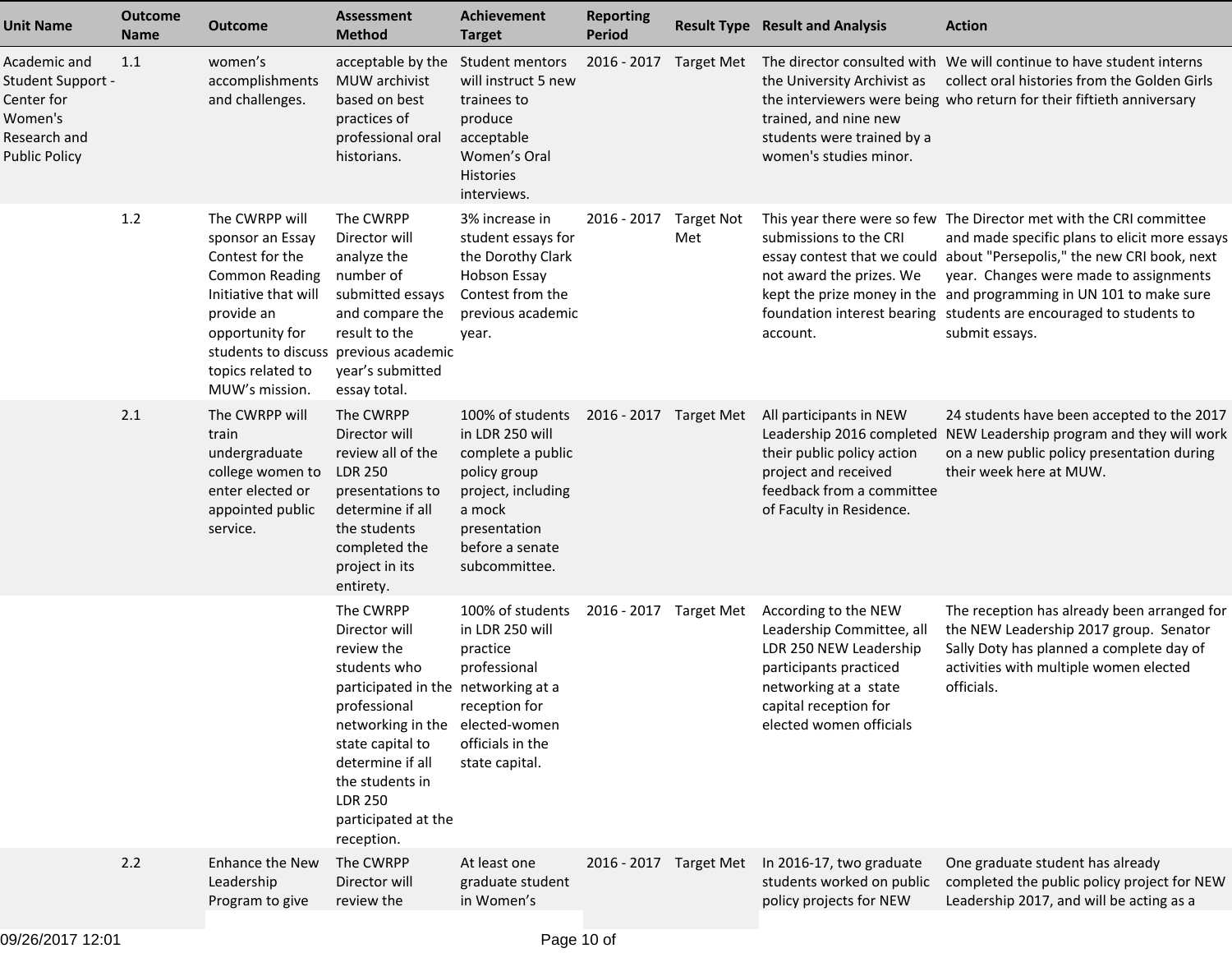| Unit Name | Outcome Name | Outcome | Assessment Method | Achievement Target | Reporting Period | Result Type | Result and Analysis | Action |
|---|---|---|---|---|---|---|---|---|
| Academic and Student Support - Center for Women's Research and Public Policy | 1.1 | women's accomplishments and challenges. | acceptable by the MUW archivist based on best practices of professional oral historians. | Student mentors will instruct 5 new trainees to produce acceptable Women's Oral Histories interviews. | 2016 - 2017 | Target Met | The director consulted with the University Archivist as the interviewers were being trained, and nine new students were trained by a women's studies minor. | We will continue to have student interns collect oral histories from the Golden Girls who return for their fiftieth anniversary |
| | 1.2 | The CWRPP will sponsor an Essay Contest for the Common Reading Initiative that will provide an opportunity for students to discuss topics related to MUW's mission. | The CWRPP Director will analyze the number of submitted essays and compare the result to the previous academic year's submitted essay total. | 3% increase in student essays for the Dorothy Clark Hobson Essay Contest from the previous academic year. | 2016 - 2017 | Target Not Met | This year there were so few submissions to the CRI essay contest that we could not award the prizes. We kept the prize money in the foundation interest bearing account. | The Director met with the CRI committee and made specific plans to elicit more essays about "Persepolis," the new CRI book, next year. Changes were made to assignments and programming in UN 101 to make sure students are encouraged to students to submit essays. |
| | 2.1 | The CWRPP will train undergraduate college women to enter elected or appointed public service. | The CWRPP Director will review all of the LDR 250 presentations to determine if all the students completed the project in its entirety. | 100% of students in LDR 250 will complete a public policy group project, including a mock presentation before a senate subcommittee. | 2016 - 2017 | Target Met | All participants in NEW Leadership 2016 completed their public policy action project and received feedback from a committee of Faculty in Residence. | 24 students have been accepted to the 2017 NEW Leadership program and they will work on a new public policy presentation during their week here at MUW. |
| | | | The CWRPP Director will review the students who participated in the professional networking in the state capital to determine if all the students in LDR 250 participated at the reception. | 100% of students in LDR 250 will practice professional networking at a reception for elected-women officials in the state capital. | 2016 - 2017 | Target Met | According to the NEW Leadership Committee, all LDR 250 NEW Leadership participants practiced networking at a state capital reception for elected women officials | The reception has already been arranged for the NEW Leadership 2017 group. Senator Sally Doty has planned a complete day of activities with multiple women elected officials. |
| | 2.2 | Enhance the New Leadership Program to give | The CWRPP Director will review the | At least one graduate student in Women's | 2016 - 2017 | Target Met | In 2016-17, two graduate students worked on public policy projects for NEW | One graduate student has already completed the public policy project for NEW Leadership 2017, and will be acting as a |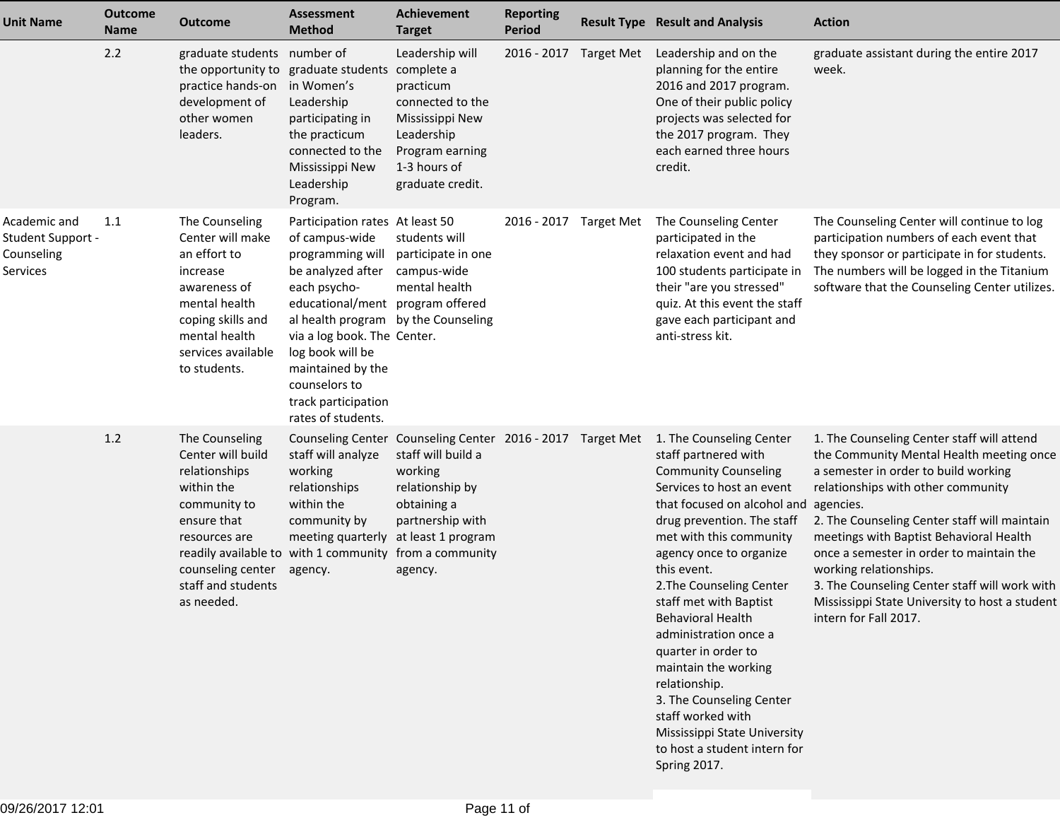| Unit Name | Outcome Name | Outcome | Assessment Method | Achievement Target | Reporting Period | Result Type | Result and Analysis | Action |
|---|---|---|---|---|---|---|---|---|
| | 2.2 | graduate students the opportunity to practice hands-on development of other women leaders. | number of graduate students in Women's Leadership participating in the practicum connected to the Mississippi New Leadership Program. | Leadership will complete a practicum connected to the Mississippi New Leadership Program earning 1-3 hours of graduate credit. | 2016 - 2017 | Target Met | Leadership and on the planning for the entire 2016 and 2017 program. One of their public policy projects was selected for the 2017 program. They each earned three hours credit. | graduate assistant during the entire 2017 week. |
| Academic and Student Support - Counseling Services | 1.1 | The Counseling Center will make an effort to increase awareness of mental health coping skills and mental health services available to students. | Participation rates of campus-wide programming will be analyzed after each psycho-educational/mental health program via a log book. The log book will be maintained by the counselors to track participation rates of students. | At least 50 students will participate in one campus-wide mental health program offered by the Counseling Center. | 2016 - 2017 | Target Met | The Counseling Center participated in the relaxation event and had 100 students participate in their "are you stressed" quiz. At this event the staff gave each participant and anti-stress kit. | The Counseling Center will continue to log participation numbers of each event that they sponsor or participate in for students. The numbers will be logged in the Titanium software that the Counseling Center utilizes. |
| | 1.2 | The Counseling Center will build relationships within the community to ensure that resources are readily available to counseling center staff and students as needed. | Counseling Center staff will analyze working relationships within the community by meeting quarterly with 1 community agency. | Counseling Center staff will build a working relationship by obtaining a partnership with at least 1 program from a community agency. | 2016 - 2017 | Target Met | 1. The Counseling Center staff partnered with Community Counseling Services to host an event that focused on alcohol and drug prevention. The staff met with this community agency once to organize this event.<br>2.The Counseling Center staff met with Baptist Behavioral Health administration once a quarter in order to maintain the working relationship.<br>3. The Counseling Center staff worked with Mississippi State University to host a student intern for Spring 2017. | 1. The Counseling Center staff will attend the Community Mental Health meeting once a semester in order to build working relationships with other community agencies.<br>2. The Counseling Center staff will maintain meetings with Baptist Behavioral Health once a semester in order to maintain the working relationships.<br>3. The Counseling Center staff will work with Mississippi State University to host a student intern for Fall 2017. |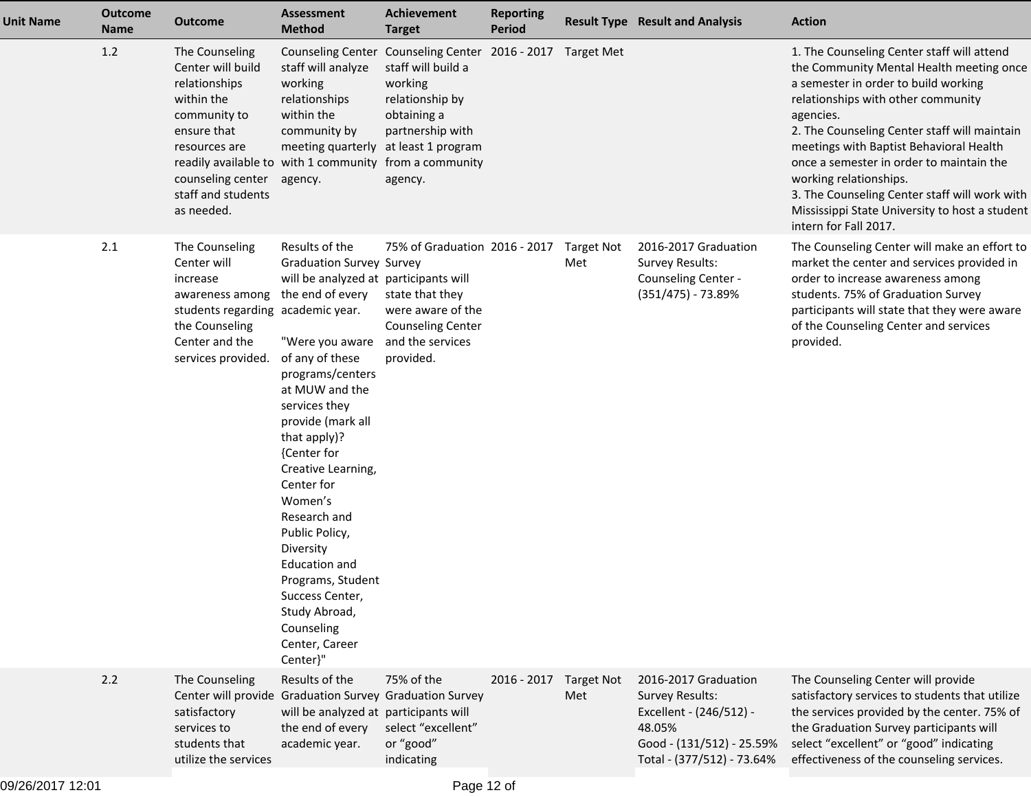| Unit Name | Outcome Name | Outcome | Assessment Method | Achievement Target | Reporting Period | Result Type | Result and Analysis | Action |
|---|---|---|---|---|---|---|---|---|
| | 1.2 | The Counseling Center will build relationships within the community to ensure that resources are readily available to counseling center staff and students as needed. | Counseling Center staff will analyze working relationships within the community by meeting quarterly with 1 community agency. | Counseling Center staff will build a working relationship by obtaining a partnership with at least 1 program from a community agency. | 2016 - 2017 | Target Met | | 1. The Counseling Center staff will attend the Community Mental Health meeting once a semester in order to build working relationships with other community agencies.<br>2. The Counseling Center staff will maintain meetings with Baptist Behavioral Health once a semester in order to maintain the working relationships.<br>3. The Counseling Center staff will work with Mississippi State University to host a student intern for Fall 2017. |
| | 2.1 | The Counseling Center will increase awareness among students regarding the Counseling Center and the services provided. | Results of the Graduation Survey will be analyzed at the end of every academic year.<br><br>"Were you aware of any of these programs/centers at MUW and the services they provide (mark all that apply)? {Center for Creative Learning, Center for Women's Research and Public Policy, Diversity Education and Programs, Student Success Center, Study Abroad, Counseling Center, Career Center}" | 75% of Graduation Survey participants will state that they were aware of the Counseling Center and the services provided. | 2016 - 2017 | Target Not Met | 2016-2017 Graduation Survey Results:<br>Counseling Center - (351/475) - 73.89% | The Counseling Center will make an effort to market the center and services provided in order to increase awareness among students. 75% of Graduation Survey participants will state that they were aware of the Counseling Center and services provided. |
| | 2.2 | The Counseling Center will provide satisfactory services to students that utilize the services | Results of the Graduation Survey will be analyzed at the end of every academic year. | 75% of the Graduation Survey participants will select "excellent" or "good" indicating | 2016 - 2017 | Target Not Met | 2016-2017 Graduation Survey Results:<br>Excellent - (246/512) - 48.05%<br>Good - (131/512) - 25.59%<br>Total - (377/512) - 73.64% | The Counseling Center will provide satisfactory services to students that utilize the services provided by the center. 75% of the Graduation Survey participants will select "excellent" or "good" indicating effectiveness of the counseling services. |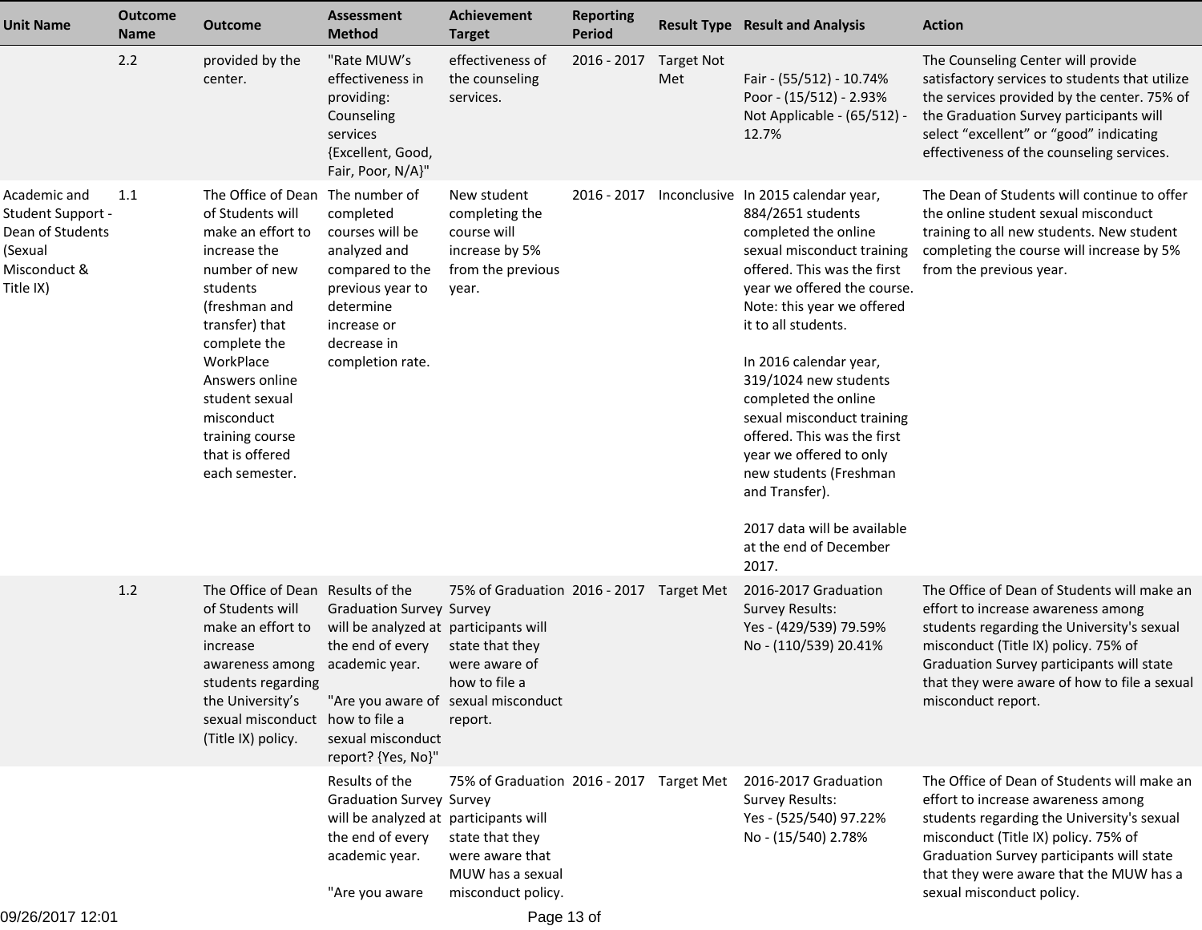| Unit Name | Outcome Name | Outcome | Assessment Method | Achievement Target | Reporting Period | Result Type | Result and Analysis | Action |
|---|---|---|---|---|---|---|---|---|
| | 2.2 | provided by the center. | "Rate MUW's effectiveness in providing: Counseling services {Excellent, Good, Fair, Poor, N/A}" | effectiveness of the counseling services. | 2016 - 2017 | Target Not Met | Fair - (55/512) - 10.74%<br>Poor - (15/512) - 2.93%<br>Not Applicable - (65/512) - 12.7% | The Counseling Center will provide satisfactory services to students that utilize the services provided by the center. 75% of the Graduation Survey participants will select "excellent" or "good" indicating effectiveness of the counseling services. |
| Academic and Student Support - Dean of Students (Sexual Misconduct & Title IX) | 1.1 | The Office of Dean of Students will make an effort to increase the number of new students (freshman and transfer) that complete the WorkPlace Answers online student sexual misconduct training course that is offered each semester. | The number of completed courses will be analyzed and compared to the previous year to determine increase or decrease in completion rate. | New student completing the course will increase by 5% from the previous year. | 2016 - 2017 | Inconclusive | In 2015 calendar year, 884/2651 students completed the online sexual misconduct training offered. This was the first year we offered the course. Note: this year we offered it to all students.<br><br>In 2016 calendar year, 319/1024 new students completed the online sexual misconduct training offered. This was the first year we offered to only new students (Freshman and Transfer).<br><br>2017 data will be available at the end of December 2017. | The Dean of Students will continue to offer the online student sexual misconduct training to all new students. New student completing the course will increase by 5% from the previous year. |
| | 1.2 | The Office of Dean of Students will make an effort to increase awareness among students regarding the University's sexual misconduct (Title IX) policy. | Results of the Graduation Survey will be analyzed at the end of every academic year.<br><br>"Are you aware of how to file a sexual misconduct report? {Yes, No}" | 75% of Graduation Survey participants will state that they were aware of how to file a sexual misconduct report. | 2016 - 2017 | Target Met | 2016-2017 Graduation Survey Results:<br>Yes - (429/539) 79.59%<br>No - (110/539) 20.41% | The Office of Dean of Students will make an effort to increase awareness among students regarding the University's sexual misconduct (Title IX) policy. 75% of Graduation Survey participants will state that they were aware of how to file a sexual misconduct report. |
| | | | Results of the Graduation Survey will be analyzed at the end of every academic year.<br><br>"Are you aware | 75% of Graduation Survey participants will state that they were aware that MUW has a sexual misconduct policy. | 2016 - 2017 | Target Met | 2016-2017 Graduation Survey Results:<br>Yes - (525/540) 97.22%<br>No - (15/540) 2.78% | The Office of Dean of Students will make an effort to increase awareness among students regarding the University's sexual misconduct (Title IX) policy. 75% of Graduation Survey participants will state that they were aware that the MUW has a sexual misconduct policy. |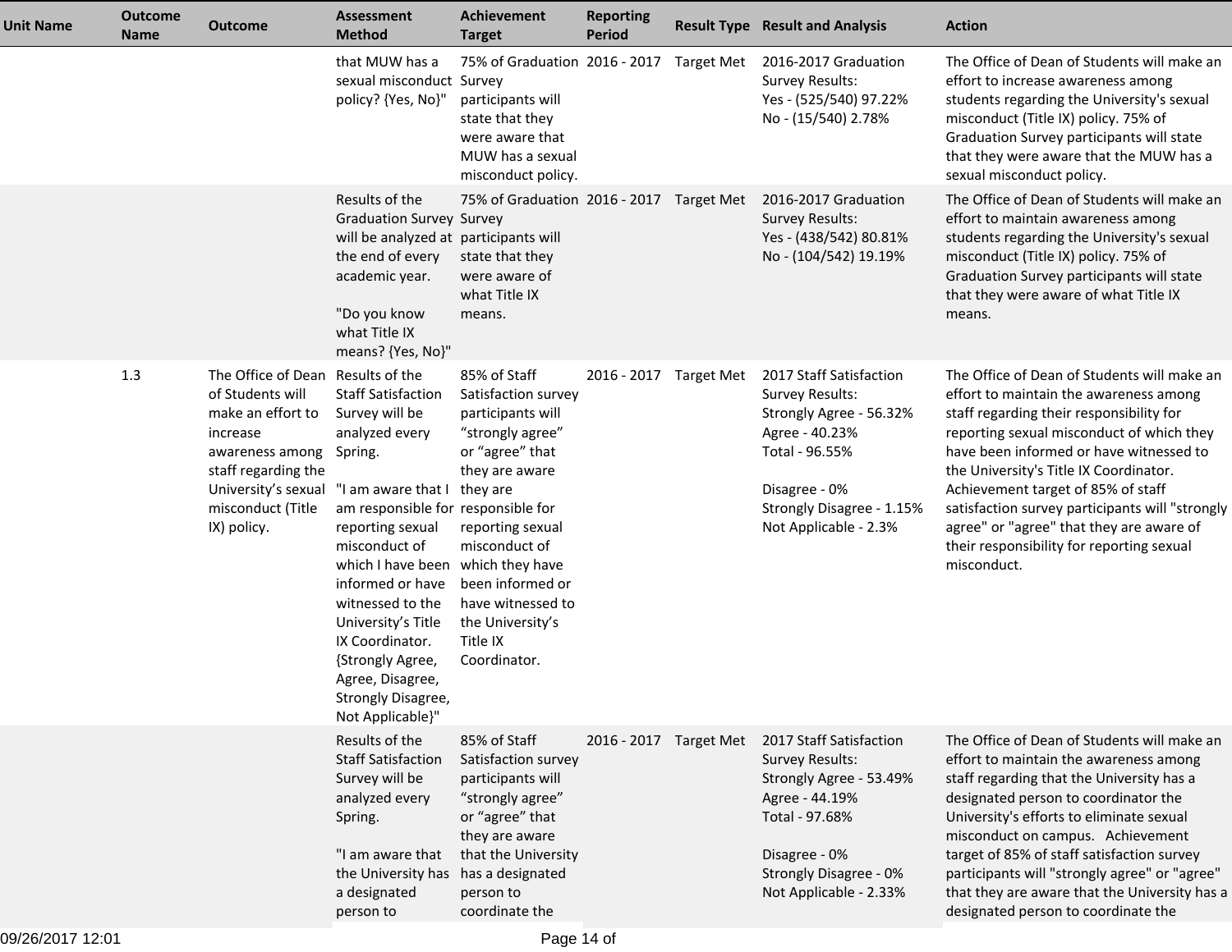| Unit Name | Outcome Name | Outcome | Assessment Method | Achievement Target | Reporting Period | Result Type | Result and Analysis | Action |
|---|---|---|---|---|---|---|---|---|
| | | | that MUW has a sexual misconduct policy? {Yes, No}" | 75% of Graduation Survey participants will state that they were aware that MUW has a sexual misconduct policy. | 2016 - 2017 | Target Met | 2016-2017 Graduation Survey Results:<br>Yes - (525/540) 97.22%<br>No - (15/540) 2.78% | The Office of Dean of Students will make an effort to increase awareness among students regarding the University's sexual misconduct (Title IX) policy. 75% of Graduation Survey participants will state that they were aware that the MUW has a sexual misconduct policy. |
| | | | Results of the Graduation Survey will be analyzed at the end of every academic year.<br><br>"Do you know what Title IX means? {Yes, No}" | 75% of Graduation Survey participants will state that they were aware of what Title IX means. | 2016 - 2017 | Target Met | 2016-2017 Graduation Survey Results:<br>Yes - (438/542) 80.81%<br>No - (104/542) 19.19% | The Office of Dean of Students will make an effort to maintain awareness among students regarding the University's sexual misconduct (Title IX) policy. 75% of Graduation Survey participants will state that they were aware of what Title IX means. |
| | 1.3 | The Office of Dean of Students will make an effort to increase awareness among staff regarding the University's sexual misconduct (Title IX) policy. | Results of the Staff Satisfaction Survey will be analyzed every Spring.<br><br>"I am aware that I am responsible for reporting sexual misconduct of which I have been informed or have witnessed to the University's Title IX Coordinator. {Strongly Agree, Agree, Disagree, Strongly Disagree, Not Applicable}" | 85% of Staff Satisfaction survey participants will "strongly agree" or "agree" that they are aware they are responsible for reporting sexual misconduct of which they have been informed or have witnessed to the University's Title IX Coordinator. | 2016 - 2017 | Target Met | 2017 Staff Satisfaction Survey Results:<br>Strongly Agree - 56.32%<br>Agree - 40.23%<br>Total - 96.55%<br><br>Disagree - 0%<br>Strongly Disagree - 1.15%<br>Not Applicable - 2.3% | The Office of Dean of Students will make an effort to maintain the awareness among staff regarding their responsibility for reporting sexual misconduct of which they have been informed or have witnessed to the University's Title IX Coordinator. Achievement target of 85% of staff satisfaction survey participants will "strongly agree" or "agree" that they are aware of their responsibility for reporting sexual misconduct. |
| | | | Results of the Staff Satisfaction Survey will be analyzed every Spring.<br><br>"I am aware that the University has a designated person to | 85% of Staff Satisfaction survey participants will "strongly agree" or "agree" that they are aware that the University has a designated person to coordinate the | 2016 - 2017 | Target Met | 2017 Staff Satisfaction Survey Results:<br>Strongly Agree - 53.49%<br>Agree - 44.19%<br>Total - 97.68%<br><br>Disagree - 0%<br>Strongly Disagree - 0%<br>Not Applicable - 2.33% | The Office of Dean of Students will make an effort to maintain the awareness among staff regarding that the University has a designated person to coordinator the University's efforts to eliminate sexual misconduct on campus. Achievement target of 85% of staff satisfaction survey participants will "strongly agree" or "agree" that they are aware that the University has a designated person to coordinate the |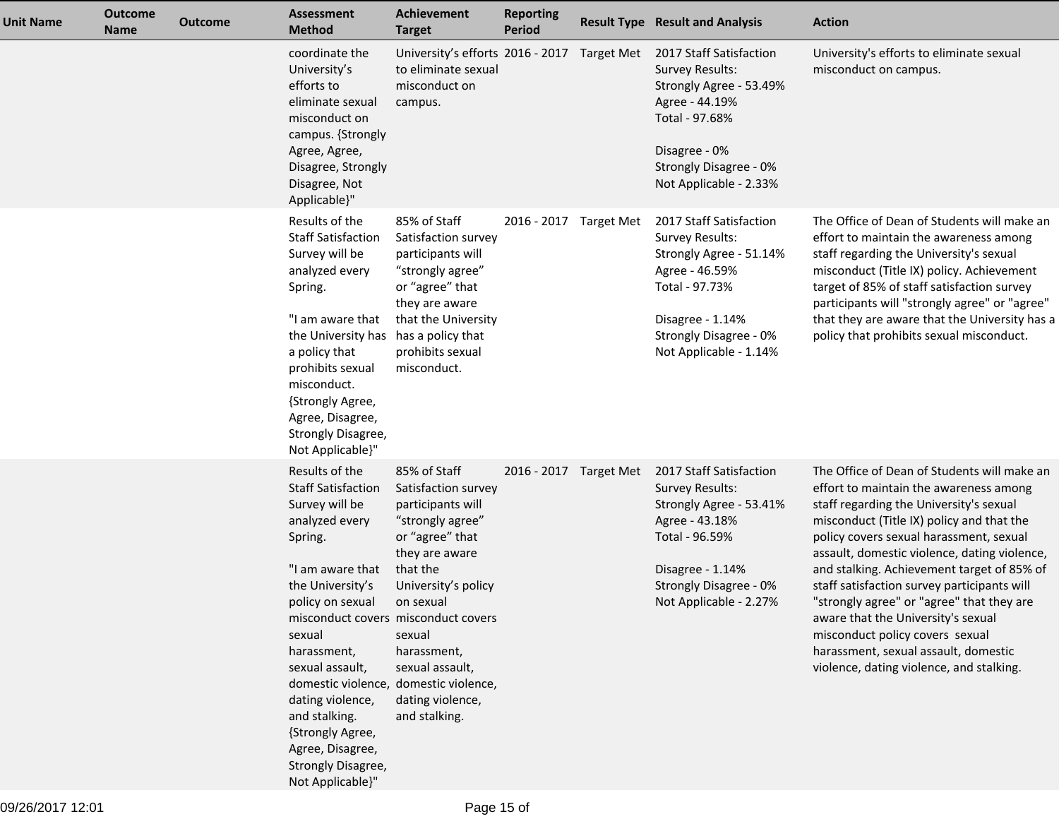| Unit Name | Outcome Name | Outcome | Assessment Method | Achievement Target | Reporting Period | Result Type | Result and Analysis | Action |
|---|---|---|---|---|---|---|---|---|
| | | | coordinate the University's efforts to eliminate sexual misconduct on campus. {Strongly Agree, Agree, Disagree, Strongly Disagree, Not Applicable}" | University's efforts to eliminate sexual misconduct on campus. | 2016 - 2017 | Target Met | 2017 Staff Satisfaction Survey Results:<br>Strongly Agree - 53.49%<br>Agree - 44.19%<br>Total - 97.68%<br><br>Disagree - 0%<br>Strongly Disagree - 0%<br>Not Applicable - 2.33% | University's efforts to eliminate sexual misconduct on campus. |
| | | | Results of the Staff Satisfaction Survey will be analyzed every Spring.<br><br>"I am aware that the University has a policy that prohibits sexual misconduct. {Strongly Agree, Agree, Disagree, Strongly Disagree, Not Applicable}" | 85% of Staff Satisfaction survey participants will "strongly agree" or "agree" that they are aware that the University has a policy that prohibits sexual misconduct. | 2016 - 2017 | Target Met | 2017 Staff Satisfaction Survey Results:<br>Strongly Agree - 51.14%<br>Agree - 46.59%<br>Total - 97.73%<br><br>Disagree - 1.14%<br>Strongly Disagree - 0%<br>Not Applicable - 1.14% | The Office of Dean of Students will make an effort to maintain the awareness among staff regarding the University's sexual misconduct (Title IX) policy. Achievement target of 85% of staff satisfaction survey participants will "strongly agree" or "agree" that they are aware that the University has a policy that prohibits sexual misconduct. |
| | | | Results of the Staff Satisfaction Survey will be analyzed every Spring.<br><br>"I am aware that the University's policy on sexual misconduct covers sexual harassment, sexual assault, domestic violence, dating violence, and stalking. {Strongly Agree, Agree, Disagree, Strongly Disagree, Not Applicable}" | 85% of Staff Satisfaction survey participants will "strongly agree" or "agree" that they are aware that the University's policy on sexual misconduct covers sexual harassment, sexual assault, domestic violence, dating violence, and stalking. | 2016 - 2017 | Target Met | 2017 Staff Satisfaction Survey Results:<br>Strongly Agree - 53.41%<br>Agree - 43.18%<br>Total - 96.59%<br><br>Disagree - 1.14%<br>Strongly Disagree - 0%<br>Not Applicable - 2.27% | The Office of Dean of Students will make an effort to maintain the awareness among staff regarding the University's sexual misconduct (Title IX) policy and that the policy covers sexual harassment, sexual assault, domestic violence, dating violence, and stalking. Achievement target of 85% of staff satisfaction survey participants will "strongly agree" or "agree" that they are aware that the University's sexual misconduct policy covers sexual harassment, sexual assault, domestic violence, dating violence, and stalking. |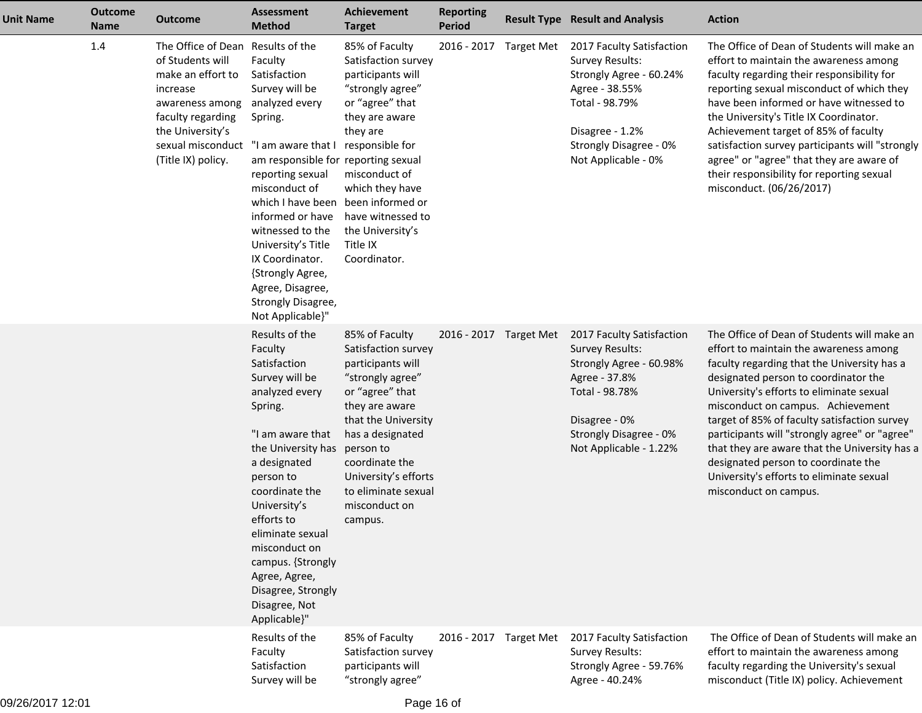| Unit Name | Outcome Name | Outcome | Assessment Method | Achievement Target | Reporting Period | Result Type | Result and Analysis | Action |
|---|---|---|---|---|---|---|---|---|
| | 1.4 | The Office of Dean of Students will make an effort to increase awareness among faculty regarding the University's sexual misconduct (Title IX) policy. | Results of the Faculty Satisfaction Survey will be analyzed every Spring.<br><br>"I am aware that I am responsible for reporting sexual misconduct of which I have been informed or have witnessed to the University's Title IX Coordinator. {Strongly Agree, Agree, Disagree, Strongly Disagree, Not Applicable}" | 85% of Faculty Satisfaction survey participants will "strongly agree" or "agree" that they are aware they are responsible for reporting sexual misconduct of which they have been informed or have witnessed to the University's Title IX Coordinator. | 2016 - 2017 | Target Met | 2017 Faculty Satisfaction Survey Results:<br>Strongly Agree - 60.24%<br>Agree - 38.55%<br>Total - 98.79%<br><br>Disagree - 1.2%<br>Strongly Disagree - 0%<br>Not Applicable - 0% | The Office of Dean of Students will make an effort to maintain the awareness among faculty regarding their responsibility for reporting sexual misconduct of which they have been informed or have witnessed to the University's Title IX Coordinator. Achievement target of 85% of faculty satisfaction survey participants will "strongly agree" or "agree" that they are aware of their responsibility for reporting sexual misconduct. (06/26/2017) |
| | | | Results of the Faculty Satisfaction Survey will be analyzed every Spring.<br><br>"I am aware that the University has a designated person to coordinate the University's efforts to eliminate sexual misconduct on campus. {Strongly Agree, Agree, Disagree, Strongly Disagree, Not Applicable}" | 85% of Faculty Satisfaction survey participants will "strongly agree" or "agree" that they are aware that the University has a designated person to coordinate the University's efforts to eliminate sexual misconduct on campus. | 2016 - 2017 | Target Met | 2017 Faculty Satisfaction Survey Results:<br>Strongly Agree - 60.98%<br>Agree - 37.8%<br>Total - 98.78%<br><br>Disagree - 0%<br>Strongly Disagree - 0%<br>Not Applicable - 1.22% | The Office of Dean of Students will make an effort to maintain the awareness among faculty regarding that the University has a designated person to coordinator the University's efforts to eliminate sexual misconduct on campus. Achievement target of 85% of faculty satisfaction survey participants will "strongly agree" or "agree" that they are aware that the University has a designated person to coordinate the University's efforts to eliminate sexual misconduct on campus. |
| | | | Results of the Faculty Satisfaction Survey will be | 85% of Faculty Satisfaction survey participants will "strongly agree" | 2016 - 2017 | Target Met | 2017 Faculty Satisfaction Survey Results:<br>Strongly Agree - 59.76%<br>Agree - 40.24% | The Office of Dean of Students will make an effort to maintain the awareness among faculty regarding the University's sexual misconduct (Title IX) policy. Achievement |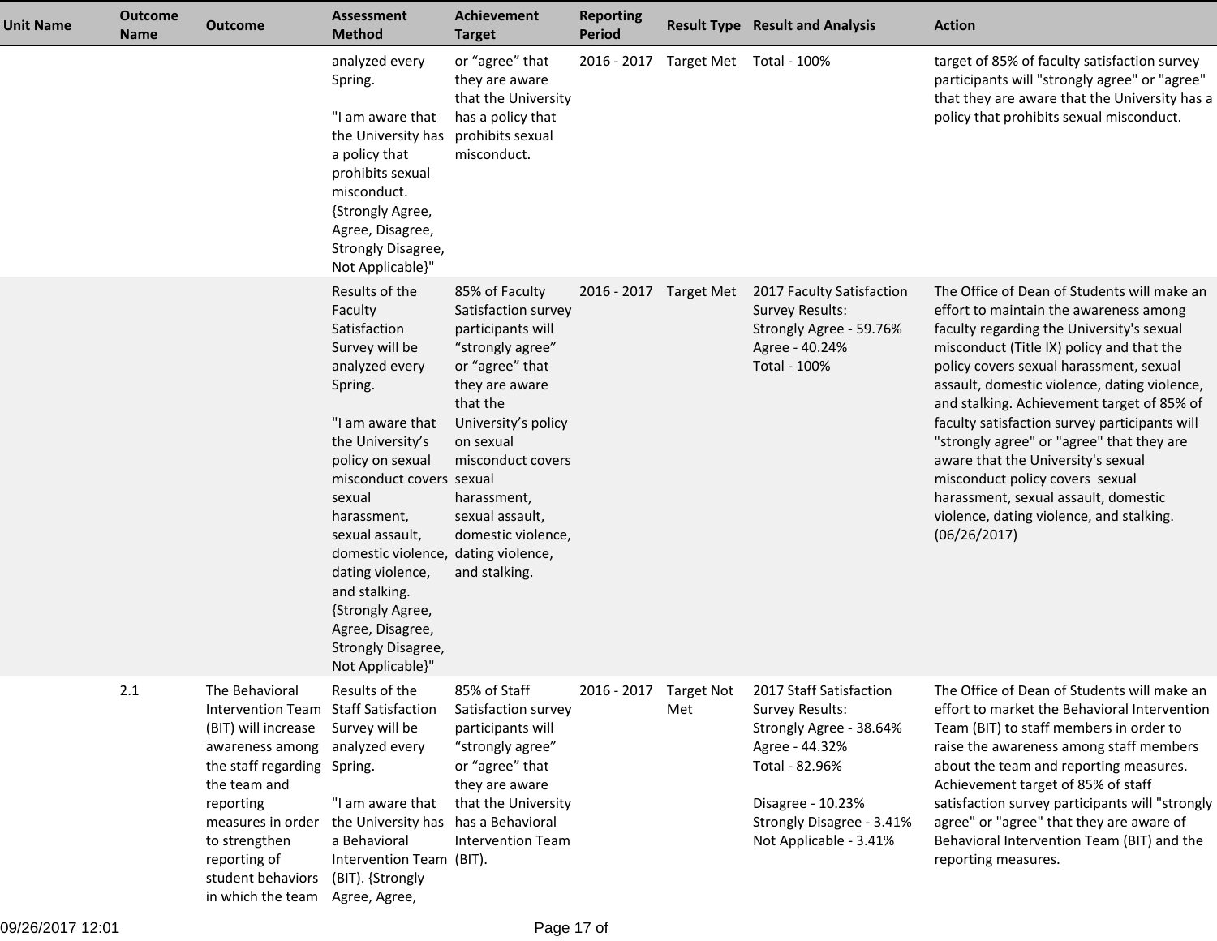| Unit Name | Outcome Name | Outcome | Assessment Method | Achievement Target | Reporting Period | Result Type | Result and Analysis | Action |
|---|---|---|---|---|---|---|---|---|
| | | | analyzed every Spring.<br><br>"I am aware that the University has a policy that prohibits sexual misconduct. {Strongly Agree, Agree, Disagree, Strongly Disagree, Not Applicable}" | or "agree" that they are aware that the University has a policy that prohibits sexual misconduct. | 2016 - 2017 | Target Met | Total - 100% | target of 85% of faculty satisfaction survey participants will "strongly agree" or "agree" that they are aware that the University has a policy that prohibits sexual misconduct. |
| | | | Results of the Faculty Satisfaction Survey will be analyzed every Spring.<br><br>"I am aware that the University's policy on sexual misconduct covers sexual harassment, sexual assault, domestic violence, dating violence, and stalking. {Strongly Agree, Agree, Disagree, Strongly Disagree, Not Applicable}" | 85% of Faculty Satisfaction survey participants will "strongly agree" or "agree" that they are aware that the University's policy on sexual misconduct covers sexual harassment, sexual assault, domestic violence, dating violence, and stalking. | 2016 - 2017 | Target Met | 2017 Faculty Satisfaction Survey Results:<br>Strongly Agree - 59.76%<br>Agree - 40.24%<br>Total - 100% | The Office of Dean of Students will make an effort to maintain the awareness among faculty regarding the University's sexual misconduct (Title IX) policy and that the policy covers sexual harassment, sexual assault, domestic violence, dating violence, and stalking. Achievement target of 85% of faculty satisfaction survey participants will "strongly agree" or "agree" that they are aware that the University's sexual misconduct policy covers sexual harassment, sexual assault, domestic violence, dating violence, and stalking. (06/26/2017) |
| | 2.1 | The Behavioral Intervention Team (BIT) will increase awareness among the staff regarding the team and reporting measures in order to strengthen reporting of student behaviors in which the team | Results of the Staff Satisfaction Survey will be analyzed every Spring.<br><br>"I am aware that the University has a Behavioral Intervention Team (BIT). {Strongly Agree, Agree, | 85% of Staff Satisfaction survey participants will "strongly agree" or "agree" that they are aware that the University has a Behavioral Intervention Team (BIT). | 2016 - 2017 | Target Not Met | 2017 Staff Satisfaction Survey Results:<br>Strongly Agree - 38.64%<br>Agree - 44.32%<br>Total - 82.96%<br><br>Disagree - 10.23%<br>Strongly Disagree - 3.41%<br>Not Applicable - 3.41% | The Office of Dean of Students will make an effort to market the Behavioral Intervention Team (BIT) to staff members in order to raise the awareness among staff members about the team and reporting measures. Achievement target of 85% of staff satisfaction survey participants will "strongly agree" or "agree" that they are aware of Behavioral Intervention Team (BIT) and the reporting measures. |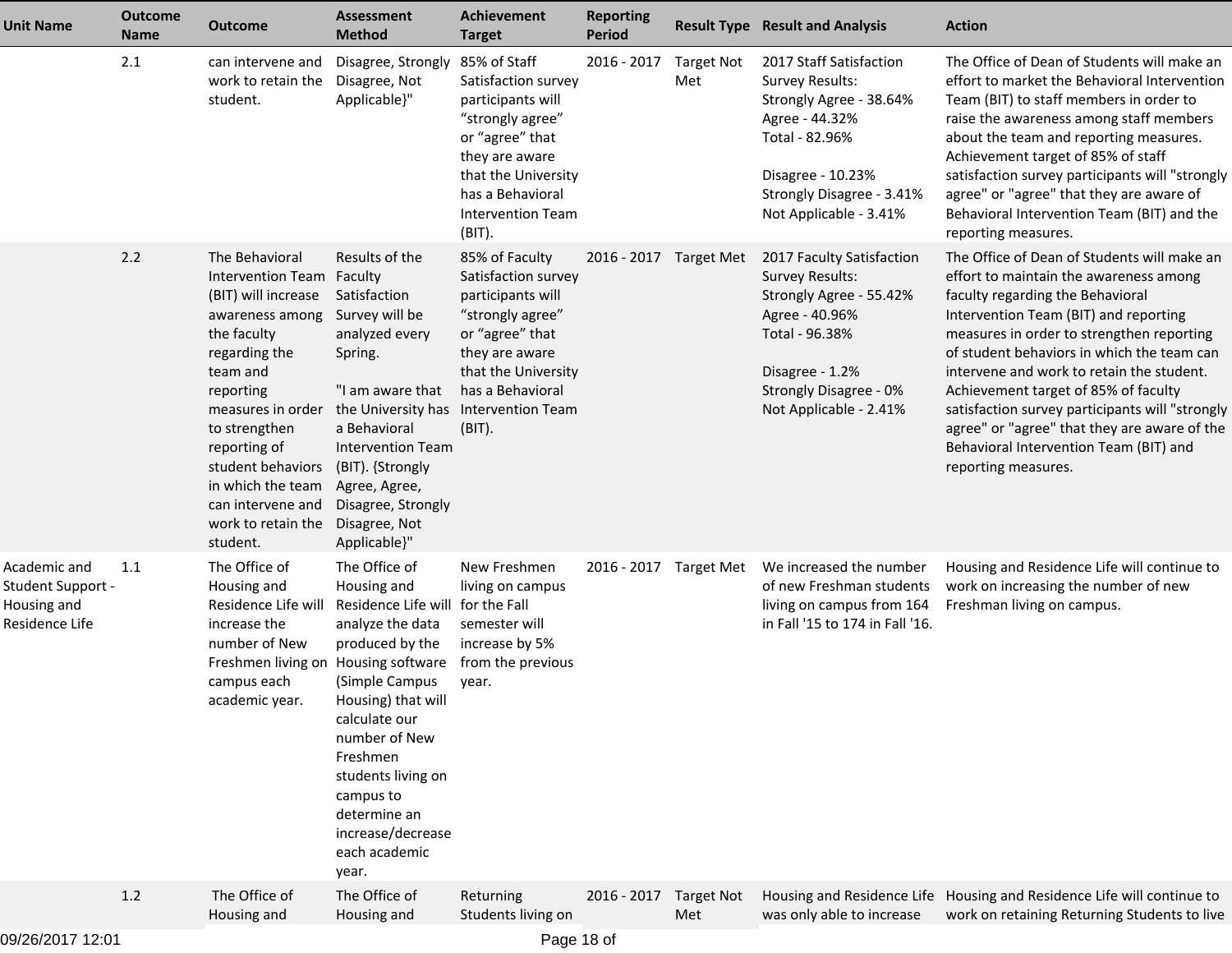| Unit Name | Outcome Name | Outcome | Assessment Method | Achievement Target | Reporting Period | Result Type | Result and Analysis | Action |
|---|---|---|---|---|---|---|---|---|
| | 2.1 | can intervene and work to retain the student. | Disagree, Strongly Disagree, Not Applicable}" | 85% of Staff Satisfaction survey participants will “strongly agree” or “agree” that they are aware that the University has a Behavioral Intervention Team (BIT). | 2016 - 2017 | Target Not Met | 2017 Staff Satisfaction Survey Results:<br>Strongly Agree - 38.64%<br>Agree - 44.32%<br>Total - 82.96%<br><br>Disagree - 10.23%<br>Strongly Disagree - 3.41%<br>Not Applicable - 3.41% | The Office of Dean of Students will make an effort to market the Behavioral Intervention Team (BIT) to staff members in order to raise the awareness among staff members about the team and reporting measures. Achievement target of 85% of staff satisfaction survey participants will "strongly agree" or "agree" that they are aware of Behavioral Intervention Team (BIT) and the reporting measures. |
| | 2.2 | The Behavioral Intervention Team (BIT) will increase awareness among the faculty regarding the team and reporting measures in order to strengthen reporting of student behaviors in which the team can intervene and work to retain the student. | Results of the Faculty Satisfaction Survey will be analyzed every Spring.<br><br>"I am aware that the University has a Behavioral Intervention Team (BIT). {Strongly Agree, Agree, Disagree, Strongly Disagree, Not Applicable}" | 85% of Faculty Satisfaction survey participants will “strongly agree” or “agree” that they are aware that the University has a Behavioral Intervention Team (BIT). | 2016 - 2017 | Target Met | 2017 Faculty Satisfaction Survey Results:<br>Strongly Agree - 55.42%<br>Agree - 40.96%<br>Total - 96.38%<br><br>Disagree - 1.2%<br>Strongly Disagree - 0%<br>Not Applicable - 2.41% | The Office of Dean of Students will make an effort to maintain the awareness among faculty regarding the Behavioral Intervention Team (BIT) and reporting measures in order to strengthen reporting of student behaviors in which the team can intervene and work to retain the student. Achievement target of 85% of faculty satisfaction survey participants will "strongly agree" or "agree" that they are aware of the Behavioral Intervention Team (BIT) and reporting measures. |
| Academic and Student Support - Housing and Residence Life | 1.1 | The Office of Housing and Residence Life will increase the number of New Freshmen living on campus each academic year. | The Office of Housing and Residence Life will analyze the data produced by the Housing software (Simple Campus Housing) that will calculate our number of New Freshmen students living on campus to determine an increase/decrease each academic year. | New Freshmen living on campus for the Fall semester will increase by 5% from the previous year. | 2016 - 2017 | Target Met | We increased the number of new Freshman students living on campus from 164 in Fall '15 to 174 in Fall '16. | Housing and Residence Life will continue to work on increasing the number of new Freshman living on campus. |
| | 1.2 | The Office of Housing and | The Office of Housing and | Returning Students living on | 2016 - 2017 | Target Not Met | Housing and Residence Life was only able to increase | Housing and Residence Life will continue to work on retaining Returning Students to live |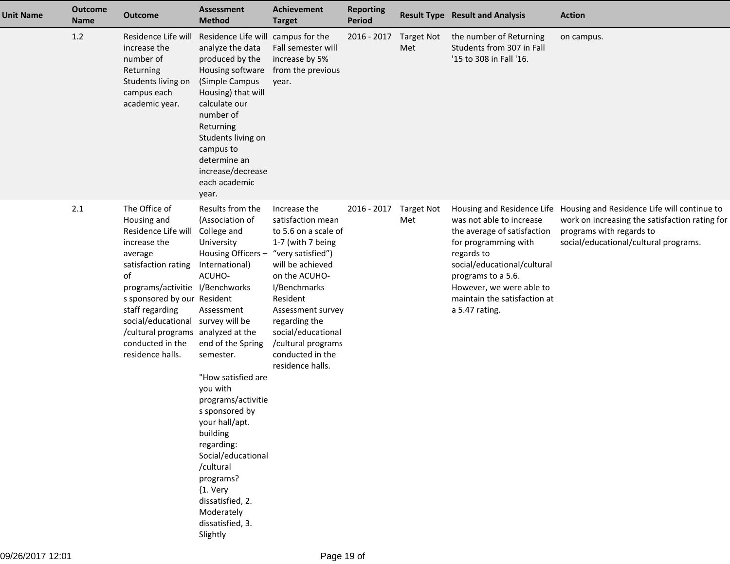| Unit Name | Outcome Name | Outcome | Assessment Method | Achievement Target | Reporting Period | Result Type | Result and Analysis | Action |
|---|---|---|---|---|---|---|---|---|
| | 1.2 | Residence Life will increase the number of Returning Students living on campus each academic year. | Residence Life will analyze the data produced by the Housing software (Simple Campus Housing) that will calculate our number of Returning Students living on campus to determine an increase/decrease each academic year. | campus for the Fall semester will increase by 5% from the previous year. | 2016 - 2017 | Target Not Met | the number of Returning Students from 307 in Fall '15 to 308 in Fall '16. | on campus. |
| | 2.1 | The Office of Housing and Residence Life will increase the average satisfaction rating of programs/activities sponsored by our staff regarding social/educational/cultural programs conducted in the residence halls. | Results from the (Association of College and University Housing Officers – International) ACUHO-I/Benchworks Resident Assessment survey will be analyzed at the end of the Spring semester.<br><br>"How satisfied are you with programs/activities sponsored by your hall/apt. building regarding: Social/educational/cultural programs? {1. Very dissatisfied, 2. Moderately dissatisfied, 3. Slightly | Increase the satisfaction mean to 5.6 on a scale of 1-7 (with 7 being "very satisfied") will be achieved on the ACUHO-I/Benchmarks Resident Assessment survey regarding the social/educational/cultural programs conducted in the residence halls. | 2016 - 2017 | Target Not Met | Housing and Residence Life was not able to increase the average of satisfaction for programming with regards to social/educational/cultural programs to a 5.6. However, we were able to maintain the satisfaction at a 5.47 rating. | Housing and Residence Life will continue to work on increasing the satisfaction rating for programs with regards to social/educational/cultural programs. |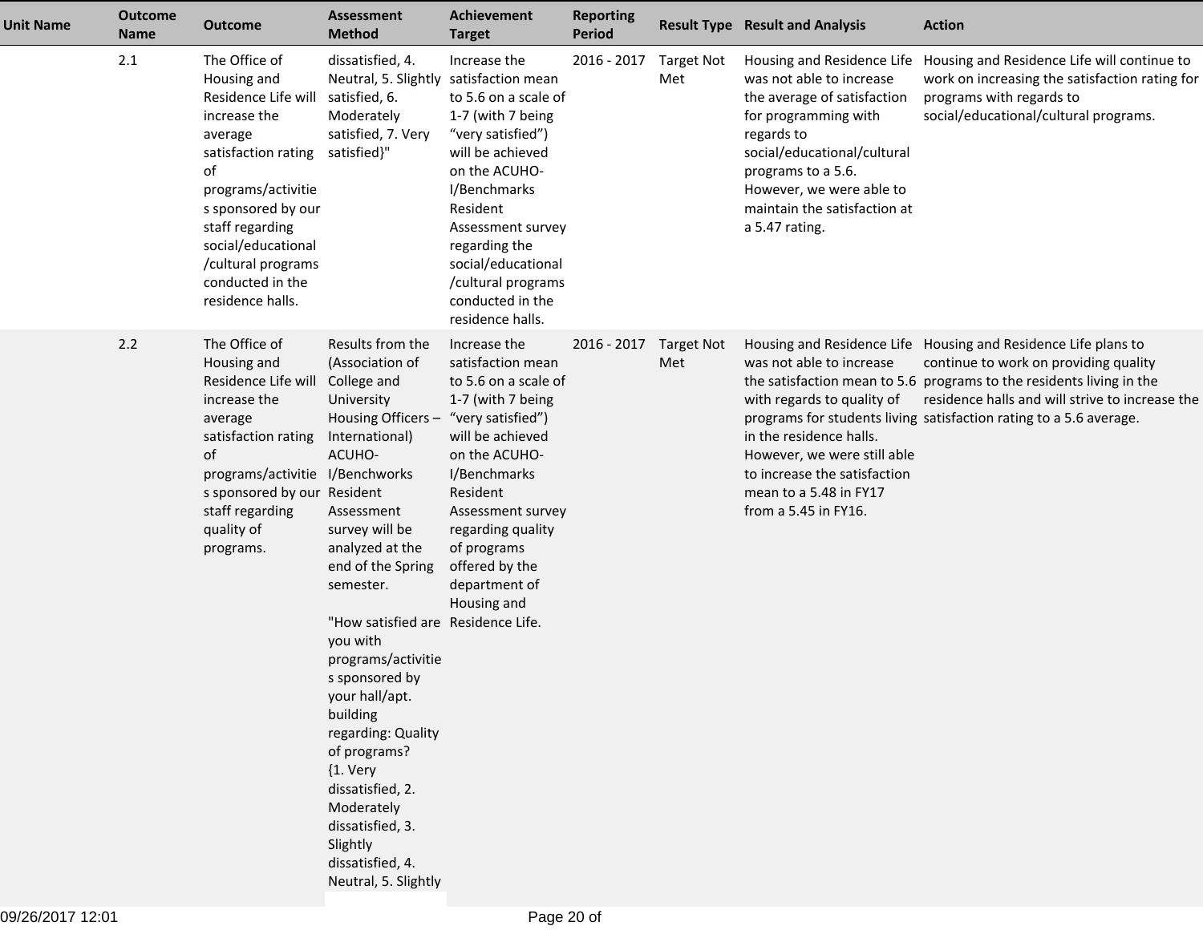| Unit Name | Outcome Name | Outcome | Assessment Method | Achievement Target | Reporting Period | Result Type | Result and Analysis | Action |
|---|---|---|---|---|---|---|---|---|
| | 2.1 | The Office of Housing and Residence Life will increase the average satisfaction rating of programs/activities sponsored by our staff regarding social/educational/cultural programs conducted in the residence halls. | dissatisfied, 4. Neutral, 5. Slightly satisfied, 6. Moderately satisfied, 7. Very satisfied}" | Increase the satisfaction mean to 5.6 on a scale of 1-7 (with 7 being "very satisfied") will be achieved on the ACUHO-I/Benchmarks Resident Assessment survey regarding the social/educational/cultural programs conducted in the residence halls. | 2016 - 2017 | Target Not Met | Housing and Residence Life was not able to increase the average of satisfaction for programming with regards to social/educational/cultural programs to a 5.6. However, we were able to maintain the satisfaction at a 5.47 rating. | Housing and Residence Life will continue to work on increasing the satisfaction rating for programs with regards to social/educational/cultural programs. |
| | 2.2 | The Office of Housing and Residence Life will increase the average satisfaction rating of programs/activities sponsored by our staff regarding quality of programs. | Results from the (Association of College and University Housing Officers – International) ACUHO-I/Benchworks Resident Assessment survey will be analyzed at the end of the Spring semester.<br><br>"How satisfied are you with programs/activities sponsored by your hall/apt. building regarding: Quality of programs? {1. Very dissatisfied, 2. Moderately dissatisfied, 3. Slightly dissatisfied, 4. Neutral, 5. Slightly | Increase the satisfaction mean to 5.6 on a scale of 1-7 (with 7 being "very satisfied") will be achieved on the ACUHO-I/Benchmarks Resident Assessment survey regarding quality of programs offered by the department of Housing and Residence Life. | 2016 - 2017 | Target Not Met | Housing and Residence Life was not able to increase the satisfaction mean to 5.6 with regards to quality of programs for students living in the residence halls. However, we were still able to increase the satisfaction mean to a 5.48 in FY17 from a 5.45 in FY16. | Housing and Residence Life plans to continue to work on providing quality programs to the residents living in the residence halls and will strive to increase the satisfaction rating to a 5.6 average. |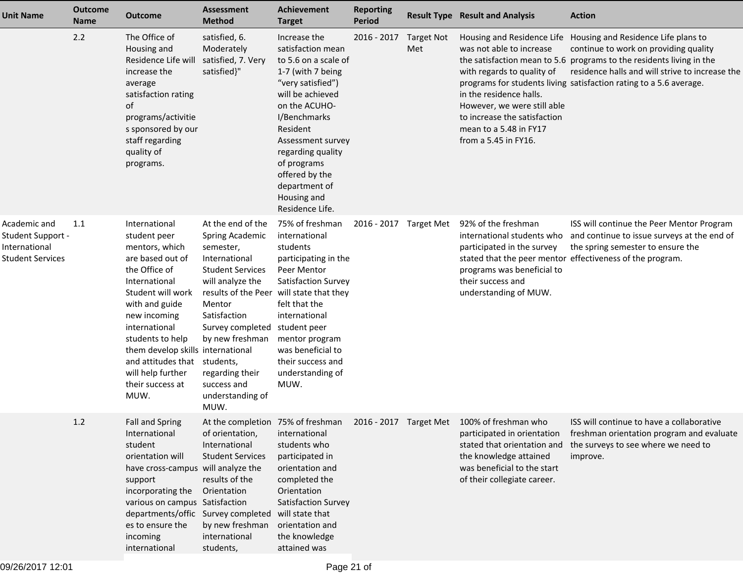| Unit Name | Outcome Name | Outcome | Assessment Method | Achievement Target | Reporting Period | Result Type | Result and Analysis | Action |
|---|---|---|---|---|---|---|---|---|
| | 2.2 | The Office of Housing and Residence Life will increase the average satisfaction rating of programs/activities sponsored by our staff regarding quality of programs. | satisfied, 6. Moderately satisfied, 7. Very satisfied}" | Increase the satisfaction mean to 5.6 on a scale of 1-7 (with 7 being "very satisfied") will be achieved on the ACUHO-I/Benchmarks Resident Assessment survey regarding quality of programs offered by the department of Housing and Residence Life. | 2016 - 2017 | Target Not Met | Housing and Residence Life was not able to increase the satisfaction mean to 5.6 with regards to quality of programs for students living in the residence halls. However, we were still able to increase the satisfaction mean to a 5.48 in FY17 from a 5.45 in FY16. | Housing and Residence Life plans to continue to work on providing quality programs to the residents living in the residence halls and will strive to increase the satisfaction rating to a 5.6 average. |
| Academic and Student Support - International Student Services | 1.1 | International student peer mentors, which are based out of the Office of International Student will work with and guide new incoming international students to help them develop skills and attitudes that will help further their success at MUW. | At the end of the Spring Academic semester, International Student Services will analyze the results of the Peer Mentor Satisfaction Survey completed by new freshman international students, regarding their success and understanding of MUW. | 75% of freshman international students participating in the Peer Mentor Satisfaction Survey will state that they felt that the international student peer mentor program was beneficial to their success and understanding of MUW. | 2016 - 2017 | Target Met | 92% of the freshman international students who participated in the survey stated that the peer mentor programs was beneficial to their success and understanding of MUW. | ISS will continue the Peer Mentor Program and continue to issue surveys at the end of the spring semester to ensure the effectiveness of the program. |
| | 1.2 | Fall and Spring International student orientation will have cross-campus support incorporating the various on campus departments/offices to ensure the incoming international | At the completion of orientation, International Student Services will analyze the results of the Orientation Satisfaction Survey completed by new freshman international students, | 75% of freshman international students who participated in orientation and completed the Orientation Satisfaction Survey will state that orientation and the knowledge attained was | 2016 - 2017 | Target Met | 100% of freshman who participated in orientation stated that orientation and the knowledge attained was beneficial to the start of their collegiate career. | ISS will continue to have a collaborative freshman orientation program and evaluate the surveys to see where we need to improve. |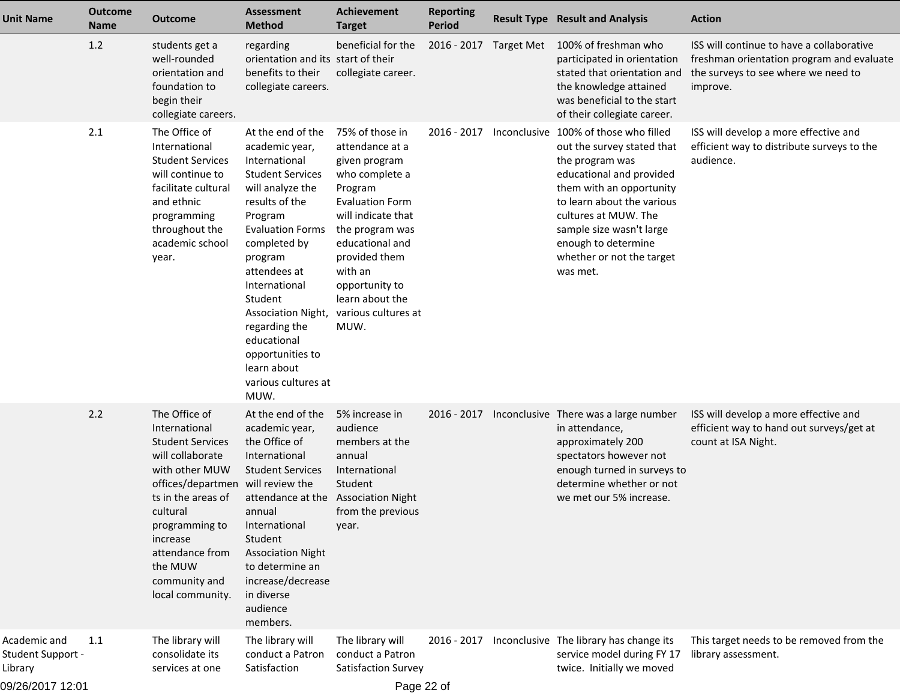| Unit Name | Outcome Name | Outcome | Assessment Method | Achievement Target | Reporting Period | Result Type | Result and Analysis | Action |
|---|---|---|---|---|---|---|---|---|
| | 1.2 | students get a well-rounded orientation and foundation to begin their collegiate careers. | regarding orientation and its benefits to their collegiate careers. | beneficial for the start of their collegiate career. | 2016 - 2017 | Target Met | 100% of freshman who participated in orientation stated that orientation and the knowledge attained was beneficial to the start of their collegiate career. | ISS will continue to have a collaborative freshman orientation program and evaluate the surveys to see where we need to improve. |
| | 2.1 | The Office of International Student Services will continue to facilitate cultural and ethnic programming throughout the academic school year. | At the end of the academic year, International Student Services will analyze the results of the Program Evaluation Forms completed by program attendees at International Student Association Night, regarding the educational opportunities to learn about various cultures at MUW. | 75% of those in attendance at a given program who complete a Program Evaluation Form will indicate that the program was educational and provided them with an opportunity to learn about the various cultures at MUW. | 2016 - 2017 | Inconclusive | 100% of those who filled out the survey stated that the program was educational and provided them with an opportunity to learn about the various cultures at MUW. The sample size wasn't large enough to determine whether or not the target was met. | ISS will develop a more effective and efficient way to distribute surveys to the audience. |
| | 2.2 | The Office of International Student Services will collaborate with other MUW offices/departments in the areas of cultural programming to increase attendance from the MUW community and local community. | At the end of the academic year, the Office of International Student Services will review the attendance at the annual International Student Association Night to determine an increase/decrease in diverse audience members. | 5% increase in audience members at the annual International Student Association Night from the previous year. | 2016 - 2017 | Inconclusive | There was a large number in attendance, approximately 200 spectators however not enough turned in surveys to determine whether or not we met our 5% increase. | ISS will develop a more effective and efficient way to hand out surveys/get at count at ISA Night. |
| Academic and Student Support - Library | 1.1 | The library will consolidate its services at one | The library will conduct a Patron Satisfaction | The library will conduct a Patron Satisfaction Survey | 2016 - 2017 | Inconclusive | The library has change its service model during FY 17 twice. Initially we moved | This target needs to be removed from the library assessment. |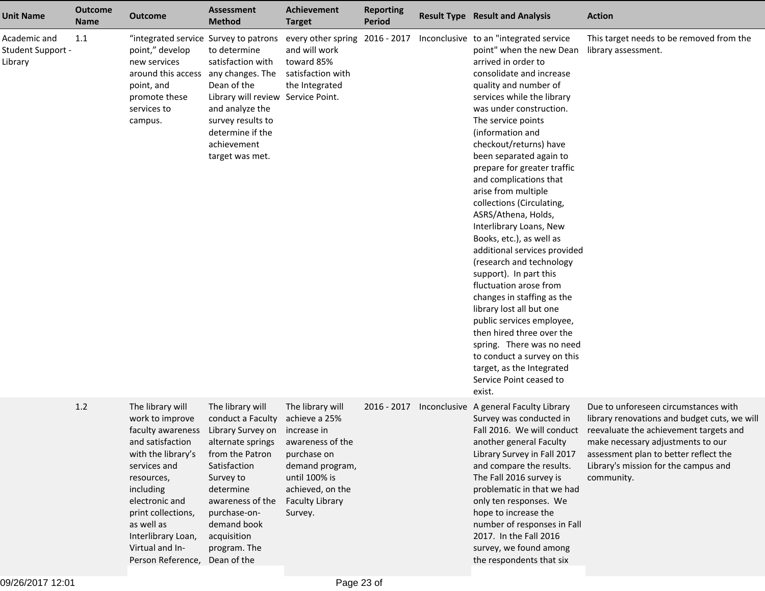| Unit Name | Outcome Name | Outcome | Assessment Method | Achievement Target | Reporting Period | Result Type | Result and Analysis | Action |
|---|---|---|---|---|---|---|---|---|
| Academic and Student Support - Library | 1.1 | "integrated service point," develop new services around this access point, and promote these services to campus. | Survey to patrons to determine satisfaction with any changes. The Dean of the Library will review and analyze the survey results to determine if the achievement target was met. | every other spring and will work toward 85% satisfaction with the Integrated Service Point. | 2016 - 2017 | Inconclusive | to an "integrated service point" when the new Dean arrived in order to consolidate and increase quality and number of services while the library was under construction. The service points (information and checkout/returns) have been separated again to prepare for greater traffic and complications that arise from multiple collections (Circulating, ASRS/Athena, Holds, Interlibrary Loans, New Books, etc.), as well as additional services provided (research and technology support). In part this fluctuation arose from changes in staffing as the library lost all but one public services employee, then hired three over the spring. There was no need to conduct a survey on this target, as the Integrated Service Point ceased to exist. | This target needs to be removed from the library assessment. |
| | 1.2 | The library will work to improve faculty awareness and satisfaction with the library's services and resources, including electronic and print collections, as well as Interlibrary Loan, Virtual and In-Person Reference, | The library will conduct a Faculty Library Survey on alternate springs from the Patron Satisfaction Survey to determine awareness of the purchase-on-demand book acquisition program. The Dean of the | The library will achieve a 25% increase in awareness of the purchase on demand program, until 100% is achieved, on the Faculty Library Survey. | 2016 - 2017 | Inconclusive | A general Faculty Library Survey was conducted in Fall 2016. We will conduct another general Faculty Library Survey in Fall 2017 and compare the results. The Fall 2016 survey is problematic in that we had only ten responses. We hope to increase the number of responses in Fall 2017. In the Fall 2016 survey, we found among the respondents that six | Due to unforeseen circumstances with library renovations and budget cuts, we will reevaluate the achievement targets and make necessary adjustments to our assessment plan to better reflect the Library's mission for the campus and community. |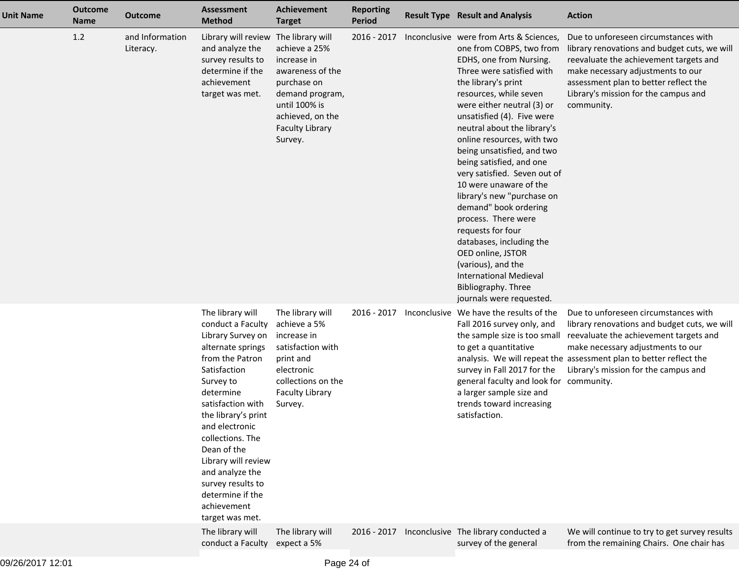| Unit Name | Outcome Name | Outcome | Assessment Method | Achievement Target | Reporting Period | Result Type | Result and Analysis | Action |
|---|---|---|---|---|---|---|---|---|
| | 1.2 | and Information Literacy. | Library will review and analyze the survey results to determine if the achievement target was met. | The library will achieve a 25% increase in awareness of the purchase on demand program, until 100% is achieved, on the Faculty Library Survey. | 2016 - 2017 | Inconclusive | were from Arts & Sciences, one from COBPS, two from EDHS, one from Nursing. Three were satisfied with the library's print resources, while seven were either neutral (3) or unsatisfied (4). Five were neutral about the library's online resources, with two being unsatisfied, and two being satisfied, and one very satisfied. Seven out of 10 were unaware of the library's new "purchase on demand" book ordering process. There were requests for four databases, including the OED online, JSTOR (various), and the International Medieval Bibliography. Three journals were requested. | Due to unforeseen circumstances with library renovations and budget cuts, we will reevaluate the achievement targets and make necessary adjustments to our assessment plan to better reflect the Library's mission for the campus and community. |
| | | | The library will conduct a Faculty Library Survey on alternate springs from the Patron Satisfaction Survey to determine satisfaction with the library's print and electronic collections. The Dean of the Library will review and analyze the survey results to determine if the achievement target was met. | The library will achieve a 5% increase in satisfaction with print and electronic collections on the Faculty Library Survey. | 2016 - 2017 | Inconclusive | We have the results of the Fall 2016 survey only, and the sample size is too small to get a quantitative analysis. We will repeat the survey in Fall 2017 for the general faculty and look for a larger sample size and trends toward increasing satisfaction. | Due to unforeseen circumstances with library renovations and budget cuts, we will reevaluate the achievement targets and make necessary adjustments to our assessment plan to better reflect the Library's mission for the campus and community. |
| | | | The library will conduct a Faculty | The library will expect a 5% | 2016 - 2017 | Inconclusive | The library conducted a survey of the general | We will continue to try to get survey results from the remaining Chairs. One chair has |

09/26/2017 12:01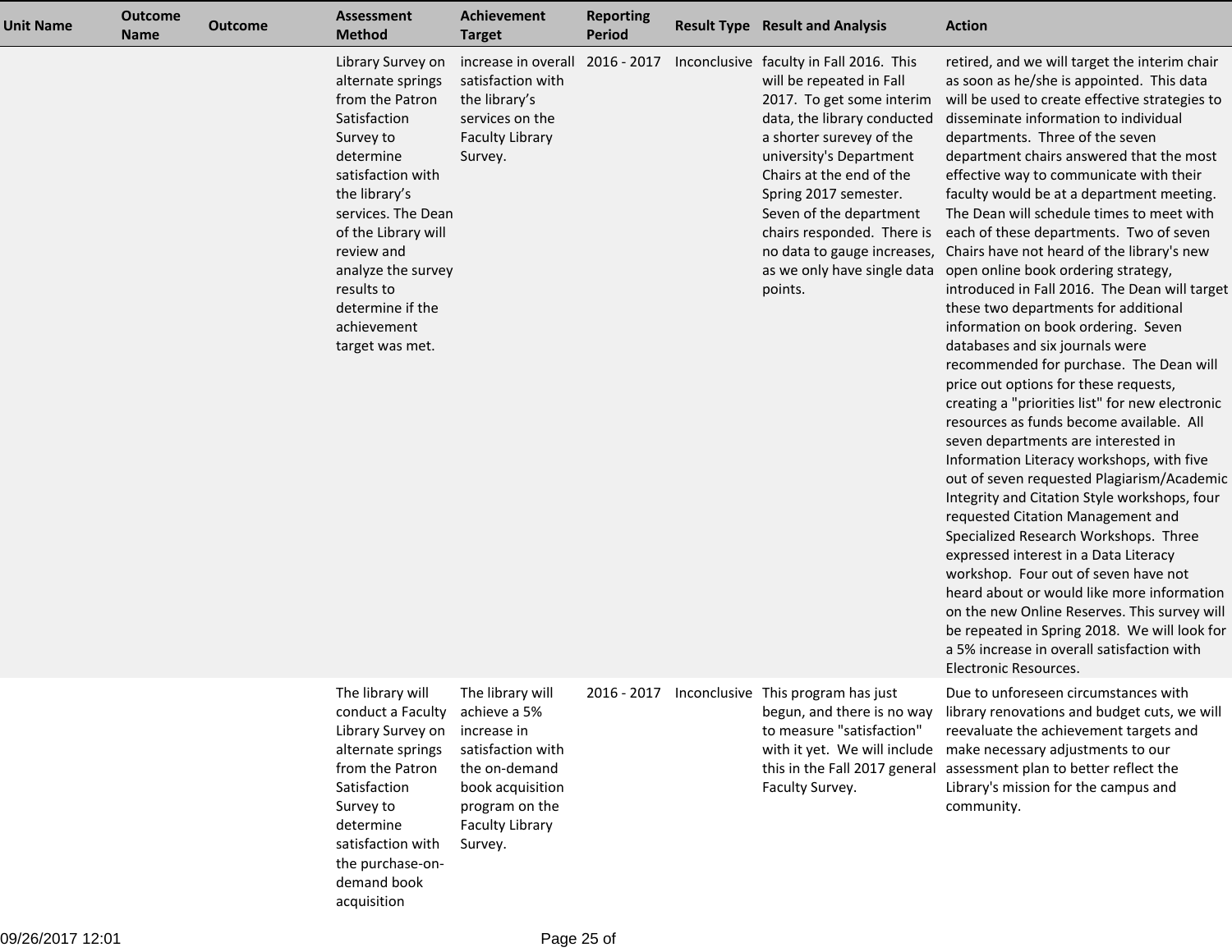| Unit Name | Outcome Name | Outcome | Assessment Method | Achievement Target | Reporting Period | Result Type | Result and Analysis | Action |
|---|---|---|---|---|---|---|---|---|
| | | | Library Survey on alternate springs from the Patron Satisfaction Survey to determine satisfaction with the library's services. The Dean of the Library will review and analyze the survey results to determine if the achievement target was met. | increase in overall satisfaction with the library's services on the Faculty Library Survey. | 2016 - 2017 | Inconclusive | faculty in Fall 2016. This will be repeated in Fall 2017. To get some interim data, the library conducted a shorter surevey of the university's Department Chairs at the end of the Spring 2017 semester. Seven of the department chairs responded. There is no data to gauge increases, as we only have single data points. | retired, and we will target the interim chair as soon as he/she is appointed. This data will be used to create effective strategies to disseminate information to individual departments. Three of the seven department chairs answered that the most effective way to communicate with their faculty would be at a department meeting. The Dean will schedule times to meet with each of these departments. Two of seven Chairs have not heard of the library's new open online book ordering strategy, introduced in Fall 2016. The Dean will target these two departments for additional information on book ordering. Seven databases and six journals were recommended for purchase. The Dean will price out options for these requests, creating a "priorities list" for new electronic resources as funds become available. All seven departments are interested in Information Literacy workshops, with five out of seven requested Plagiarism/Academic Integrity and Citation Style workshops, four requested Citation Management and Specialized Research Workshops. Three expressed interest in a Data Literacy workshop. Four out of seven have not heard about or would like more information on the new Online Reserves. This survey will be repeated in Spring 2018. We will look for a 5% increase in overall satisfaction with Electronic Resources. |
| | | | The library will conduct a Faculty Library Survey on alternate springs from the Patron Satisfaction Survey to determine satisfaction with the purchase-on-demand book acquisition | The library will achieve a 5% increase in satisfaction with the on-demand book acquisition program on the Faculty Library Survey. | 2016 - 2017 | Inconclusive | This program has just begun, and there is no way to measure "satisfaction" with it yet. We will include this in the Fall 2017 general Faculty Survey. | Due to unforeseen circumstances with library renovations and budget cuts, we will reevaluate the achievement targets and make necessary adjustments to our assessment plan to better reflect the Library's mission for the campus and community. |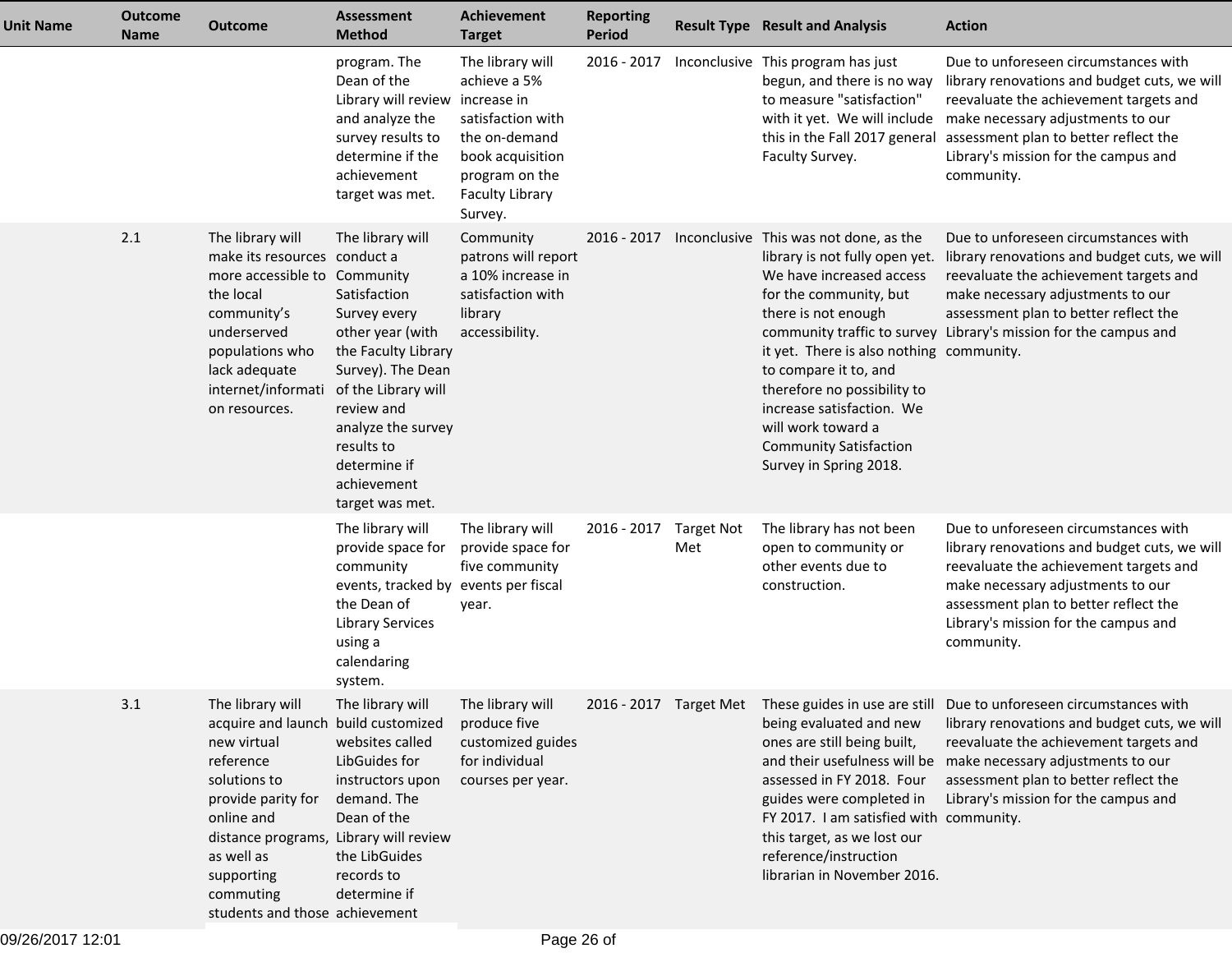| Unit Name | Outcome Name | Outcome | Assessment Method | Achievement Target | Reporting Period | Result Type | Result and Analysis | Action |
|---|---|---|---|---|---|---|---|---|
| | | | program. The Dean of the Library will review and analyze the survey results to determine if the achievement target was met. | The library will achieve a 5% increase in satisfaction with the on-demand book acquisition program on the Faculty Library Survey. | 2016 - 2017 | Inconclusive | This program has just begun, and there is no way to measure "satisfaction" with it yet. We will include this in the Fall 2017 general Faculty Survey. | Due to unforeseen circumstances with library renovations and budget cuts, we will reevaluate the achievement targets and make necessary adjustments to our assessment plan to better reflect the Library's mission for the campus and community. |
| | 2.1 | The library will make its resources more accessible to the local community's underserved populations who lack adequate internet/information resources. | The library will conduct a Community Satisfaction Survey every other year (with the Faculty Library Survey). The Dean of the Library will review and analyze the survey results to determine if achievement target was met. | Community patrons will report a 10% increase in satisfaction with library accessibility. | 2016 - 2017 | Inconclusive | This was not done, as the library is not fully open yet. We have increased access for the community, but there is not enough community traffic to survey it yet. There is also nothing to compare it to, and therefore no possibility to increase satisfaction. We will work toward a Community Satisfaction Survey in Spring 2018. | Due to unforeseen circumstances with library renovations and budget cuts, we will reevaluate the achievement targets and make necessary adjustments to our assessment plan to better reflect the Library's mission for the campus and community. |
| | | | The library will provide space for community events, tracked by the Dean of Library Services using a calendaring system. | The library will provide space for five community events per fiscal year. | 2016 - 2017 | Target Not Met | The library has not been open to community or other events due to construction. | Due to unforeseen circumstances with library renovations and budget cuts, we will reevaluate the achievement targets and make necessary adjustments to our assessment plan to better reflect the Library's mission for the campus and community. |
| | 3.1 | The library will acquire and launch new virtual reference solutions to provide parity for online and distance programs, as well as supporting commuting students and those | The library will build customized websites called LibGuides for instructors upon demand. The Dean of the Library will review the LibGuides records to determine if achievement | The library will produce five customized guides for individual courses per year. | 2016 - 2017 | Target Met | These guides in use are still being evaluated and new ones are still being built, and their usefulness will be assessed in FY 2018. Four guides were completed in FY 2017. I am satisfied with this target, as we lost our reference/instruction librarian in November 2016. | Due to unforeseen circumstances with library renovations and budget cuts, we will reevaluate the achievement targets and make necessary adjustments to our assessment plan to better reflect the Library's mission for the campus and community. |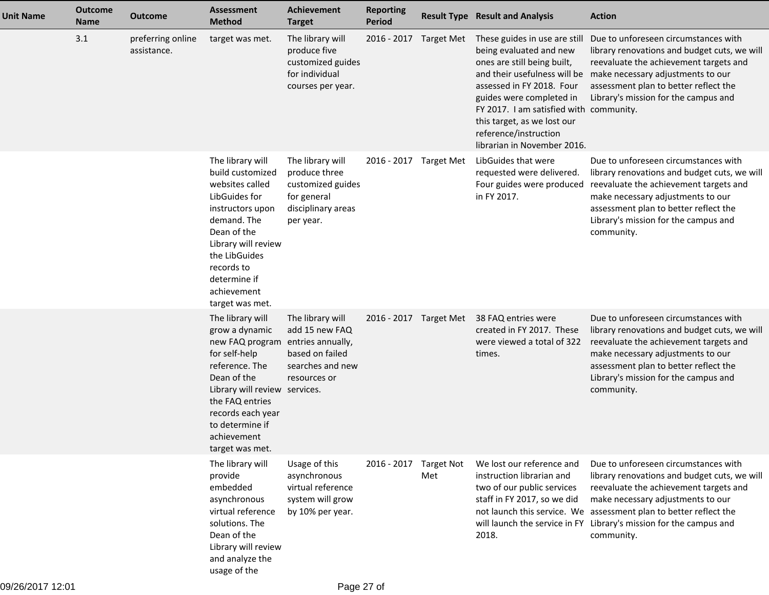| Unit Name | Outcome Name | Outcome | Assessment Method | Achievement Target | Reporting Period | Result Type | Result and Analysis | Action |
|---|---|---|---|---|---|---|---|---|
| | 3.1 | preferring online assistance. | target was met. | The library will produce five customized guides for individual courses per year. | 2016 - 2017 | Target Met | These guides in use are still being evaluated and new ones are still being built, and their usefulness will be assessed in FY 2018. Four guides were completed in FY 2017. I am satisfied with this target, as we lost our reference/instruction librarian in November 2016. | Due to unforeseen circumstances with library renovations and budget cuts, we will reevaluate the achievement targets and make necessary adjustments to our assessment plan to better reflect the Library's mission for the campus and community. |
| | | | The library will build customized websites called LibGuides for instructors upon demand. The Dean of the Library will review the LibGuides records to determine if achievement target was met. | The library will produce three customized guides for general disciplinary areas per year. | 2016 - 2017 | Target Met | LibGuides that were requested were delivered. Four guides were produced in FY 2017. | Due to unforeseen circumstances with library renovations and budget cuts, we will reevaluate the achievement targets and make necessary adjustments to our assessment plan to better reflect the Library's mission for the campus and community. |
| | | | The library will grow a dynamic new FAQ program for self-help reference. The Dean of the Library will review the FAQ entries records each year to determine if achievement target was met. | The library will add 15 new FAQ entries annually, based on failed searches and new resources or services. | 2016 - 2017 | Target Met | 38 FAQ entries were created in FY 2017. These were viewed a total of 322 times. | Due to unforeseen circumstances with library renovations and budget cuts, we will reevaluate the achievement targets and make necessary adjustments to our assessment plan to better reflect the Library's mission for the campus and community. |
| | | | The library will provide embedded asynchronous virtual reference solutions. The Dean of the Library will review and analyze the usage of the | Usage of this asynchronous virtual reference system will grow by 10% per year. | 2016 - 2017 | Target Not Met | We lost our reference and instruction librarian and two of our public services staff in FY 2017, so we did not launch this service. We will launch the service in FY 2018. | Due to unforeseen circumstances with library renovations and budget cuts, we will reevaluate the achievement targets and make necessary adjustments to our assessment plan to better reflect the Library's mission for the campus and community. |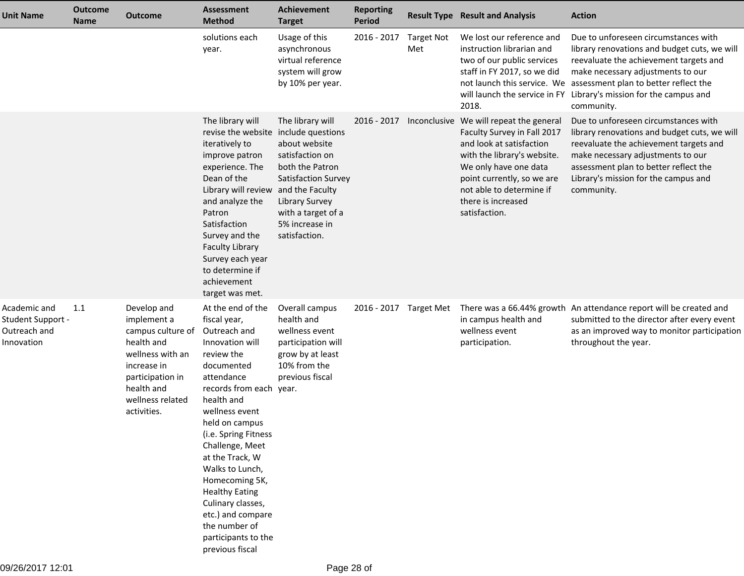| Unit Name | Outcome Name | Outcome | Assessment Method | Achievement Target | Reporting Period | Result Type | Result and Analysis | Action |
|---|---|---|---|---|---|---|---|---|
| | | | solutions each year. | Usage of this asynchronous virtual reference system will grow by 10% per year. | 2016 - 2017 | Target Not Met | We lost our reference and instruction librarian and two of our public services staff in FY 2017, so we did not launch this service. We will launch the service in FY 2018. | Due to unforeseen circumstances with library renovations and budget cuts, we will reevaluate the achievement targets and make necessary adjustments to our assessment plan to better reflect the Library's mission for the campus and community. |
| | | | The library will revise the website iteratively to improve patron experience. The Dean of the Library will review and analyze the Patron Satisfaction Survey and the Faculty Library Survey each year to determine if achievement target was met. | The library will include questions about website satisfaction on both the Patron Satisfaction Survey and the Faculty Library Survey with a target of a 5% increase in satisfaction. | 2016 - 2017 | Inconclusive | We will repeat the general Faculty Survey in Fall 2017 and look at satisfaction with the library's website. We only have one data point currently, so we are not able to determine if there is increased satisfaction. | Due to unforeseen circumstances with library renovations and budget cuts, we will reevaluate the achievement targets and make necessary adjustments to our assessment plan to better reflect the Library's mission for the campus and community. |
| Academic and Student Support - Outreach and Innovation | 1.1 | Develop and implement a campus culture of health and wellness with an increase in participation in health and wellness related activities. | At the end of the fiscal year, Outreach and Innovation will review the documented attendance records from each health and wellness event held on campus (i.e. Spring Fitness Challenge, Meet at the Track, W Walks to Lunch, Homecoming 5K, Healthy Eating Culinary classes, etc.) and compare the number of participants to the previous fiscal | Overall campus health and wellness event participation will grow by at least 10% from the previous fiscal year. | 2016 - 2017 | Target Met | There was a 66.44% growth in campus health and wellness event participation. | An attendance report will be created and submitted to the director after every event as an improved way to monitor participation throughout the year. |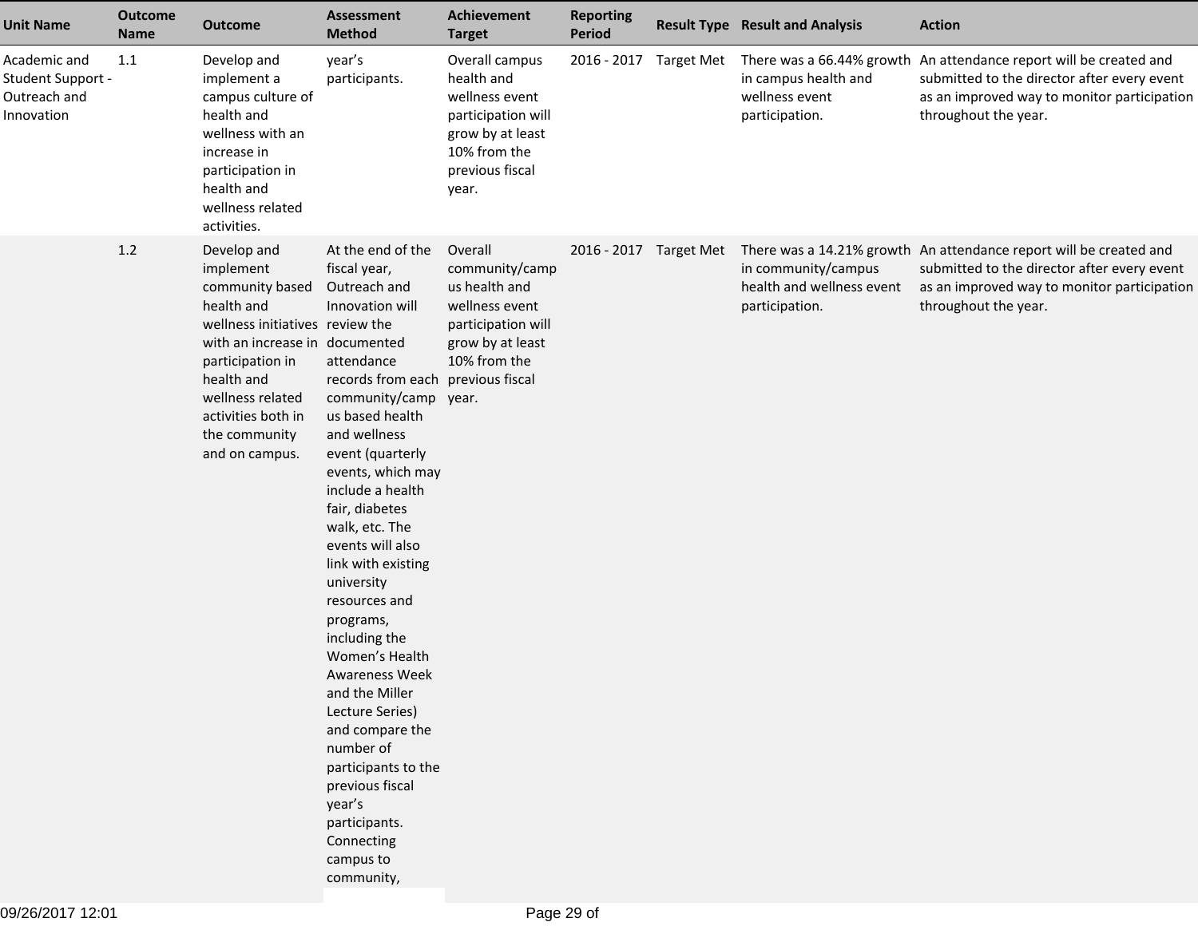| Unit Name | Outcome Name | Outcome | Assessment Method | Achievement Target | Reporting Period | Result Type | Result and Analysis | Action |
|---|---|---|---|---|---|---|---|---|
| Academic and Student Support - Outreach and Innovation | 1.1 | Develop and implement a campus culture of health and wellness with an increase in participation in health and wellness related activities. | year's participants. | Overall campus health and wellness event participation will grow by at least 10% from the previous fiscal year. | 2016 - 2017 | Target Met | There was a 66.44% growth in campus health and wellness event participation. | An attendance report will be created and submitted to the director after every event as an improved way to monitor participation throughout the year. |
| | 1.2 | Develop and implement community based health and wellness initiatives with an increase in participation in health and wellness related activities both in the community and on campus. | At the end of the fiscal year, Outreach and Innovation will review the documented attendance records from each community/campus based health and wellness event (quarterly events, which may include a health fair, diabetes walk, etc. The events will also link with existing university resources and programs, including the Women's Health Awareness Week and the Miller Lecture Series) and compare the number of participants to the previous fiscal year's participants. Connecting campus to community, | Overall community/campus health and wellness event participation will grow by at least 10% from the previous fiscal year. | 2016 - 2017 | Target Met | There was a 14.21% growth in community/campus health and wellness event participation. | An attendance report will be created and submitted to the director after every event as an improved way to monitor participation throughout the year. |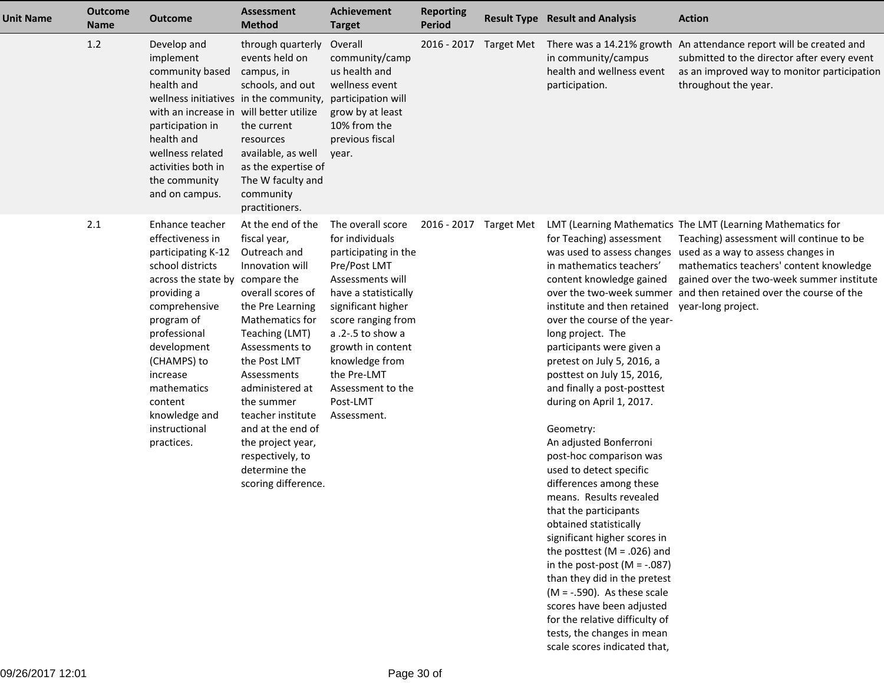| Unit Name | Outcome Name | Outcome | Assessment Method | Achievement Target | Reporting Period | Result Type | Result and Analysis | Action |
|---|---|---|---|---|---|---|---|---|
| | 1.2 | Develop and implement community based health and wellness initiatives with an increase in participation in health and wellness related activities both in the community and on campus. | through quarterly events held on campus, in schools, and out in the community, will better utilize the current resources available, as well as the expertise of The W faculty and community practitioners. | Overall community/campus health and wellness event participation will grow by at least 10% from the previous fiscal year. | 2016 - 2017 | Target Met | There was a 14.21% growth in community/campus health and wellness event participation. | An attendance report will be created and submitted to the director after every event as an improved way to monitor participation throughout the year. |
| | 2.1 | Enhance teacher effectiveness in participating K-12 school districts across the state by providing a comprehensive program of professional development (CHAMPS) to increase mathematics content knowledge and instructional practices. | At the end of the fiscal year, Outreach and Innovation will compare the overall scores of the Pre Learning Mathematics for Teaching (LMT) Assessments to the Post LMT Assessments administered at the summer teacher institute and at the end of the project year, respectively, to determine the scoring difference. | The overall score for individuals participating in the Pre/Post LMT Assessments will have a statistically significant higher score ranging from a .2-.5 to show a growth in content knowledge from the Pre-LMT Assessment to the Post-LMT Assessment. | 2016 - 2017 | Target Met | LMT (Learning Mathematics for Teaching) assessment was used to assess changes in mathematics teachers' content knowledge gained over the two-week summer institute and then retained over the course of the year-long project. The participants were given a pretest on July 5, 2016, a posttest on July 15, 2016, and finally a post-posttest during on April 1, 2017.<br><br>Geometry:<br>An adjusted Bonferroni post-hoc comparison was used to detect specific differences among these means. Results revealed that the participants obtained statistically significant higher scores in the posttest (M = .026) and in the post-post (M = -.087) than they did in the pretest (M = -.590). As these scale scores have been adjusted for the relative difficulty of tests, the changes in mean scale scores indicated that, | The LMT (Learning Mathematics for Teaching) assessment will continue to be used as a way to assess changes in mathematics teachers' content knowledge gained over the two-week summer institute and then retained over the course of the year-long project. |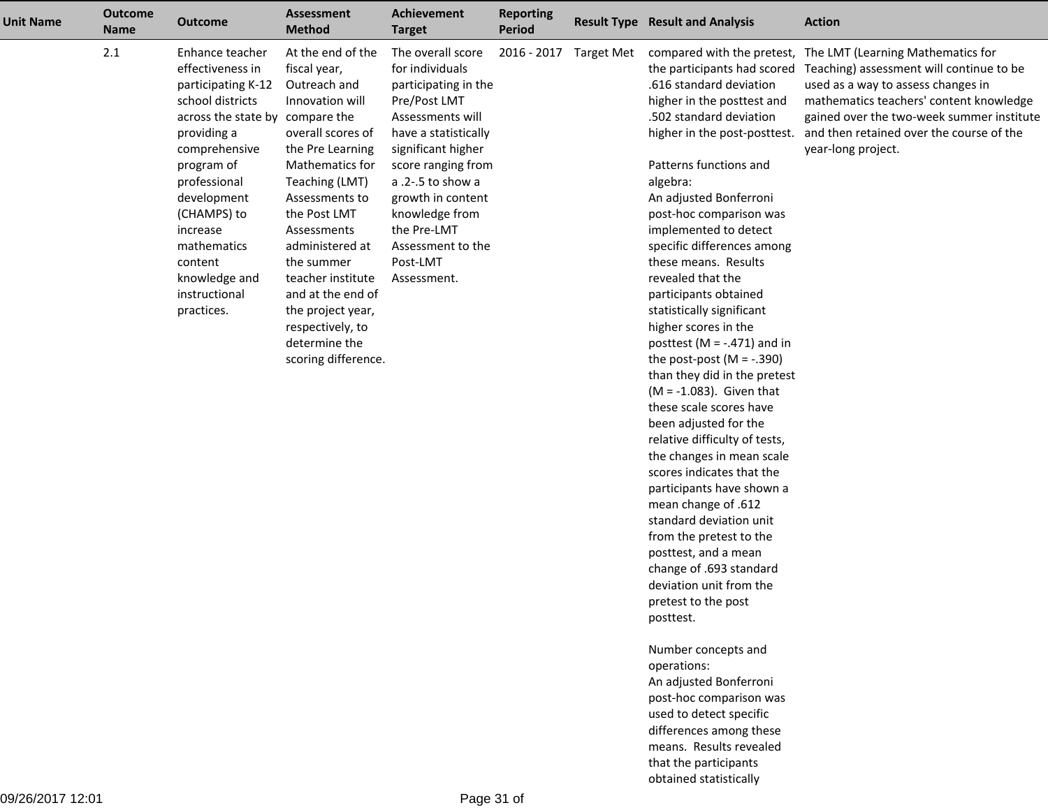| Unit Name | Outcome Name | Outcome | Assessment Method | Achievement Target | Reporting Period | Result Type | Result and Analysis | Action |
|---|---|---|---|---|---|---|---|---|
| | 2.1 | Enhance teacher effectiveness in participating K-12 school districts across the state by providing a comprehensive program of professional development (CHAMPS) to increase mathematics content knowledge and instructional practices. | At the end of the fiscal year, Outreach and Innovation will compare the overall scores of the Pre Learning Mathematics for Teaching (LMT) Assessments to the Post LMT Assessments administered at the summer teacher institute and at the end of the project year, respectively, to determine the scoring difference. | The overall score for individuals participating in the Pre/Post LMT Assessments will have a statistically significant higher score ranging from a .2-.5 to show a growth in content knowledge from the Pre-LMT Assessment to the Post-LMT Assessment. | 2016 - 2017 | Target Met | compared with the pretest, the participants had scored .616 standard deviation higher in the posttest and .502 standard deviation higher in the post-posttest.<br><br>Patterns functions and algebra:<br>An adjusted Bonferroni post-hoc comparison was implemented to detect specific differences among these means. Results revealed that the participants obtained statistically significant higher scores in the posttest (M = -.471) and in the post-post (M = -.390) than they did in the pretest (M = -1.083). Given that these scale scores have been adjusted for the relative difficulty of tests, the changes in mean scale scores indicates that the participants have shown a mean change of .612 standard deviation unit from the pretest to the posttest, and a mean change of .693 standard deviation unit from the pretest to the post posttest.<br><br>Number concepts and operations:<br>An adjusted Bonferroni post-hoc comparison was used to detect specific differences among these means. Results revealed that the participants obtained statistically | The LMT (Learning Mathematics for Teaching) assessment will continue to be used as a way to assess changes in mathematics teachers' content knowledge gained over the two-week summer institute and then retained over the course of the year-long project. |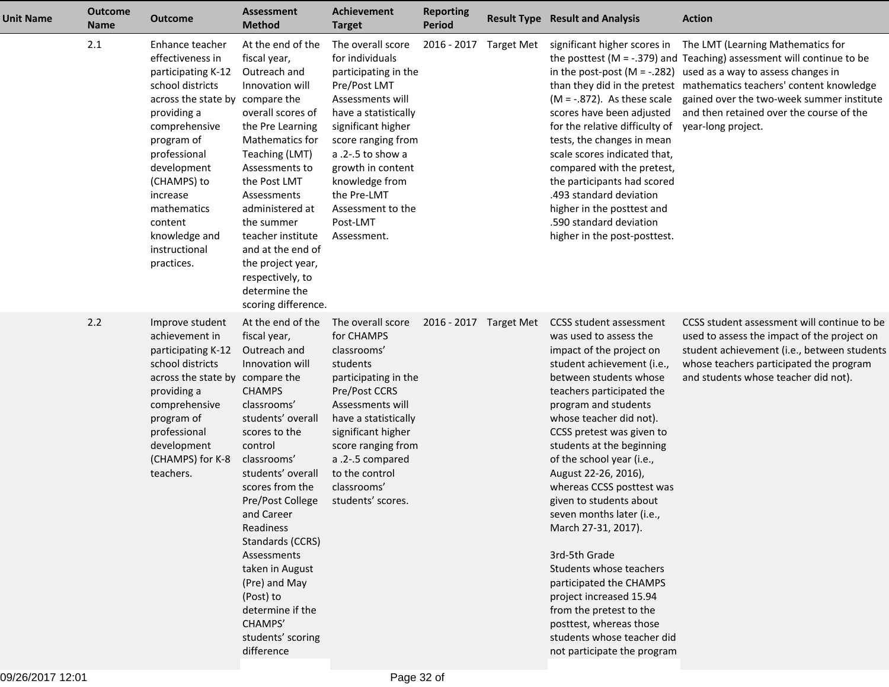| Unit Name | Outcome Name | Outcome | Assessment Method | Achievement Target | Reporting Period | Result Type | Result and Analysis | Action |
|---|---|---|---|---|---|---|---|---|
| | 2.1 | Enhance teacher effectiveness in participating K-12 school districts across the state by providing a comprehensive program of professional development (CHAMPS) to increase mathematics content knowledge and instructional practices. | At the end of the fiscal year, Outreach and Innovation will compare the overall scores of the Pre Learning Mathematics for Teaching (LMT) Assessments to the Post LMT Assessments administered at the summer teacher institute and at the end of the project year, respectively, to determine the scoring difference. | The overall score for individuals participating in the Pre/Post LMT Assessments will have a statistically significant higher score ranging from a .2-.5 to show a growth in content knowledge from the Pre-LMT Assessment to the Post-LMT Assessment. | 2016 - 2017 | Target Met | significant higher scores in the posttest (M = -.379) and in the post-post (M = -.282) than they did in the pretest (M = -.872). As these scale scores have been adjusted for the relative difficulty of tests, the changes in mean scale scores indicated that, compared with the pretest, the participants had scored .493 standard deviation higher in the posttest and .590 standard deviation higher in the post-posttest. | The LMT (Learning Mathematics for Teaching) assessment will continue to be used as a way to assess changes in mathematics teachers' content knowledge gained over the two-week summer institute and then retained over the course of the year-long project. |
| | 2.2 | Improve student achievement in participating K-12 school districts across the state by providing a comprehensive program of professional development (CHAMPS) for K-8 teachers. | At the end of the fiscal year, Outreach and Innovation will compare the CHAMPS classrooms' students' overall scores to the control classrooms' students' overall scores from the Pre/Post College and Career Readiness Standards (CCRS) Assessments taken in August (Pre) and May (Post) to determine if the CHAMPS' students' scoring difference | The overall score for CHAMPS classrooms' students participating in the Pre/Post CCRS Assessments will have a statistically significant higher score ranging from a .2-.5 compared to the control classrooms' students' scores. | 2016 - 2017 | Target Met | CCSS student assessment was used to assess the impact of the project on student achievement (i.e., between students whose teachers participated the program and students whose teacher did not). CCSS pretest was given to students at the beginning of the school year (i.e., August 22-26, 2016), whereas CCSS posttest was given to students about seven months later (i.e., March 27-31, 2017).<br><br>3rd-5th Grade<br>Students whose teachers participated the CHAMPS project increased 15.94 from the pretest to the posttest, whereas those students whose teacher did not participate the program | CCSS student assessment will continue to be used to assess the impact of the project on student achievement (i.e., between students whose teachers participated the program and students whose teacher did not). |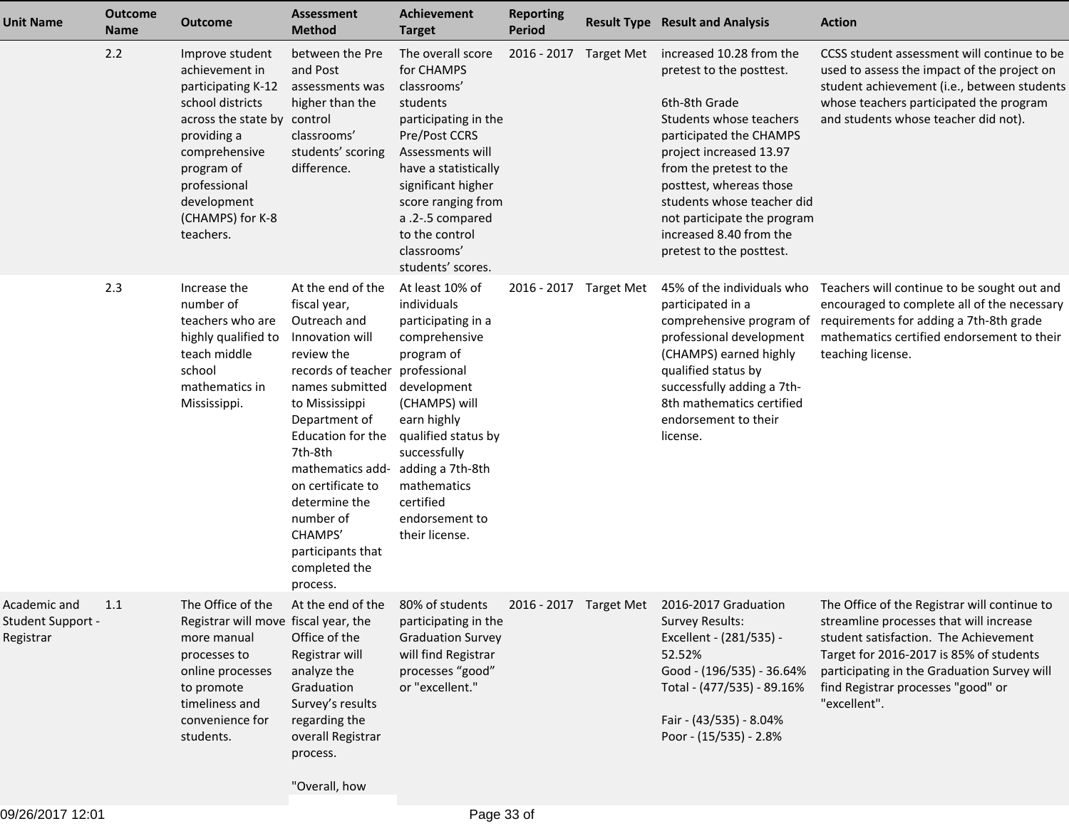| Unit Name | Outcome Name | Outcome | Assessment Method | Achievement Target | Reporting Period | Result Type | Result and Analysis | Action |
|---|---|---|---|---|---|---|---|---|
| | 2.2 | Improve student achievement in participating K-12 school districts across the state by providing a comprehensive program of professional development (CHAMPS) for K-8 teachers. | between the Pre and Post assessments was higher than the control classrooms' students' scoring difference. | The overall score for CHAMPS classrooms' students participating in the Pre/Post CCRS Assessments will have a statistically significant higher score ranging from a .2-.5 compared to the control classrooms' students' scores. | 2016 - 2017 | Target Met | increased 10.28 from the pretest to the posttest.<br><br>6th-8th Grade<br>Students whose teachers participated the CHAMPS project increased 13.97 from the pretest to the posttest, whereas those students whose teacher did not participate the program increased 8.40 from the pretest to the posttest. | CCSS student assessment will continue to be used to assess the impact of the project on student achievement (i.e., between students whose teachers participated the program and students whose teacher did not). |
| | 2.3 | Increase the number of teachers who are highly qualified to teach middle school mathematics in Mississippi. | At the end of the fiscal year, Outreach and Innovation will review the records of teacher names submitted to Mississippi Department of Education for the 7th-8th mathematics add-on certificate to determine the number of CHAMPS' participants that completed the process. | At least 10% of individuals participating in a comprehensive program of professional development (CHAMPS) will earn highly qualified status by successfully adding a 7th-8th mathematics certified endorsement to their license. | 2016 - 2017 | Target Met | 45% of the individuals who participated in a comprehensive program of professional development (CHAMPS) earned highly qualified status by successfully adding a 7th-8th mathematics certified endorsement to their license. | Teachers will continue to be sought out and encouraged to complete all of the necessary requirements for adding a 7th-8th grade mathematics certified endorsement to their teaching license. |
| Academic and Student Support - Registrar | 1.1 | The Office of the Registrar will move more manual processes to online processes to promote timeliness and convenience for students. | At the end of the fiscal year, the Office of the Registrar will analyze the Graduation Survey's results regarding the overall Registrar process.<br><br>"Overall, how | 80% of students participating in the Graduation Survey will find Registrar processes "good" or "excellent." | 2016 - 2017 | Target Met | 2016-2017 Graduation Survey Results:<br>Excellent - (281/535) - 52.52%<br>Good - (196/535) - 36.64%<br>Total - (477/535) - 89.16%<br><br>Fair - (43/535) - 8.04%<br>Poor - (15/535) - 2.8% | The Office of the Registrar will continue to streamline processes that will increase student satisfaction. The Achievement Target for 2016-2017 is 85% of students participating in the Graduation Survey will find Registrar processes "good" or "excellent". |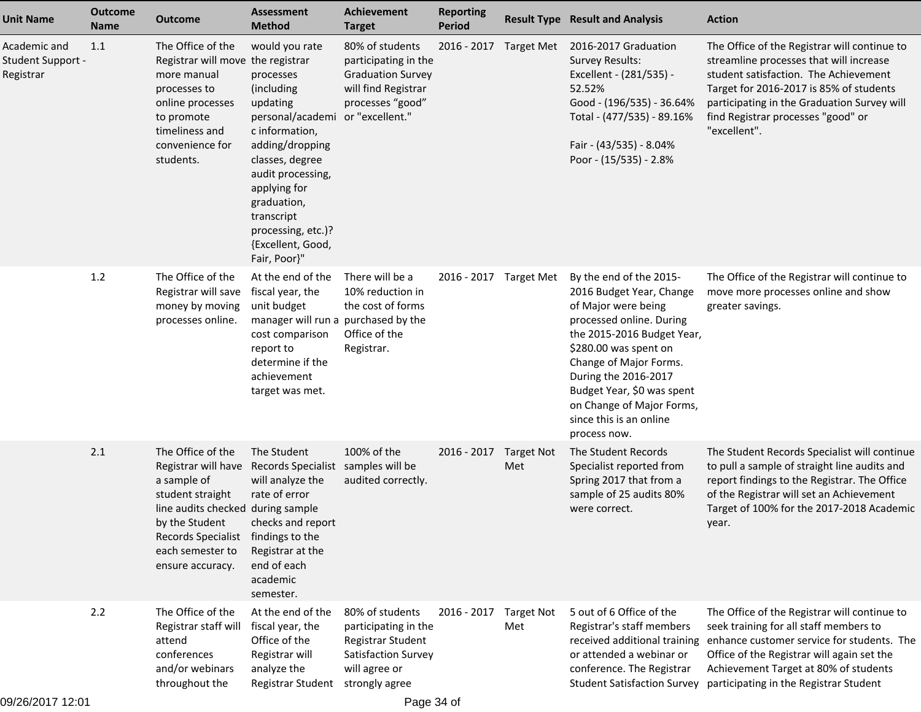| Unit Name | Outcome Name | Outcome | Assessment Method | Achievement Target | Reporting Period | Result Type | Result and Analysis | Action |
|---|---|---|---|---|---|---|---|---|
| Academic and Student Support - Registrar | 1.1 | The Office of the Registrar will move more manual processes to online processes to promote timeliness and convenience for students. | would you rate the registrar processes (including updating personal/academic information, adding/dropping classes, degree audit processing, applying for graduation, transcript processing, etc.)? {Excellent, Good, Fair, Poor}" | 80% of students participating in the Graduation Survey will find Registrar processes "good" or "excellent." | 2016 - 2017 | Target Met | 2016-2017 Graduation Survey Results: Excellent - (281/535) - 52.52% Good - (196/535) - 36.64% Total - (477/535) - 89.16%<br><br>Fair - (43/535) - 8.04% Poor - (15/535) - 2.8% | The Office of the Registrar will continue to streamline processes that will increase student satisfaction. The Achievement Target for 2016-2017 is 85% of students participating in the Graduation Survey will find Registrar processes "good" or "excellent". |
| | 1.2 | The Office of the Registrar will save money by moving processes online. | At the end of the fiscal year, the unit budget manager will run a cost comparison report to determine if the achievement target was met. | There will be a 10% reduction in the cost of forms purchased by the Office of the Registrar. | 2016 - 2017 | Target Met | By the end of the 2015-2016 Budget Year, Change of Major were being processed online. During the 2015-2016 Budget Year, $280.00 was spent on Change of Major Forms. During the 2016-2017 Budget Year, $0 was spent on Change of Major Forms, since this is an online process now. | The Office of the Registrar will continue to move more processes online and show greater savings. |
| | 2.1 | The Office of the Registrar will have a sample of student straight line audits checked by the Student Records Specialist each semester to ensure accuracy. | The Student Records Specialist will analyze the rate of error during sample checks and report findings to the Registrar at the end of each academic semester. | 100% of the samples will be audited correctly. | 2016 - 2017 | Target Not Met | The Student Records Specialist reported from Spring 2017 that from a sample of 25 audits 80% were correct. | The Student Records Specialist will continue to pull a sample of straight line audits and report findings to the Registrar. The Office of the Registrar will set an Achievement Target of 100% for the 2017-2018 Academic year. |
| | 2.2 | The Office of the Registrar staff will attend conferences and/or webinars throughout the | At the end of the fiscal year, the Office of the Registrar will analyze the Registrar Student | 80% of students participating in the Registrar Student Satisfaction Survey will agree or strongly agree | 2016 - 2017 | Target Not Met | 5 out of 6 Office of the Registrar's staff members received additional training or attended a webinar or conference. The Registrar Student Satisfaction Survey | The Office of the Registrar will continue to seek training for all staff members to enhance customer service for students. The Office of the Registrar will again set the Achievement Target at 80% of students participating in the Registrar Student |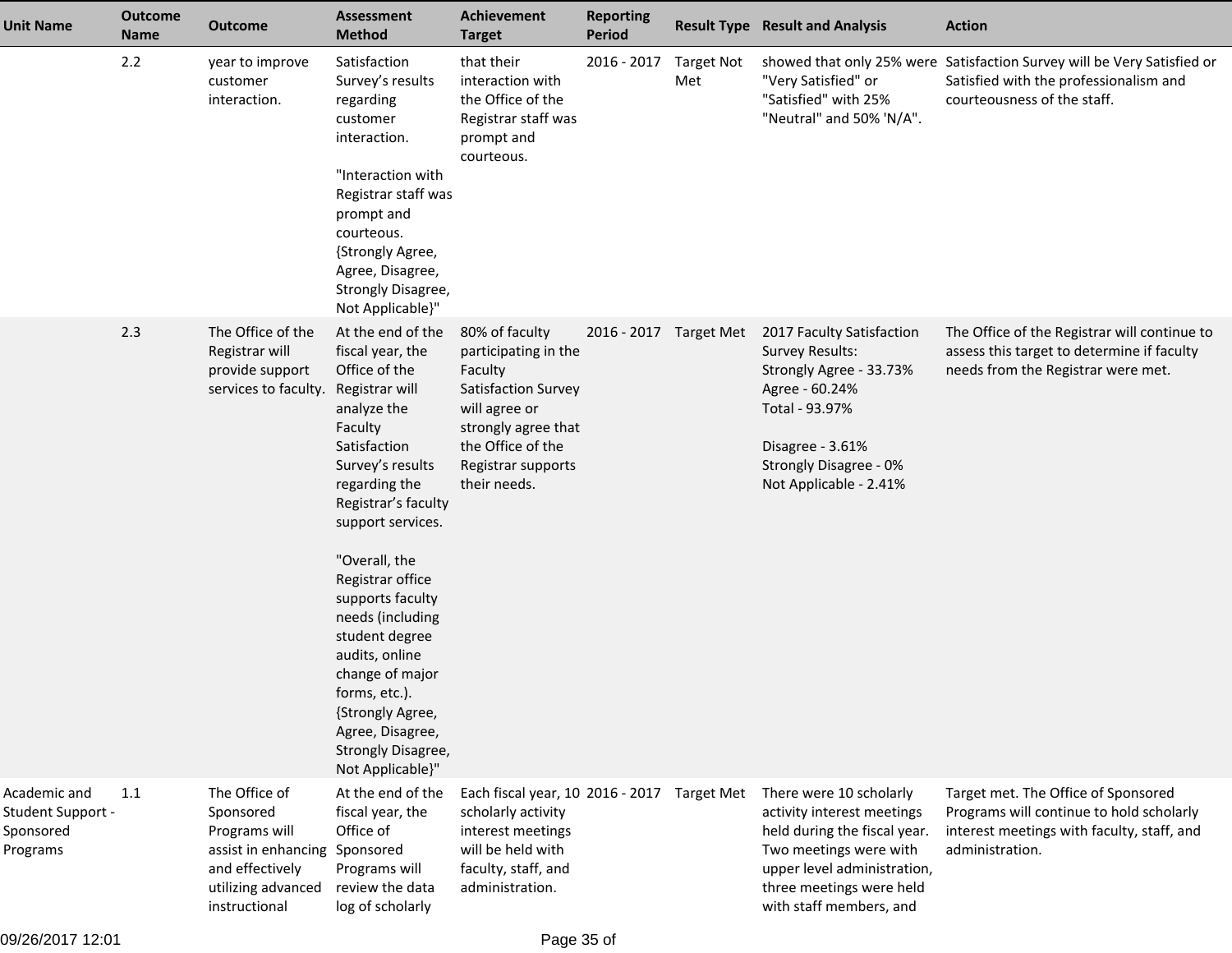| Unit Name | Outcome Name | Outcome | Assessment Method | Achievement Target | Reporting Period | Result Type | Result and Analysis | Action |
|---|---|---|---|---|---|---|---|---|
| | 2.2 | year to improve customer interaction. | Satisfaction Survey's results regarding customer interaction.<br><br>"Interaction with Registrar staff was prompt and courteous. {Strongly Agree, Agree, Disagree, Strongly Disagree, Not Applicable}" | that their interaction with the Office of the Registrar staff was prompt and courteous. | 2016 - 2017 | Target Not Met | showed that only 25% were "Very Satisfied" or "Satisfied" with 25% "Neutral" and 50% 'N/A". | Satisfaction Survey will be Very Satisfied or Satisfied with the professionalism and courteousness of the staff. |
| | 2.3 | The Office of the Registrar will provide support services to faculty. | At the end of the fiscal year, the Office of the Registrar will analyze the Faculty Satisfaction Survey's results regarding the Registrar's faculty support services.<br><br>"Overall, the Registrar office supports faculty needs (including student degree audits, online change of major forms, etc.). {Strongly Agree, Agree, Disagree, Strongly Disagree, Not Applicable}" | 80% of faculty participating in the Faculty Satisfaction Survey will agree or strongly agree that the Office of the Registrar supports their needs. | 2016 - 2017 | Target Met | 2017 Faculty Satisfaction Survey Results:<br>Strongly Agree - 33.73%<br>Agree - 60.24%<br>Total - 93.97%<br><br>Disagree - 3.61%<br>Strongly Disagree - 0%<br>Not Applicable - 2.41% | The Office of the Registrar will continue to assess this target to determine if faculty needs from the Registrar were met. |
| Academic and Student Support - Sponsored Programs | 1.1 | The Office of Sponsored Programs will assist in enhancing and effectively utilizing advanced instructional | At the end of the fiscal year, the Office of Sponsored Programs will review the data log of scholarly | Each fiscal year, 10 scholarly activity interest meetings will be held with faculty, staff, and administration. | 2016 - 2017 | Target Met | There were 10 scholarly activity interest meetings held during the fiscal year. Two meetings were with upper level administration, three meetings were held with staff members, and | Target met. The Office of Sponsored Programs will continue to hold scholarly interest meetings with faculty, staff, and administration. |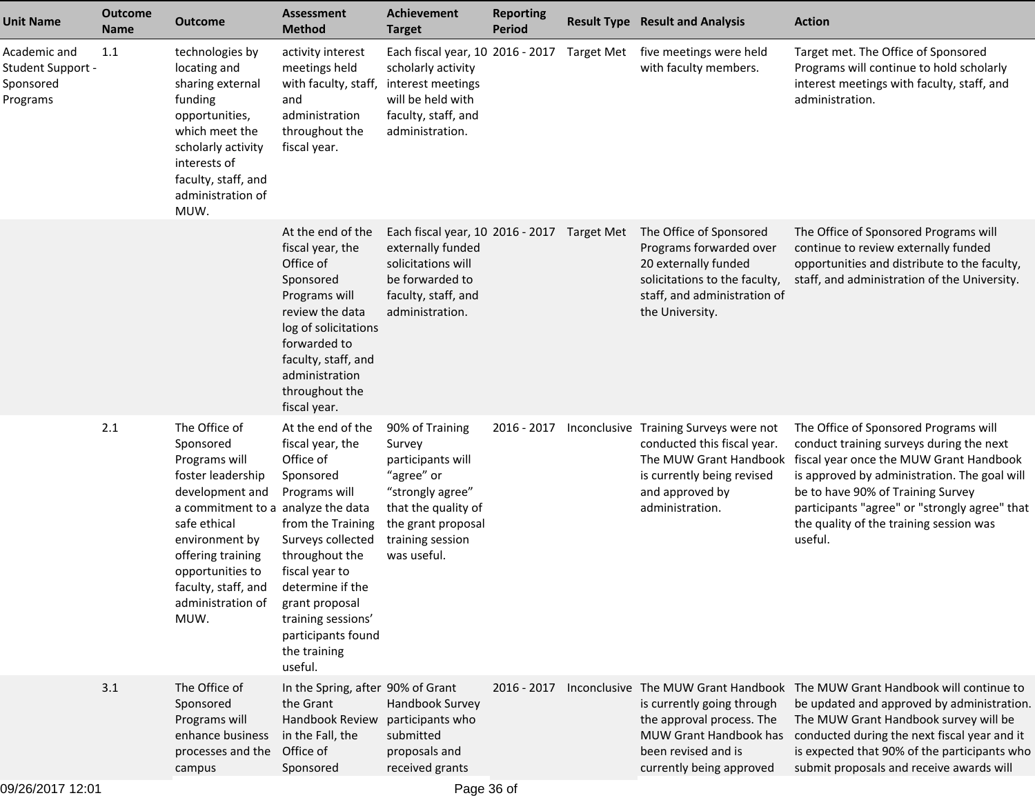| Unit Name | Outcome Name | Outcome | Assessment Method | Achievement Target | Reporting Period | Result Type | Result and Analysis | Action |
|---|---|---|---|---|---|---|---|---|
| Academic and Student Support - Sponsored Programs | 1.1 | technologies by locating and sharing external funding opportunities, which meet the scholarly activity interests of faculty, staff, and administration of MUW. | activity interest meetings held with faculty, staff, and administration throughout the fiscal year. | Each fiscal year, 10 scholarly activity interest meetings will be held with faculty, staff, and administration. | 2016 - 2017 | Target Met | five meetings were held with faculty members. | Target met. The Office of Sponsored Programs will continue to hold scholarly interest meetings with faculty, staff, and administration. |
| | | | At the end of the fiscal year, the Office of Sponsored Programs will review the data log of solicitations forwarded to faculty, staff, and administration throughout the fiscal year. | Each fiscal year, 10 externally funded solicitations will be forwarded to faculty, staff, and administration. | 2016 - 2017 | Target Met | The Office of Sponsored Programs forwarded over 20 externally funded solicitations to the faculty, staff, and administration of the University. | The Office of Sponsored Programs will continue to review externally funded opportunities and distribute to the faculty, staff, and administration of the University. |
| | 2.1 | The Office of Sponsored Programs will foster leadership development and a commitment to a safe ethical environment by offering training opportunities to faculty, staff, and administration of MUW. | At the end of the fiscal year, the Office of Sponsored Programs will analyze the data from the Training Surveys collected throughout the fiscal year to determine if the grant proposal training sessions' participants found the training useful. | 90% of Training Survey participants will "agree" or "strongly agree" that the quality of the grant proposal training session was useful. | 2016 - 2017 | Inconclusive | Training Surveys were not conducted this fiscal year. The MUW Grant Handbook is currently being revised and approved by administration. | The Office of Sponsored Programs will conduct training surveys during the next fiscal year once the MUW Grant Handbook is approved by administration. The goal will be to have 90% of Training Survey participants "agree" or "strongly agree" that the quality of the training session was useful. |
| | 3.1 | The Office of Sponsored Programs will enhance business processes and the campus | In the Spring, after the Grant Handbook Review in the Fall, the Office of Sponsored | 90% of Grant Handbook Survey participants who submitted proposals and received grants | 2016 - 2017 | Inconclusive | The MUW Grant Handbook is currently going through the approval process. The MUW Grant Handbook has been revised and is currently being approved | The MUW Grant Handbook will continue to be updated and approved by administration. The MUW Grant Handbook survey will be conducted during the next fiscal year and it is expected that 90% of the participants who submit proposals and receive awards will |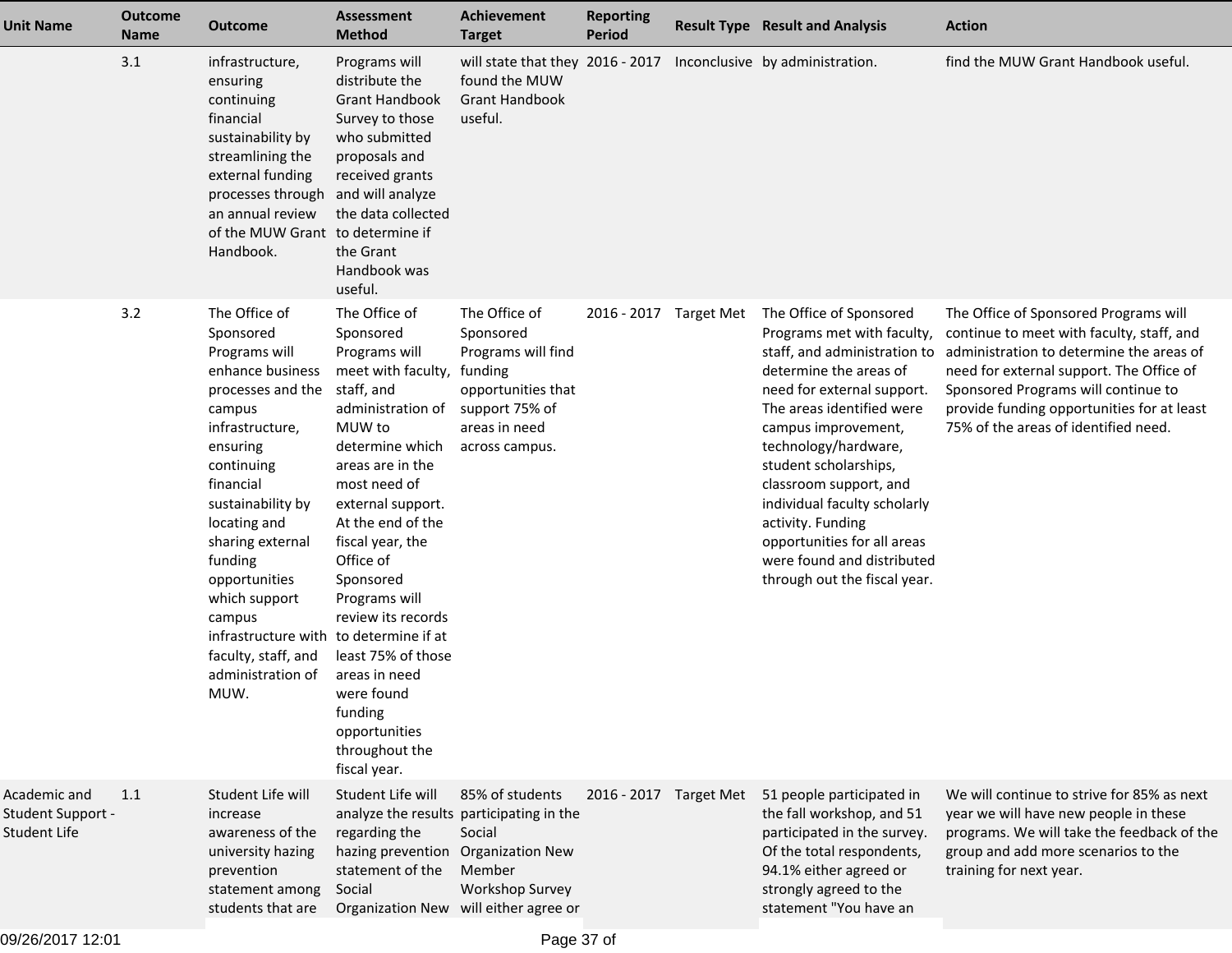| Unit Name | Outcome Name | Outcome | Assessment Method | Achievement Target | Reporting Period | Result Type | Result and Analysis | Action |
|---|---|---|---|---|---|---|---|---|
| | 3.1 | infrastructure, ensuring continuing financial sustainability by streamlining the external funding processes through an annual review of the MUW Grant Handbook. | Programs will distribute the Grant Handbook Survey to those who submitted proposals and received grants and will analyze the data collected to determine if the Grant Handbook was useful. | will state that they found the MUW Grant Handbook useful. | 2016 - 2017 | Inconclusive | by administration. | find the MUW Grant Handbook useful. |
| | 3.2 | The Office of Sponsored Programs will enhance business processes and the campus infrastructure, ensuring continuing financial sustainability by locating and sharing external funding opportunities which support campus infrastructure with faculty, staff, and administration of MUW. | The Office of Sponsored Programs will meet with faculty, staff, and administration of MUW to determine which areas are in the most need of external support. At the end of the fiscal year, the Office of Sponsored Programs will review its records to determine if at least 75% of those areas in need were found funding opportunities throughout the fiscal year. | The Office of Sponsored Programs will find funding opportunities that support 75% of areas in need across campus. | 2016 - 2017 | Target Met | The Office of Sponsored Programs met with faculty, staff, and administration to determine the areas of need for external support. The areas identified were campus improvement, technology/hardware, student scholarships, classroom support, and individual faculty scholarly activity. Funding opportunities for all areas were found and distributed through out the fiscal year. | The Office of Sponsored Programs will continue to meet with faculty, staff, and administration to determine the areas of need for external support. The Office of Sponsored Programs will continue to provide funding opportunities for at least 75% of the areas of identified need. |
| Academic and Student Support - Student Life | 1.1 | Student Life will increase awareness of the university hazing prevention statement among students that are | Student Life will analyze the results regarding the hazing prevention statement of the Social Organization New | 85% of students participating in the Social Organization New Member Workshop Survey will either agree or | 2016 - 2017 | Target Met | 51 people participated in the fall workshop, and 51 participated in the survey. Of the total respondents, 94.1% either agreed or strongly agreed to the statement "You have an | We will continue to strive for 85% as next year we will have new people in these programs. We will take the feedback of the group and add more scenarios to the training for next year. |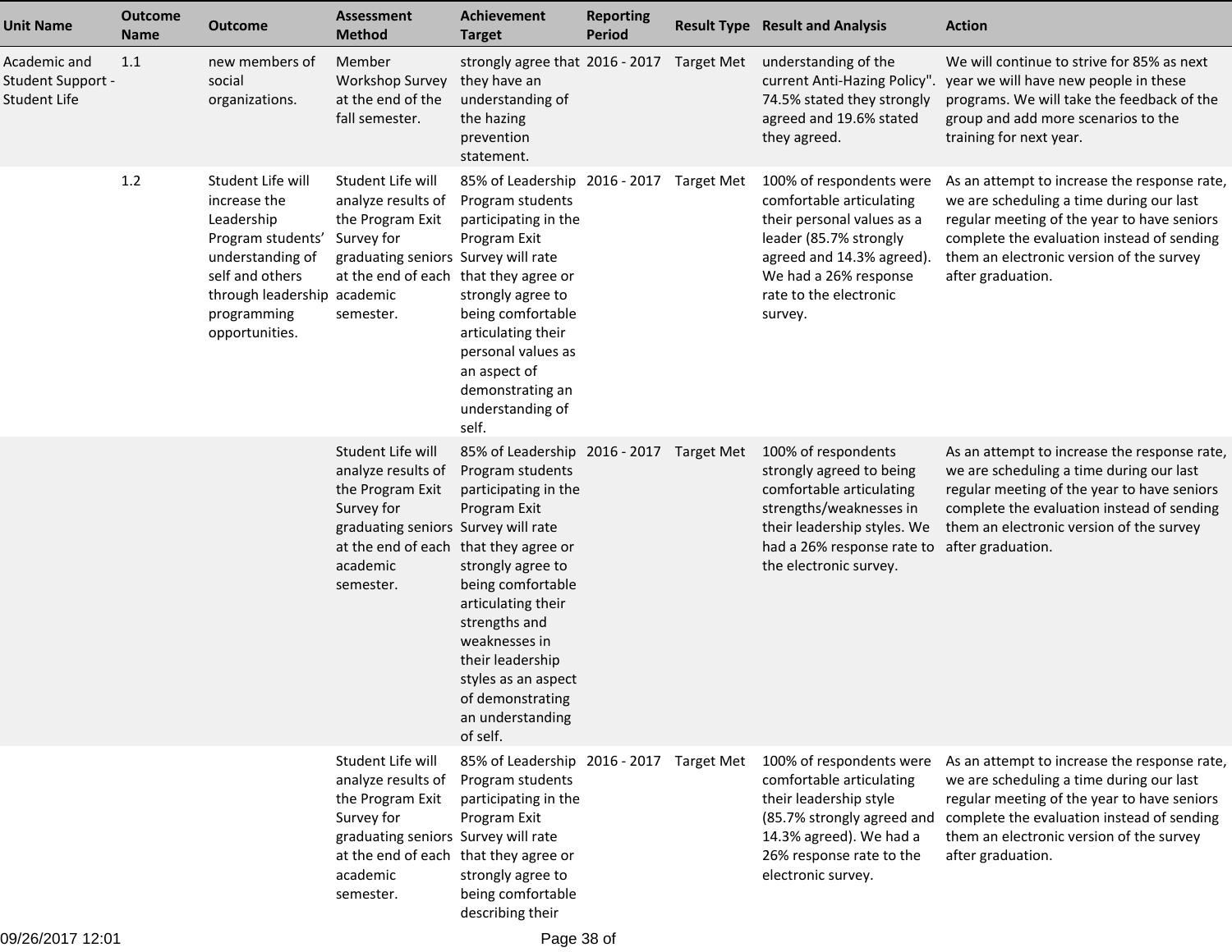| Unit Name | Outcome Name | Outcome | Assessment Method | Achievement Target | Reporting Period | Result Type | Result and Analysis | Action |
| --- | --- | --- | --- | --- | --- | --- | --- | --- |
| Academic and Student Support - Student Life | 1.1 | new members of social organizations. | Member Workshop Survey at the end of the fall semester. | strongly agree that they have an understanding of the hazing prevention statement. | 2016 - 2017 | Target Met | understanding of the current Anti-Hazing Policy". 74.5% stated they strongly agreed and 19.6% stated they agreed. | We will continue to strive for 85% as next year we will have new people in these programs. We will take the feedback of the group and add more scenarios to the training for next year. |
| | 1.2 | Student Life will increase the Leadership Program students' understanding of self and others through leadership programming opportunities. | Student Life will analyze results of the Program Exit Survey for graduating seniors at the end of each academic semester. | 85% of Leadership Program students participating in the Program Exit Survey will rate that they agree or strongly agree to being comfortable articulating their personal values as an aspect of demonstrating an understanding of self. | 2016 - 2017 | Target Met | 100% of respondents were comfortable articulating their personal values as a leader (85.7% strongly agreed and 14.3% agreed). We had a 26% response rate to the electronic survey. | As an attempt to increase the response rate, we are scheduling a time during our last regular meeting of the year to have seniors complete the evaluation instead of sending them an electronic version of the survey after graduation. |
| | | | Student Life will analyze results of the Program Exit Survey for graduating seniors at the end of each academic semester. | 85% of Leadership Program students participating in the Program Exit Survey will rate that they agree or strongly agree to being comfortable articulating their strengths and weaknesses in their leadership styles as an aspect of demonstrating an understanding of self. | 2016 - 2017 | Target Met | 100% of respondents strongly agreed to being comfortable articulating strengths/weaknesses in their leadership styles. We had a 26% response rate to the electronic survey. | As an attempt to increase the response rate, we are scheduling a time during our last regular meeting of the year to have seniors complete the evaluation instead of sending them an electronic version of the survey after graduation. |
| | | | Student Life will analyze results of the Program Exit Survey for graduating seniors at the end of each academic semester. | 85% of Leadership Program students participating in the Program Exit Survey will rate that they agree or strongly agree to being comfortable describing their | 2016 - 2017 | Target Met | 100% of respondents were comfortable articulating their leadership style (85.7% strongly agreed and 14.3% agreed). We had a 26% response rate to the electronic survey. | As an attempt to increase the response rate, we are scheduling a time during our last regular meeting of the year to have seniors complete the evaluation instead of sending them an electronic version of the survey after graduation. |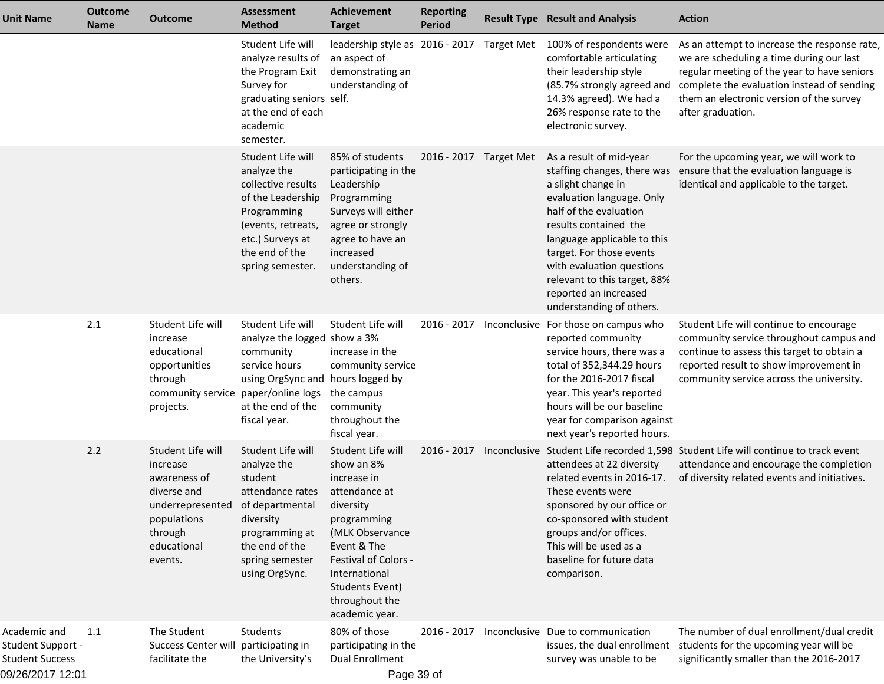| Unit Name | Outcome Name | Outcome | Assessment Method | Achievement Target | Reporting Period | Result Type | Result and Analysis | Action |
|---|---|---|---|---|---|---|---|---|
| | | | Student Life will analyze results of the Program Exit Survey for graduating seniors at the end of each academic semester. | leadership style as an aspect of demonstrating an understanding of self. | 2016 - 2017 | Target Met | 100% of respondents were comfortable articulating their leadership style (85.7% strongly agreed and 14.3% agreed). We had a 26% response rate to the electronic survey. | As an attempt to increase the response rate, we are scheduling a time during our last regular meeting of the year to have seniors complete the evaluation instead of sending them an electronic version of the survey after graduation. |
| | | | Student Life will analyze the collective results of the Leadership Programming (events, retreats, etc.) Surveys at the end of the spring semester. | 85% of students participating in the Leadership Programming Surveys will either agree or strongly agree to have an increased understanding of others. | 2016 - 2017 | Target Met | As a result of mid-year staffing changes, there was a slight change in evaluation language. Only half of the evaluation results contained the language applicable to this target. For those events with evaluation questions relevant to this target, 88% reported an increased understanding of others. | For the upcoming year, we will work to ensure that the evaluation language is identical and applicable to the target. |
| | 2.1 | Student Life will increase educational opportunities through community service projects. | Student Life will analyze the logged community service hours using OrgSync and paper/online logs at the end of the fiscal year. | Student Life will show a 3% increase in the community service hours logged by the campus community throughout the fiscal year. | 2016 - 2017 | Inconclusive | For those on campus who reported community service hours, there was a total of 352,344.29 hours for the 2016-2017 fiscal year. This year's reported hours will be our baseline year for comparison against next year's reported hours. | Student Life will continue to encourage community service throughout campus and continue to assess this target to obtain a reported result to show improvement in community service across the university. |
| | 2.2 | Student Life will increase awareness of diverse and underrepresented populations through educational events. | Student Life will analyze the student attendance rates of departmental diversity programming at the end of the spring semester using OrgSync. | Student Life will show an 8% increase in attendance at diversity programming (MLK Observance Event & The Festival of Colors - International Students Event) throughout the academic year. | 2016 - 2017 | Inconclusive | Student Life recorded 1,598 attendees at 22 diversity related events in 2016-17. These events were sponsored by our office or co-sponsored with student groups and/or offices. This will be used as a baseline for future data comparison. | Student Life will continue to track event attendance and encourage the completion of diversity related events and initiatives. |
| Academic and Student Support - Student Success | 1.1 | The Student Success Center will facilitate the | Students participating in the University's | 80% of those participating in the Dual Enrollment | 2016 - 2017 | Inconclusive | Due to communication issues, the dual enrollment survey was unable to be | The number of dual enrollment/dual credit students for the upcoming year will be significantly smaller than the 2016-2017 |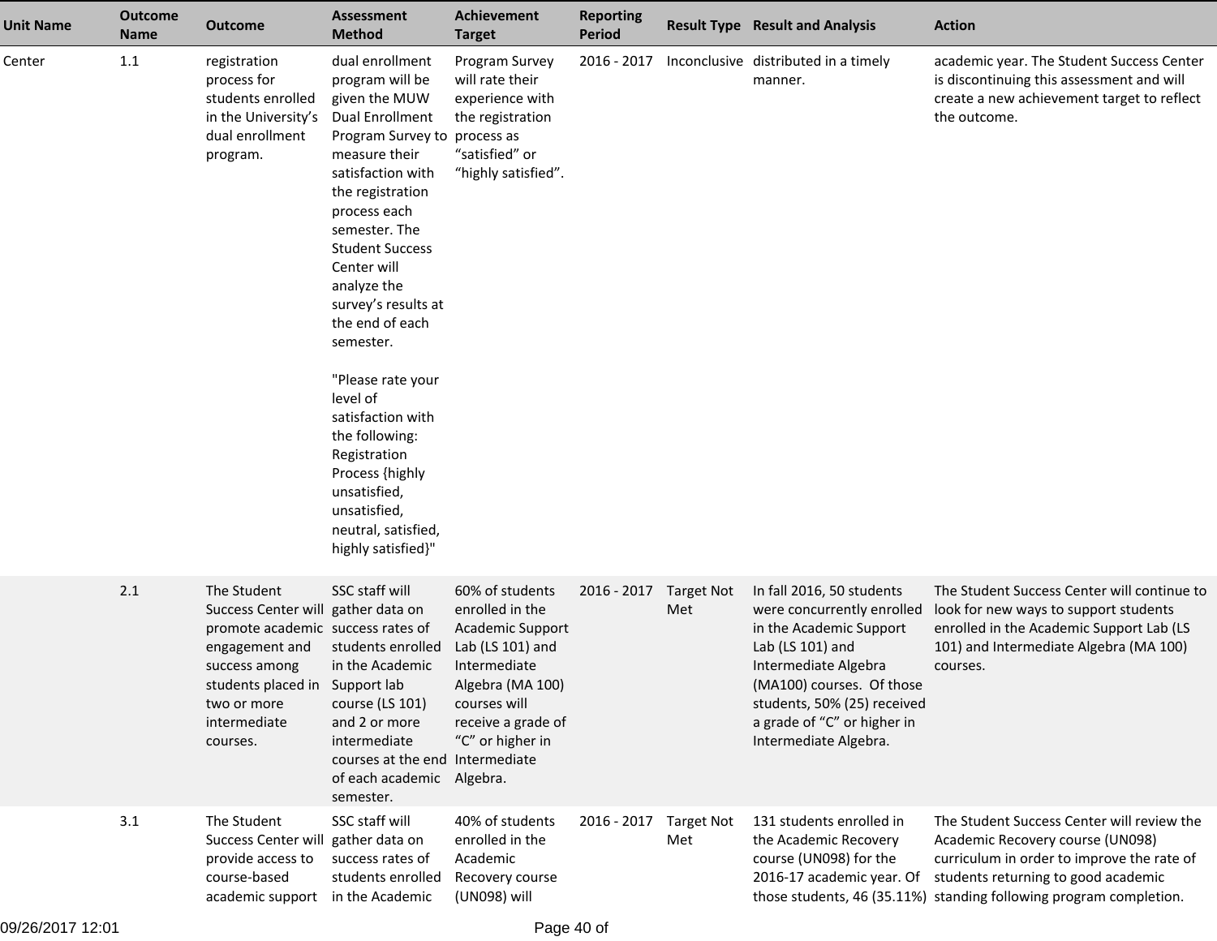| Unit Name | Outcome Name | Outcome | Assessment Method | Achievement Target | Reporting Period | Result Type | Result and Analysis | Action |
|---|---|---|---|---|---|---|---|---|
| Center | 1.1 | registration process for students enrolled in the University's dual enrollment program. | dual enrollment program will be given the MUW Dual Enrollment Program Survey to measure their satisfaction with the registration process each semester. The Student Success Center will analyze the survey's results at the end of each semester. "Please rate your level of satisfaction with the following: Registration Process {highly unsatisfied, unsatisfied, neutral, satisfied, highly satisfied}" | Program Survey will rate their experience with the registration process as "satisfied" or "highly satisfied". | 2016 - 2017 | Inconclusive | distributed in a timely manner. | academic year. The Student Success Center is discontinuing this assessment and will create a new achievement target to reflect the outcome. |
| | 2.1 | The Student Success Center will promote academic engagement and success among students placed in two or more intermediate courses. | SSC staff will gather data on success rates of students enrolled in the Academic Support lab course (LS 101) and 2 or more intermediate courses at the end of each academic semester. | 60% of students enrolled in the Academic Support Lab (LS 101) and Intermediate Algebra (MA 100) courses will receive a grade of "C" or higher in Intermediate Algebra. | 2016 - 2017 | Target Not Met | In fall 2016, 50 students were concurrently enrolled in the Academic Support Lab (LS 101) and Intermediate Algebra (MA100) courses. Of those students, 50% (25) received a grade of "C" or higher in Intermediate Algebra. | The Student Success Center will continue to look for new ways to support students enrolled in the Academic Support Lab (LS 101) and Intermediate Algebra (MA 100) courses. |
| | 3.1 | The Student Success Center will provide access to course-based academic support | SSC staff will gather data on success rates of students enrolled in the Academic | 40% of students enrolled in the Academic Recovery course (UN098) will | 2016 - 2017 | Target Not Met | 131 students enrolled in the Academic Recovery course (UN098) for the 2016-17 academic year. Of those students, 46 (35.11%) | The Student Success Center will review the Academic Recovery course (UN098) curriculum in order to improve the rate of students returning to good academic standing following program completion. |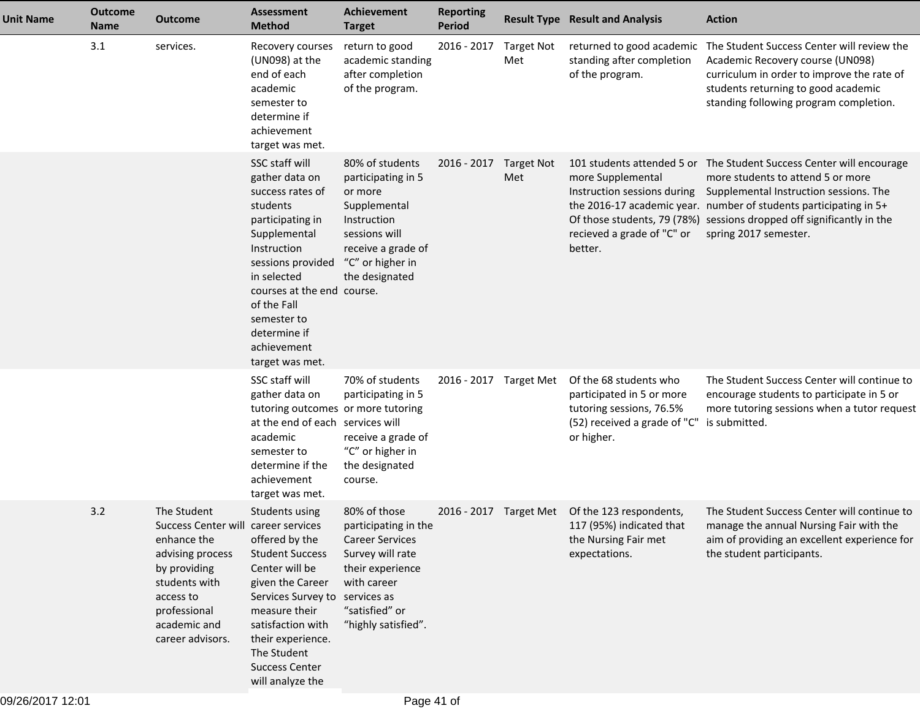| Unit Name | Outcome Name | Outcome | Assessment Method | Achievement Target | Reporting Period | Result Type | Result and Analysis | Action |
|---|---|---|---|---|---|---|---|---|
| | 3.1 | services. | Recovery courses (UN098) at the end of each academic semester to determine if achievement target was met. | return to good academic standing after completion of the program. | 2016 - 2017 | Target Not Met | returned to good academic standing after completion of the program. | The Student Success Center will review the Academic Recovery course (UN098) curriculum in order to improve the rate of students returning to good academic standing following program completion. |
| | | | SSC staff will gather data on success rates of students participating in Supplemental Instruction sessions provided in selected courses at the end of the Fall semester to determine if achievement target was met. | 80% of students participating in 5 or more Supplemental Instruction sessions will receive a grade of "C" or higher in the designated course. | 2016 - 2017 | Target Not Met | 101 students attended 5 or more Supplemental Instruction sessions during the 2016-17 academic year. Of those students, 79 (78%) recieved a grade of "C" or better. | The Student Success Center will encourage more students to attend 5 or more Supplemental Instruction sessions. The number of students participating in 5+ sessions dropped off significantly in the spring 2017 semester. |
| | | | SSC staff will gather data on tutoring outcomes at the end of each academic semester to determine if the achievement target was met. | 70% of students participating in 5 or more tutoring services will receive a grade of "C" or higher in the designated course. | 2016 - 2017 | Target Met | Of the 68 students who participated in 5 or more tutoring sessions, 76.5% (52) received a grade of "C" or higher. | The Student Success Center will continue to encourage students to participate in 5 or more tutoring sessions when a tutor request is submitted. |
| | 3.2 | The Student Success Center will enhance the advising process by providing students with access to professional academic and career advisors. | Students using career services offered by the Student Success Center will be given the Career Services Survey to measure their satisfaction with their experience. The Student Success Center will analyze the | 80% of those participating in the Career Services Survey will rate their experience with career services as "satisfied" or "highly satisfied". | 2016 - 2017 | Target Met | Of the 123 respondents, 117 (95%) indicated that the Nursing Fair met expectations. | The Student Success Center will continue to manage the annual Nursing Fair with the aim of providing an excellent experience for the student participants. |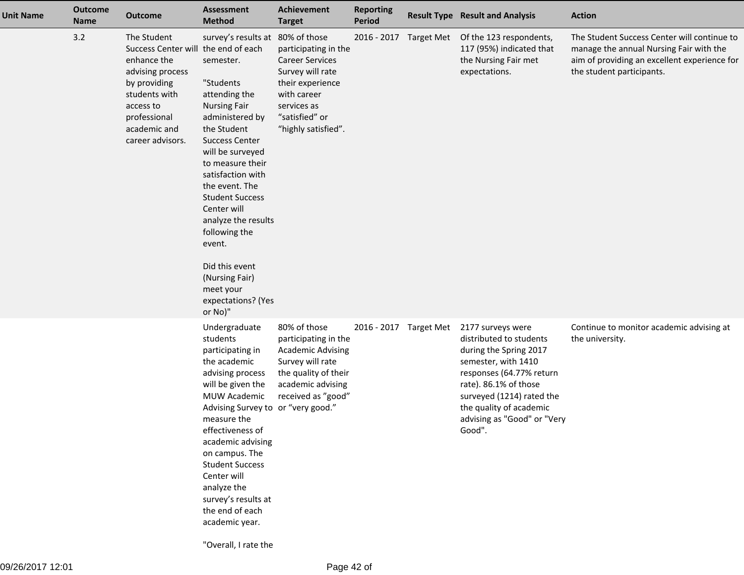| Unit Name | Outcome Name | Outcome | Assessment Method | Achievement Target | Reporting Period | Result Type | Result and Analysis | Action |
|---|---|---|---|---|---|---|---|---|
| | 3.2 | The Student Success Center will enhance the advising process by providing students with access to professional academic and career advisors. | survey's results at the end of each semester.<br><br>"Students attending the Nursing Fair administered by the Student Success Center will be surveyed to measure their satisfaction with the event. The Student Success Center will analyze the results following the event.<br><br>Did this event (Nursing Fair) meet your expectations? (Yes or No)" | 80% of those participating in the Career Services Survey will rate their experience with career services as "satisfied" or "highly satisfied". | 2016 - 2017 | Target Met | Of the 123 respondents, 117 (95%) indicated that the Nursing Fair met expectations. | The Student Success Center will continue to manage the annual Nursing Fair with the aim of providing an excellent experience for the student participants. |
| | | | Undergraduate students participating in the academic advising process will be given the MUW Academic Advising Survey to measure the effectiveness of academic advising on campus. The Student Success Center will analyze the survey's results at the end of each academic year.<br><br>"Overall, I rate the | 80% of those participating in the Academic Advising Survey will rate the quality of their academic advising received as "good" or "very good." | 2016 - 2017 | Target Met | 2177 surveys were distributed to students during the Spring 2017 semester, with 1410 responses (64.77% return rate). 86.1% of those surveyed (1214) rated the the quality of academic advising as "Good" or "Very Good". | Continue to monitor academic advising at the university. |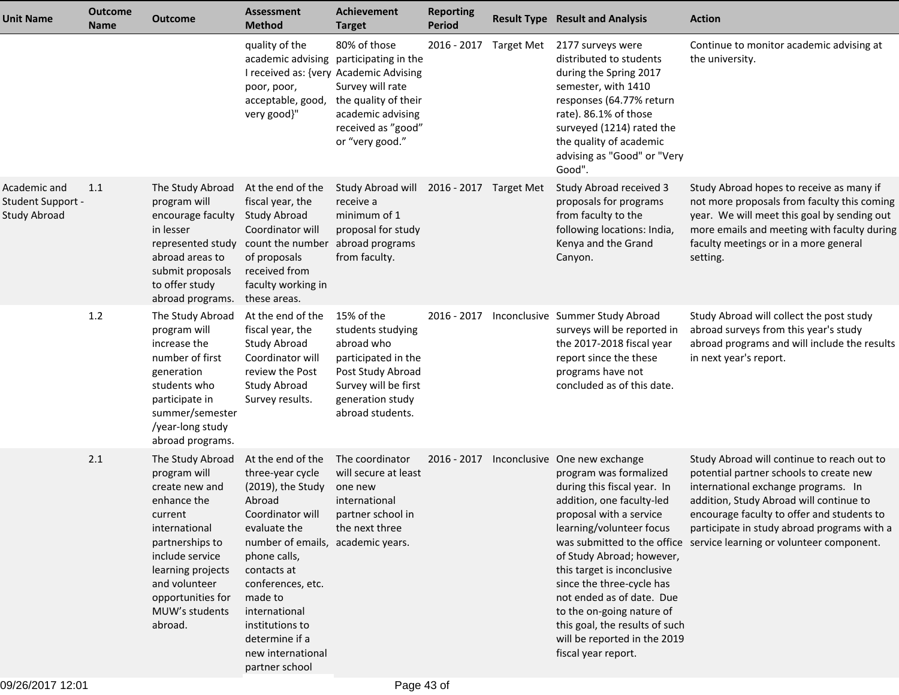| Unit Name | Outcome Name | Outcome | Assessment Method | Achievement Target | Reporting Period | Result Type | Result and Analysis | Action |
|---|---|---|---|---|---|---|---|---|
| | | | quality of the academic advising I received as: {very poor, poor, acceptable, good, very good}" | 80% of those participating in the Academic Advising Survey will rate the quality of their academic advising received as "good" or "very good." | 2016 - 2017 | Target Met | 2177 surveys were distributed to students during the Spring 2017 semester, with 1410 responses (64.77% return rate). 86.1% of those surveyed (1214) rated the the quality of academic advising as "Good" or "Very Good". | Continue to monitor academic advising at the university. |
| Academic and Student Support - Study Abroad | 1.1 | The Study Abroad program will encourage faculty in lesser represented study abroad areas to submit proposals to offer study abroad programs. | At the end of the fiscal year, the Study Abroad Coordinator will count the number of proposals received from faculty working in these areas. | Study Abroad will receive a minimum of 1 proposal for study abroad programs from faculty. | 2016 - 2017 | Target Met | Study Abroad received 3 proposals for programs from faculty to the following locations: India, Kenya and the Grand Canyon. | Study Abroad hopes to receive as many if not more proposals from faculty this coming year. We will meet this goal by sending out more emails and meeting with faculty during faculty meetings or in a more general setting. |
| | 1.2 | The Study Abroad program will increase the number of first generation students who participate in summer/semester /year-long study abroad programs. | At the end of the fiscal year, the Study Abroad Coordinator will review the Post Study Abroad Survey results. | 15% of the students studying abroad who participated in the Post Study Abroad Survey will be first generation study abroad students. | 2016 - 2017 | Inconclusive | Summer Study Abroad surveys will be reported in the 2017-2018 fiscal year report since the these programs have not concluded as of this date. | Study Abroad will collect the post study abroad surveys from this year's study abroad programs and will include the results in next year's report. |
| | 2.1 | The Study Abroad program will create new and enhance the current international partnerships to include service learning projects and volunteer opportunities for MUW's students abroad. | At the end of the three-year cycle (2019), the Study Abroad Coordinator will evaluate the number of emails, phone calls, contacts at conferences, etc. made to international institutions to determine if a new international partner school | The coordinator will secure at least one new international partner school in the next three academic years. | 2016 - 2017 | Inconclusive | One new exchange program was formalized during this fiscal year. In addition, one faculty-led proposal with a service learning/volunteer focus was submitted to the office of Study Abroad; however, this target is inconclusive since the three-cycle has not ended as of date. Due to the on-going nature of this goal, the results of such will be reported in the 2019 fiscal year report. | Study Abroad will continue to reach out to potential partner schools to create new international exchange programs. In addition, Study Abroad will continue to encourage faculty to offer and students to participate in study abroad programs with a service learning or volunteer component. |

09/26/2017 12:01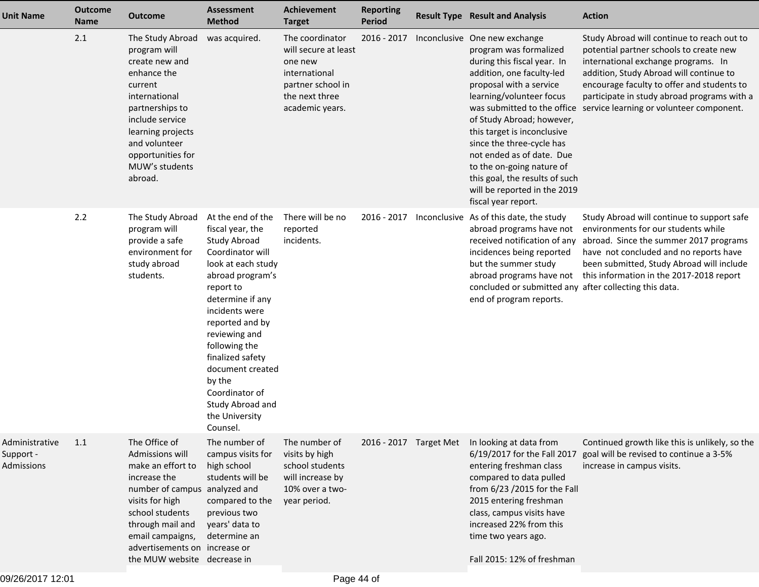| Unit Name | Outcome Name | Outcome | Assessment Method | Achievement Target | Reporting Period | Result Type | Result and Analysis | Action |
|---|---|---|---|---|---|---|---|---|
| | 2.1 | The Study Abroad program will create new and enhance the current international partnerships to include service learning projects and volunteer opportunities for MUW's students abroad. | was acquired. | The coordinator will secure at least one new international partner school in the next three academic years. | 2016 - 2017 | Inconclusive | One new exchange program was formalized during this fiscal year. In addition, one faculty-led proposal with a service learning/volunteer focus was submitted to the office of Study Abroad; however, this target is inconclusive since the three-cycle has not ended as of date. Due to the on-going nature of this goal, the results of such will be reported in the 2019 fiscal year report. | Study Abroad will continue to reach out to potential partner schools to create new international exchange programs. In addition, Study Abroad will continue to encourage faculty to offer and students to participate in study abroad programs with a service learning or volunteer component. |
| | 2.2 | The Study Abroad program will provide a safe environment for study abroad students. | At the end of the fiscal year, the Study Abroad Coordinator will look at each study abroad program's report to determine if any incidents were reported and by reviewing and following the finalized safety document created by the Coordinator of Study Abroad and the University Counsel. | There will be no reported incidents. | 2016 - 2017 | Inconclusive | As of this date, the study abroad programs have not received notification of any incidences being reported but the summer study abroad programs have not concluded or submitted any end of program reports. | Study Abroad will continue to support safe environments for our students while abroad. Since the summer 2017 programs have not concluded and no reports have been submitted, Study Abroad will include this information in the 2017-2018 report after collecting this data. |
| Administrative Support - Admissions | 1.1 | The Office of Admissions will make an effort to increase the number of campus visits for high school students through mail and email campaigns, advertisements on the MUW website | The number of campus visits for high school students will be analyzed and compared to the previous two years' data to determine an increase or decrease in | The number of visits by high school students will increase by 10% over a two-year period. | 2016 - 2017 | Target Met | In looking at data from 6/19/2017 for the Fall 2017 entering freshman class compared to data pulled from 6/23 /2015 for the Fall 2015 entering freshman class, campus visits have increased 22% from this time two years ago.<br><br>Fall 2015: 12% of freshman | Continued growth like this is unlikely, so the goal will be revised to continue a 3-5% increase in campus visits. |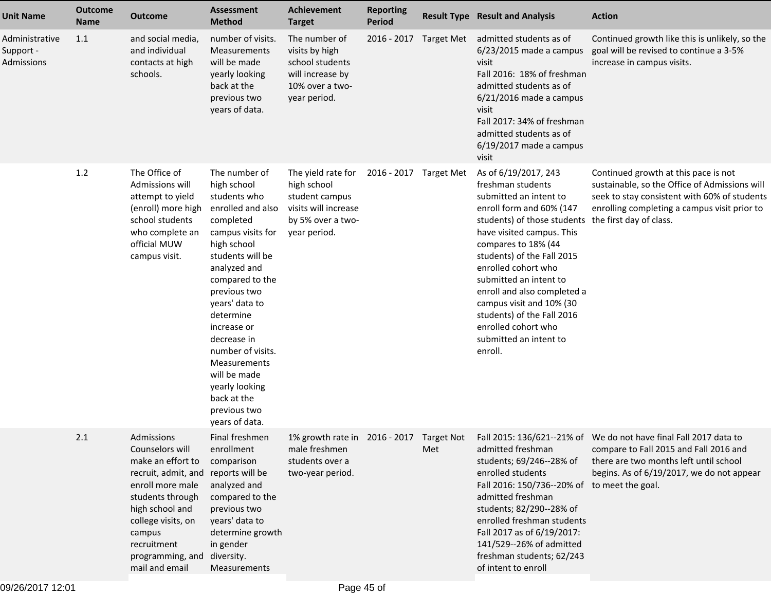| Unit Name | Outcome Name | Outcome | Assessment Method | Achievement Target | Reporting Period | Result Type | Result and Analysis | Action |
|---|---|---|---|---|---|---|---|---|
| Administrative Support - Admissions | 1.1 | and social media, and individual contacts at high schools. | number of visits. Measurements will be made yearly looking back at the previous two years of data. | The number of visits by high school students will increase by 10% over a two-year period. | 2016 - 2017 | Target Met | admitted students as of 6/23/2015 made a campus visit<br>Fall 2016: 18% of freshman admitted students as of 6/21/2016 made a campus visit<br>Fall 2017: 34% of freshman admitted students as of 6/19/2017 made a campus visit | Continued growth like this is unlikely, so the goal will be revised to continue a 3-5% increase in campus visits. |
| | 1.2 | The Office of Admissions will attempt to yield (enroll) more high school students who complete an official MUW campus visit. | The number of high school students who enrolled and also completed campus visits for high school students will be analyzed and compared to the previous two years' data to determine increase or decrease in number of visits. Measurements will be made yearly looking back at the previous two years of data. | The yield rate for high school student campus visits will increase by 5% over a two-year period. | 2016 - 2017 | Target Met | As of 6/19/2017, 243 freshman students submitted an intent to enroll form and 60% (147 students) of those students have visited campus. This compares to 18% (44 students) of the Fall 2015 enrolled cohort who submitted an intent to enroll and also completed a campus visit and 10% (30 students) of the Fall 2016 enrolled cohort who submitted an intent to enroll. | Continued growth at this pace is not sustainable, so the Office of Admissions will seek to stay consistent with 60% of students enrolling completing a campus visit prior to the first day of class. |
| | 2.1 | Admissions Counselors will make an effort to recruit, admit, and enroll more male students through high school and college visits, on campus recruitment programming, and mail and email | Final freshmen enrollment comparison reports will be analyzed and compared to the previous two years' data to determine growth in gender diversity. Measurements | 1% growth rate in male freshmen students over a two-year period. | 2016 - 2017 | Target Not Met | Fall 2015: 136/621--21% of admitted freshman students; 69/246--28% of enrolled students<br>Fall 2016: 150/736--20% of admitted freshman students; 82/290--28% of enrolled freshman students<br>Fall 2017 as of 6/19/2017: 141/529--26% of admitted freshman students; 62/243 of intent to enroll | We do not have final Fall 2017 data to compare to Fall 2015 and Fall 2016 and there are two months left until school begins. As of 6/19/2017, we do not appear to meet the goal. |

09/26/2017 12:01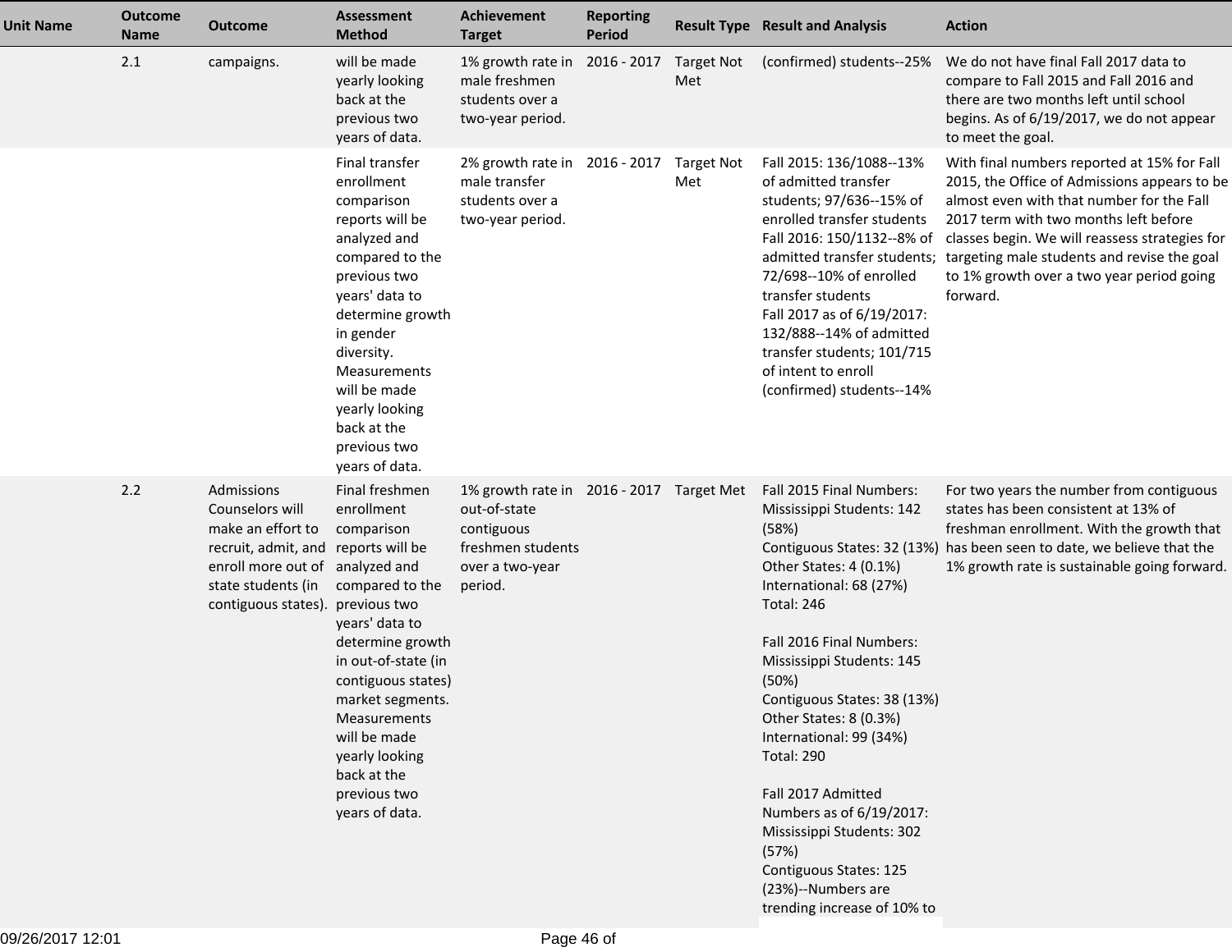| Unit Name | Outcome Name | Outcome | Assessment Method | Achievement Target | Reporting Period | Result Type | Result and Analysis | Action |
|---|---|---|---|---|---|---|---|---|
| | 2.1 | campaigns. | will be made yearly looking back at the previous two years of data. | 1% growth rate in male freshmen students over a two-year period. | 2016 - 2017 | Target Not Met | (confirmed) students--25% | We do not have final Fall 2017 data to compare to Fall 2015 and Fall 2016 and there are two months left until school begins. As of 6/19/2017, we do not appear to meet the goal. |
| | | | Final transfer enrollment comparison reports will be analyzed and compared to the previous two years' data to determine growth in gender diversity. Measurements will be made yearly looking back at the previous two years of data. | 2% growth rate in male transfer students over a two-year period. | 2016 - 2017 | Target Not Met | Fall 2015: 136/1088--13% of admitted transfer students; 97/636--15% of enrolled transfer students<br>Fall 2016: 150/1132--8% of admitted transfer students; 72/698--10% of enrolled transfer students<br>Fall 2017 as of 6/19/2017: 132/888--14% of admitted transfer students; 101/715 of intent to enroll (confirmed) students--14% | With final numbers reported at 15% for Fall 2015, the Office of Admissions appears to be almost even with that number for the Fall 2017 term with two months left before classes begin. We will reassess strategies for targeting male students and revise the goal to 1% growth over a two year period going forward. |
| | 2.2 | Admissions Counselors will make an effort to recruit, admit, and enroll more out of state students (in contiguous states). | Final freshmen enrollment comparison reports will be analyzed and compared to the previous two years' data to determine growth in out-of-state (in contiguous states) market segments. Measurements will be made yearly looking back at the previous two years of data. | 1% growth rate in out-of-state contiguous freshmen students over a two-year period. | 2016 - 2017 | Target Met | Fall 2015 Final Numbers:<br>Mississippi Students: 142 (58%)<br>Contiguous States: 32 (13%)<br>Other States: 4 (0.1%)<br>International: 68 (27%)<br>Total: 246<br><br>Fall 2016 Final Numbers:<br>Mississippi Students: 145 (50%)<br>Contiguous States: 38 (13%)<br>Other States: 8 (0.3%)<br>International: 99 (34%)<br>Total: 290<br><br>Fall 2017 Admitted Numbers as of 6/19/2017:<br>Mississippi Students: 302 (57%)<br>Contiguous States: 125 (23%)--Numbers are trending increase of 10% to | For two years the number from contiguous states has been consistent at 13% of freshman enrollment. With the growth that has been seen to date, we believe that the 1% growth rate is sustainable going forward. |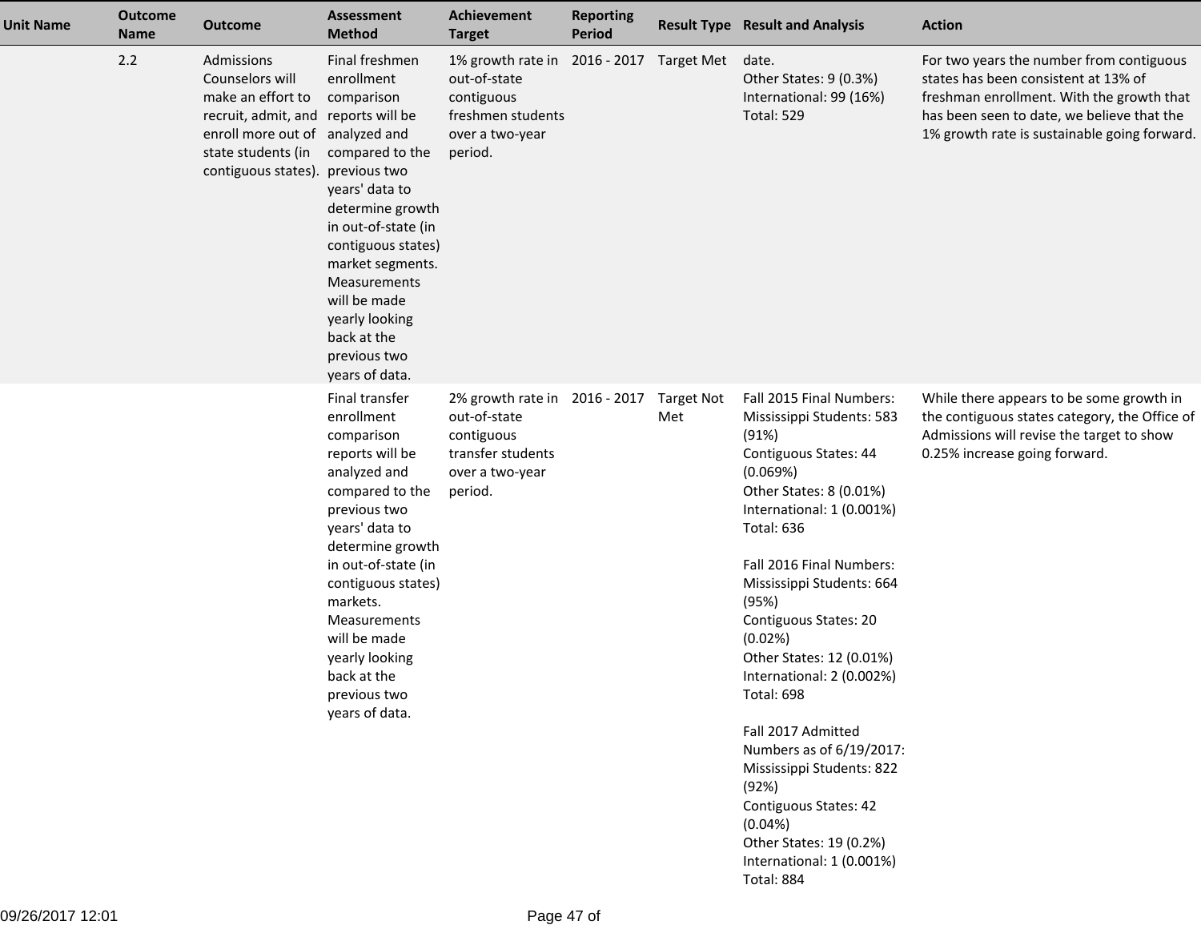| Unit Name | Outcome Name | Outcome | Assessment Method | Achievement Target | Reporting Period | Result Type | Result and Analysis | Action |
|---|---|---|---|---|---|---|---|---|
| | 2.2 | Admissions Counselors will make an effort to recruit, admit, and enroll more out of state students (in contiguous states). | Final freshmen enrollment comparison reports will be analyzed and compared to the previous two years' data to determine growth in out-of-state (in contiguous states) market segments. Measurements will be made yearly looking back at the previous two years of data. | 1% growth rate in out-of-state contiguous freshmen students over a two-year period. | 2016 - 2017 | Target Met | date.<br>Other States: 9 (0.3%)<br>International: 99 (16%)<br>Total: 529 | For two years the number from contiguous states has been consistent at 13% of freshman enrollment. With the growth that has been seen to date, we believe that the 1% growth rate is sustainable going forward. |
| | | | Final transfer enrollment comparison reports will be analyzed and compared to the previous two years' data to determine growth in out-of-state (in contiguous states) markets. Measurements will be made yearly looking back at the previous two years of data. | 2% growth rate in out-of-state contiguous transfer students over a two-year period. | 2016 - 2017 | Target Not Met | Fall 2015 Final Numbers:<br>Mississippi Students: 583 (91%)<br>Contiguous States: 44 (0.069%)<br>Other States: 8 (0.01%)<br>International: 1 (0.001%)<br>Total: 636<br><br>Fall 2016 Final Numbers:<br>Mississippi Students: 664 (95%)<br>Contiguous States: 20 (0.02%)<br>Other States: 12 (0.01%)<br>International: 2 (0.002%)<br>Total: 698<br><br>Fall 2017 Admitted Numbers as of 6/19/2017:<br>Mississippi Students: 822 (92%)<br>Contiguous States: 42 (0.04%)<br>Other States: 19 (0.2%)<br>International: 1 (0.001%)<br>Total: 884 | While there appears to be some growth in the contiguous states category, the Office of Admissions will revise the target to show 0.25% increase going forward. |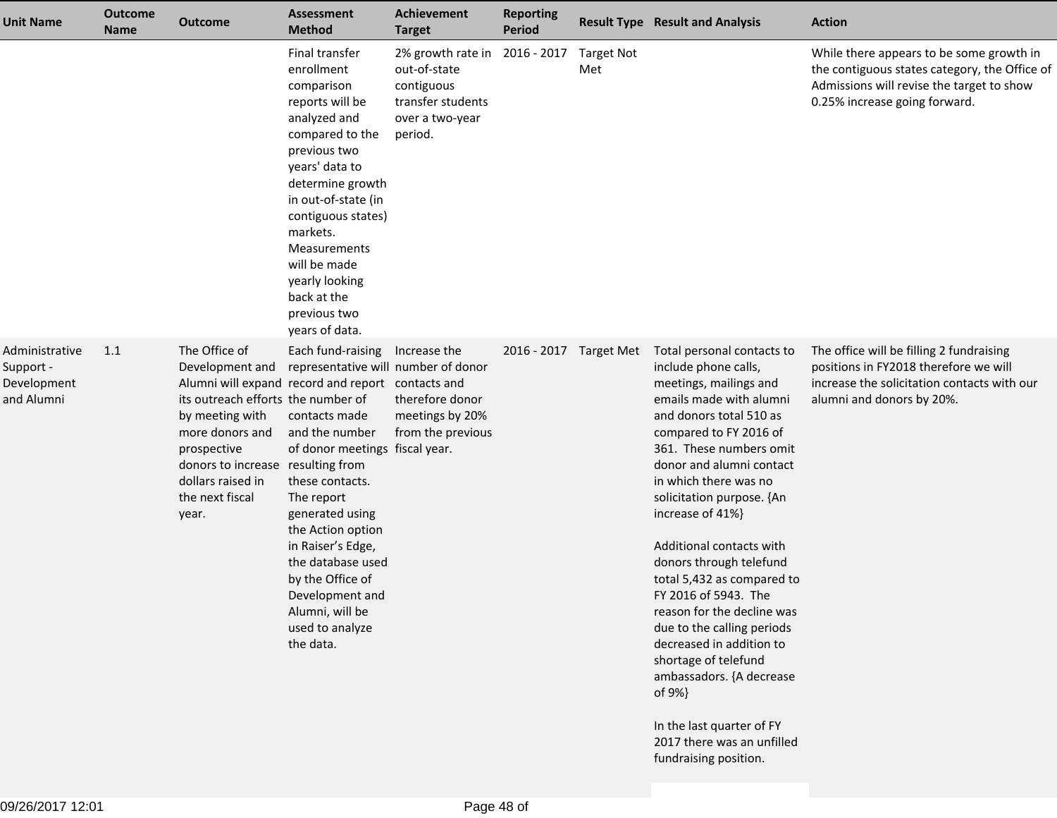| Unit Name | Outcome Name | Outcome | Assessment Method | Achievement Target | Reporting Period | Result Type | Result and Analysis | Action |
|---|---|---|---|---|---|---|---|---|
| | | | Final transfer enrollment comparison reports will be analyzed and compared to the previous two years' data to determine growth in out-of-state (in contiguous states) markets. Measurements will be made yearly looking back at the previous two years of data. | 2% growth rate in out-of-state contiguous transfer students over a two-year period. | 2016 - 2017 | Target Not Met | | While there appears to be some growth in the contiguous states category, the Office of Admissions will revise the target to show 0.25% increase going forward. |
| Administrative Support - Development and Alumni | 1.1 | The Office of Development and Alumni will expand its outreach efforts by meeting with more donors and prospective donors to increase dollars raised in the next fiscal year. | Each fund-raising representative will record and report the number of contacts made and the number of donor meetings resulting from these contacts. The report generated using the Action option in Raiser's Edge, the database used by the Office of Development and Alumni, will be used to analyze the data. | Increase the number of donor contacts and therefore donor meetings by 20% from the previous fiscal year. | 2016 - 2017 | Target Met | Total personal contacts to include phone calls, meetings, mailings and emails made with alumni and donors total 510 as compared to FY 2016 of 361. These numbers omit donor and alumni contact in which there was no solicitation purpose. {An increase of 41%}<br><br>Additional contacts with donors through telefund total 5,432 as compared to FY 2016 of 5943. The reason for the decline was due to the calling periods decreased in addition to shortage of telefund ambassadors. {A decrease of 9%}<br><br>In the last quarter of FY 2017 there was an unfilled fundraising position. | The office will be filling 2 fundraising positions in FY2018 therefore we will increase the solicitation contacts with our alumni and donors by 20%. |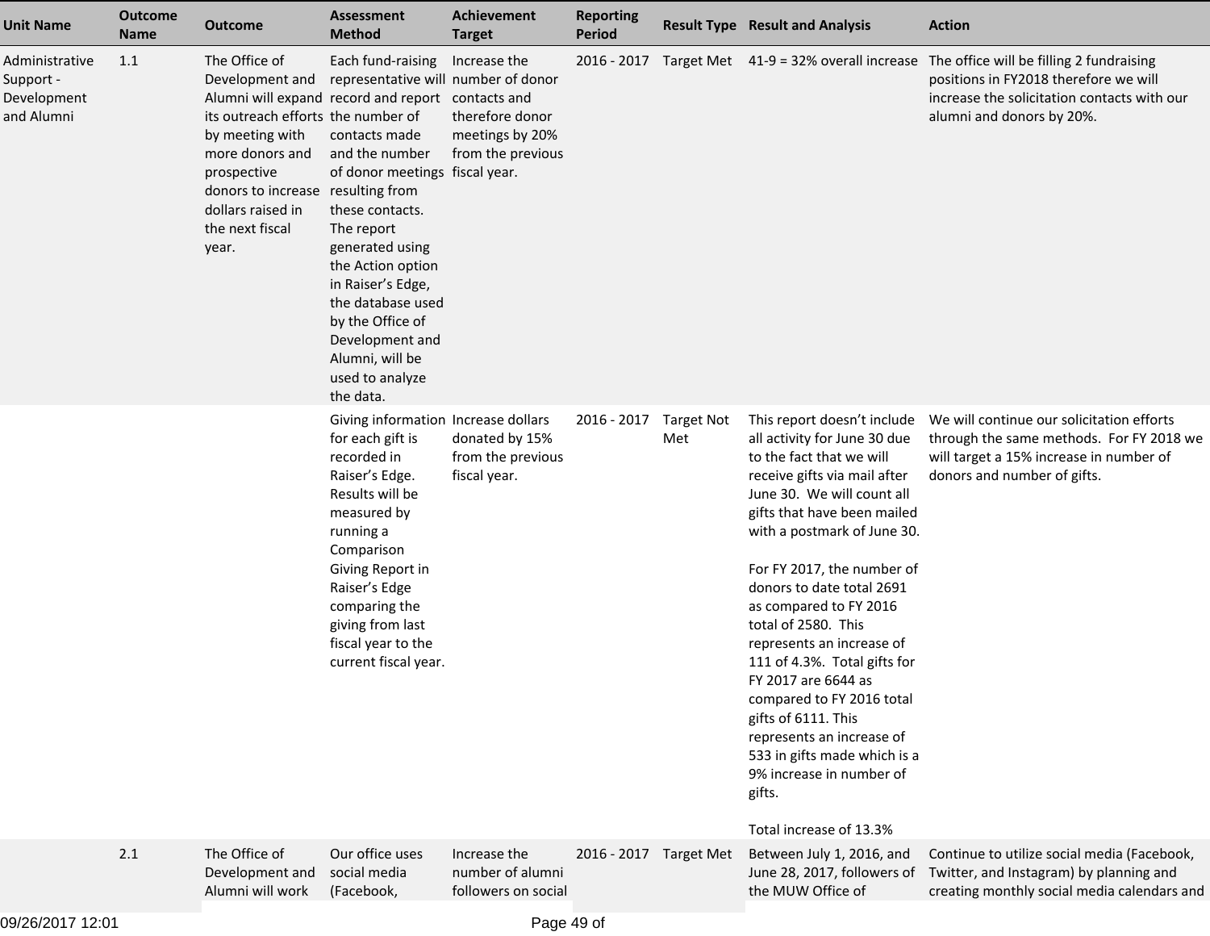| Unit Name | Outcome Name | Outcome | Assessment Method | Achievement Target | Reporting Period | Result Type | Result and Analysis | Action |
|---|---|---|---|---|---|---|---|---|
| Administrative Support - Development and Alumni | 1.1 | The Office of Development and Alumni will expand its outreach efforts by meeting with more donors and prospective donors to increase dollars raised in the next fiscal year. | Each fund-raising representative will record and report the number of contacts made and the number of donor meetings resulting from these contacts. The report generated using the Action option in Raiser's Edge, the database used by the Office of Development and Alumni, will be used to analyze the data. | Increase the number of donor contacts and therefore donor meetings by 20% from the previous fiscal year. | 2016 - 2017 | Target Met | 41-9 = 32% overall increase | The office will be filling 2 fundraising positions in FY2018 therefore we will increase the solicitation contacts with our alumni and donors by 20%. |
| | | | Giving information for each gift is recorded in Raiser's Edge. Results will be measured by running a Comparison Giving Report in Raiser's Edge comparing the giving from last fiscal year to the current fiscal year. | Increase dollars donated by 15% from the previous fiscal year. | 2016 - 2017 | Target Not Met | This report doesn't include all activity for June 30 due to the fact that we will receive gifts via mail after June 30. We will count all gifts that have been mailed with a postmark of June 30.<br><br>For FY 2017, the number of donors to date total 2691 as compared to FY 2016 total of 2580. This represents an increase of 111 of 4.3%. Total gifts for FY 2017 are 6644 as compared to FY 2016 total gifts of 6111. This represents an increase of 533 in gifts made which is a 9% increase in number of gifts.<br><br>Total increase of 13.3% | We will continue our solicitation efforts through the same methods. For FY 2018 we will target a 15% increase in number of donors and number of gifts. |
| | 2.1 | The Office of Development and Alumni will work | Our office uses social media (Facebook, | Increase the number of alumni followers on social | 2016 - 2017 | Target Met | Between July 1, 2016, and June 28, 2017, followers of the MUW Office of | Continue to utilize social media (Facebook, Twitter, and Instagram) by planning and creating monthly social media calendars and |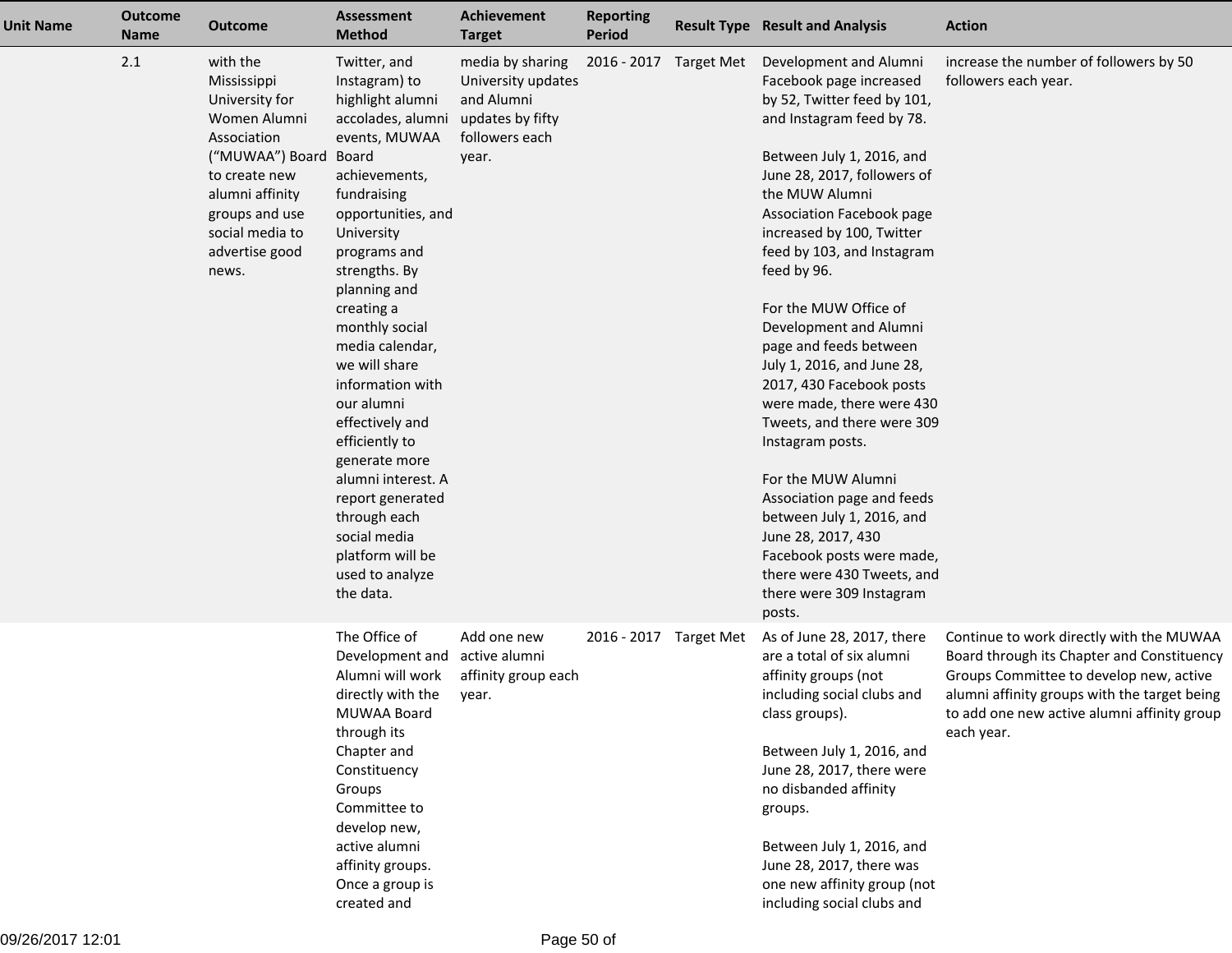| Unit Name | Outcome Name | Outcome | Assessment Method | Achievement Target | Reporting Period | Result Type | Result and Analysis | Action |
|---|---|---|---|---|---|---|---|---|
| | 2.1 | with the Mississippi University for Women Alumni Association ("MUWAA") Board to create new alumni affinity groups and use social media to advertise good news. | Twitter, and Instagram) to highlight alumni accolades, alumni events, MUWAA Board achievements, fundraising opportunities, and University programs and strengths. By planning and creating a monthly social media calendar, we will share information with our alumni effectively and efficiently to generate more alumni interest. A report generated through each social media platform will be used to analyze the data. | media by sharing University updates and Alumni updates by fifty followers each year. | 2016 - 2017 | Target Met | Development and Alumni Facebook page increased by 52, Twitter feed by 101, and Instagram feed by 78.<br><br>Between July 1, 2016, and June 28, 2017, followers of the MUW Alumni Association Facebook page increased by 100, Twitter feed by 103, and Instagram feed by 96.<br><br>For the MUW Office of Development and Alumni page and feeds between July 1, 2016, and June 28, 2017, 430 Facebook posts were made, there were 430 Tweets, and there were 309 Instagram posts.<br><br>For the MUW Alumni Association page and feeds between July 1, 2016, and June 28, 2017, 430 Facebook posts were made, there were 430 Tweets, and there were 309 Instagram posts. | increase the number of followers by 50 followers each year. |
| | | | The Office of Development and Alumni will work directly with the MUWAA Board through its Chapter and Constituency Groups Committee to develop new, active alumni affinity groups. Once a group is created and | Add one new active alumni affinity group each year. | 2016 - 2017 | Target Met | As of June 28, 2017, there are a total of six alumni affinity groups (not including social clubs and class groups).<br><br>Between July 1, 2016, and June 28, 2017, there were no disbanded affinity groups.<br><br>Between July 1, 2016, and June 28, 2017, there was one new affinity group (not including social clubs and | Continue to work directly with the MUWAA Board through its Chapter and Constituency Groups Committee to develop new, active alumni affinity groups with the target being to add one new active alumni affinity group each year. |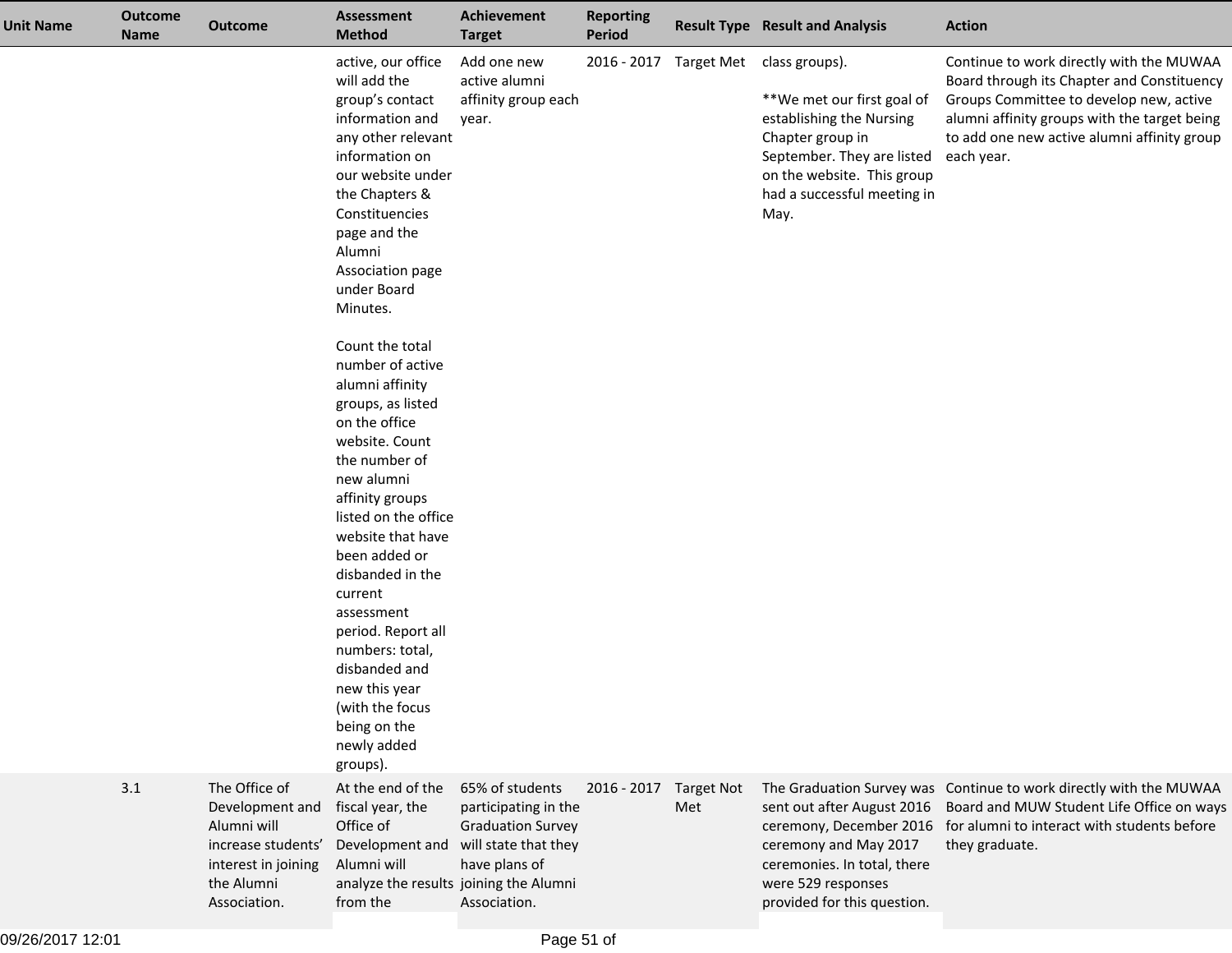| Unit Name | Outcome Name | Outcome | Assessment Method | Achievement Target | Reporting Period | Result Type | Result and Analysis | Action |
|---|---|---|---|---|---|---|---|---|
| | | | active, our office will add the group's contact information and any other relevant information on our website under the Chapters & Constituencies page and the Alumni Association page under Board Minutes.<br><br>Count the total number of active alumni affinity groups, as listed on the office website. Count the number of new alumni affinity groups listed on the office website that have been added or disbanded in the current assessment period. Report all numbers: total, disbanded and new this year (with the focus being on the newly added groups). | Add one new active alumni affinity group each year. | 2016 - 2017 | Target Met | class groups).<br><br>**We met our first goal of establishing the Nursing Chapter group in September. They are listed on the website. This group had a successful meeting in May. | Continue to work directly with the MUWAA Board through its Chapter and Constituency Groups Committee to develop new, active alumni affinity groups with the target being to add one new active alumni affinity group each year. |
| | 3.1 | The Office of Development and Alumni will increase students' interest in joining the Alumni Association. | At the end of the fiscal year, the Office of Development and Alumni will analyze the results from the | 65% of students participating in the Graduation Survey will state that they have plans of joining the Alumni Association. | 2016 - 2017 | Target Not Met | The Graduation Survey was sent out after August 2016 ceremony, December 2016 ceremony and May 2017 ceremonies. In total, there were 529 responses provided for this question. | Continue to work directly with the MUWAA Board and MUW Student Life Office on ways for alumni to interact with students before they graduate. |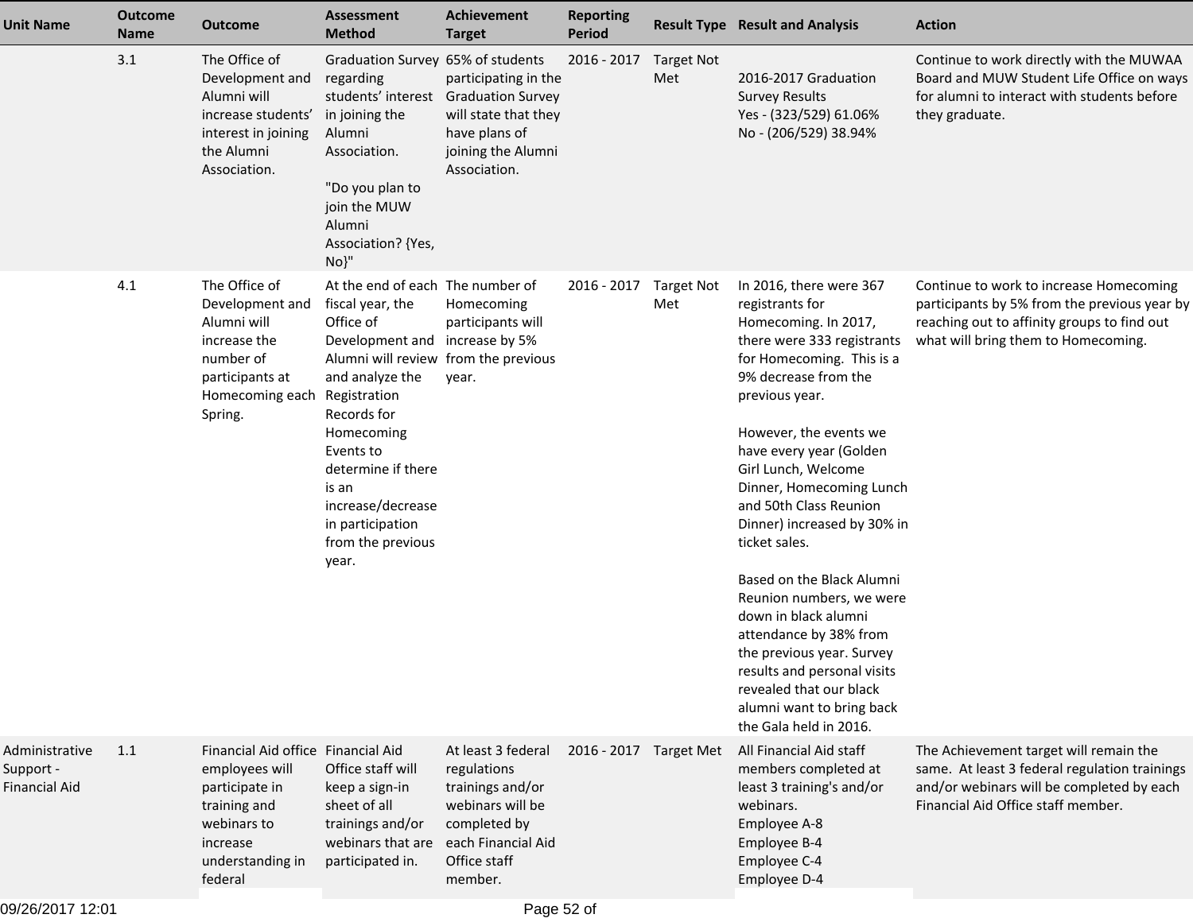| Unit Name | Outcome Name | Outcome | Assessment Method | Achievement Target | Reporting Period | Result Type | Result and Analysis | Action |
|---|---|---|---|---|---|---|---|---|
| | 3.1 | The Office of Development and Alumni will increase students' interest in joining the Alumni Association. | Graduation Survey regarding students' interest in joining the Alumni Association.<br><br>"Do you plan to join the MUW Alumni Association? {Yes, No}" | 65% of students participating in the Graduation Survey will state that they have plans of joining the Alumni Association. | 2016 - 2017 | Target Not Met | 2016-2017 Graduation Survey Results<br>Yes - (323/529) 61.06%<br>No - (206/529) 38.94% | Continue to work directly with the MUWAA Board and MUW Student Life Office on ways for alumni to interact with students before they graduate. |
| | 4.1 | The Office of Development and Alumni will increase the number of participants at Homecoming each Spring. | At the end of each fiscal year, the Office of Development and Alumni will review and analyze the Registration Records for Homecoming Events to determine if there is an increase/decrease in participation from the previous year. | The number of Homecoming participants will increase by 5% from the previous year. | 2016 - 2017 | Target Not Met | In 2016, there were 367 registrants for Homecoming. In 2017, there were 333 registrants for Homecoming. This is a 9% decrease from the previous year.<br><br>However, the events we have every year (Golden Girl Lunch, Welcome Dinner, Homecoming Lunch and 50th Class Reunion Dinner) increased by 30% in ticket sales.<br><br>Based on the Black Alumni Reunion numbers, we were down in black alumni attendance by 38% from the previous year. Survey results and personal visits revealed that our black alumni want to bring back the Gala held in 2016. | Continue to work to increase Homecoming participants by 5% from the previous year by reaching out to affinity groups to find out what will bring them to Homecoming. |
| Administrative Support - Financial Aid | 1.1 | Financial Aid office employees will participate in training and webinars to increase understanding in federal | Financial Aid Office staff will keep a sign-in sheet of all trainings and/or webinars that are participated in. | At least 3 federal regulations trainings and/or webinars will be completed by each Financial Aid Office staff member. | 2016 - 2017 | Target Met | All Financial Aid staff members completed at least 3 training's and/or webinars.<br>Employee A-8<br>Employee B-4<br>Employee C-4<br>Employee D-4 | The Achievement target will remain the same. At least 3 federal regulation trainings and/or webinars will be completed by each Financial Aid Office staff member. |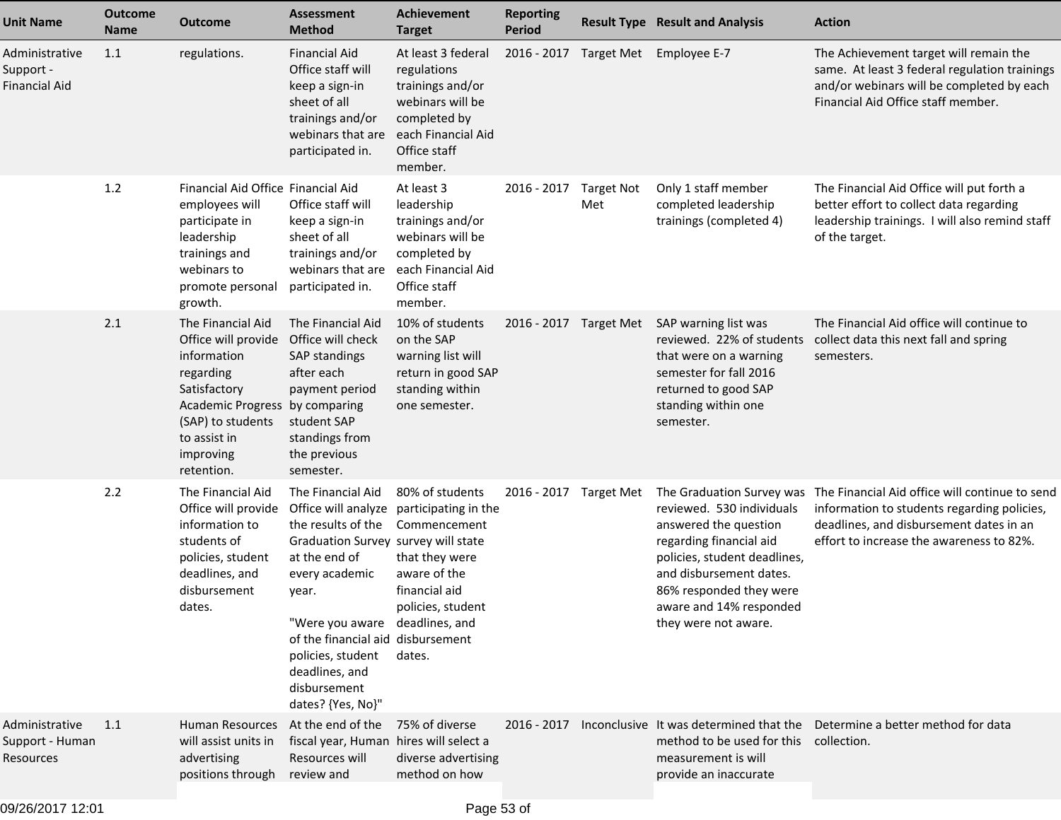| Unit Name | Outcome Name | Outcome | Assessment Method | Achievement Target | Reporting Period | Result Type | Result and Analysis | Action |
|---|---|---|---|---|---|---|---|---|
| Administrative Support - Financial Aid | 1.1 | regulations. | Financial Aid Office staff will keep a sign-in sheet of all trainings and/or webinars that are participated in. | At least 3 federal regulations trainings and/or webinars will be completed by each Financial Aid Office staff member. | 2016 - 2017 | Target Met | Employee E-7 | The Achievement target will remain the same. At least 3 federal regulation trainings and/or webinars will be completed by each Financial Aid Office staff member. |
| | 1.2 | Financial Aid Office employees will participate in leadership trainings and webinars to promote personal growth. | Financial Aid Office staff will keep a sign-in sheet of all trainings and/or webinars that are participated in. | At least 3 leadership trainings and/or webinars will be completed by each Financial Aid Office staff member. | 2016 - 2017 | Target Not Met | Only 1 staff member completed leadership trainings (completed 4) | The Financial Aid Office will put forth a better effort to collect data regarding leadership trainings. I will also remind staff of the target. |
| | 2.1 | The Financial Aid Office will provide information regarding Satisfactory Academic Progress (SAP) to students to assist in improving retention. | The Financial Aid Office will check SAP standings after each payment period by comparing student SAP standings from the previous semester. | 10% of students on the SAP warning list will return in good SAP standing within one semester. | 2016 - 2017 | Target Met | SAP warning list was reviewed. 22% of students that were on a warning semester for fall 2016 returned to good SAP standing within one semester. | The Financial Aid office will continue to collect data this next fall and spring semesters. |
| | 2.2 | The Financial Aid Office will provide information to students of policies, student deadlines, and disbursement dates. | The Financial Aid Office will analyze the results of the Graduation Survey at the end of every academic year.<br><br>"Were you aware of the financial aid policies, student deadlines, and disbursement dates? {Yes, No}" | 80% of students participating in the Commencement survey will state that they were aware of the financial aid policies, student deadlines, and disbursement dates. | 2016 - 2017 | Target Met | The Graduation Survey was reviewed. 530 individuals answered the question regarding financial aid policies, student deadlines, and disbursement dates. 86% responded they were aware and 14% responded they were not aware. | The Financial Aid office will continue to send information to students regarding policies, deadlines, and disbursement dates in an effort to increase the awareness to 82%. |
| Administrative Support - Human Resources | 1.1 | Human Resources will assist units in advertising positions through | At the end of the fiscal year, Human Resources will review and | 75% of diverse hires will select a diverse advertising method on how | 2016 - 2017 | Inconclusive | It was determined that the method to be used for this measurement is will provide an inaccurate | Determine a better method for data collection. |

09/26/2017 12:01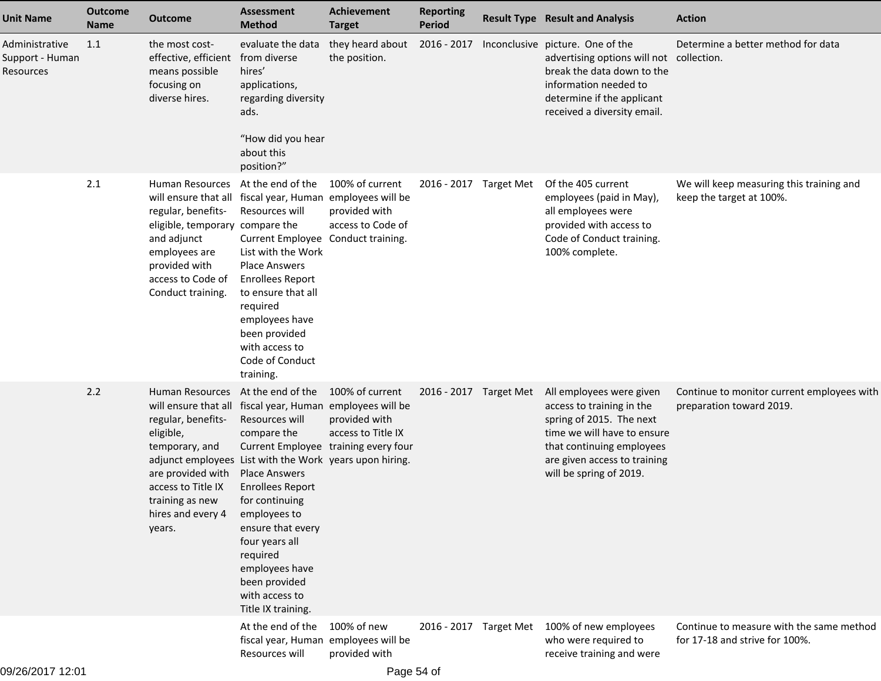| Unit Name | Outcome Name | Outcome | Assessment Method | Achievement Target | Reporting Period | Result Type | Result and Analysis | Action |
|---|---|---|---|---|---|---|---|---|
| Administrative Support - Human Resources | 1.1 | the most cost-effective, efficient means possible focusing on diverse hires. | evaluate the data from diverse hires' applications, regarding diversity ads.<br><br>"How did you hear about this position?" | they heard about the position. | 2016 - 2017 | Inconclusive | picture. One of the advertising options will not break the data down to the information needed to determine if the applicant received a diversity email. | Determine a better method for data collection. |
| | 2.1 | Human Resources will ensure that all regular, benefits-eligible, temporary and adjunct employees are provided with access to Code of Conduct training. | At the end of the fiscal year, Human Resources will compare the Current Employee List with the Work Place Answers Enrollees Report to ensure that all required employees have been provided with access to Code of Conduct training. | 100% of current employees will be provided with access to Code of Conduct training. | 2016 - 2017 | Target Met | Of the 405 current employees (paid in May), all employees were provided with access to Code of Conduct training. 100% complete. | We will keep measuring this training and keep the target at 100%. |
| | 2.2 | Human Resources will ensure that all regular, benefits-eligible, temporary, and adjunct employees are provided with access to Title IX training as new hires and every 4 years. | At the end of the fiscal year, Human Resources will compare the Current Employee List with the Work Place Answers Enrollees Report for continuing employees to ensure that every four years all required employees have been provided with access to Title IX training. | 100% of current employees will be provided with access to Title IX training every four years upon hiring. | 2016 - 2017 | Target Met | All employees were given access to training in the spring of 2015. The next time we will have to ensure that continuing employees are given access to training will be spring of 2019. | Continue to monitor current employees with preparation toward 2019. |
| | | | At the end of the fiscal year, Human Resources will | 100% of new employees will be provided with | 2016 - 2017 | Target Met | 100% of new employees who were required to receive training and were | Continue to measure with the same method for 17-18 and strive for 100%. |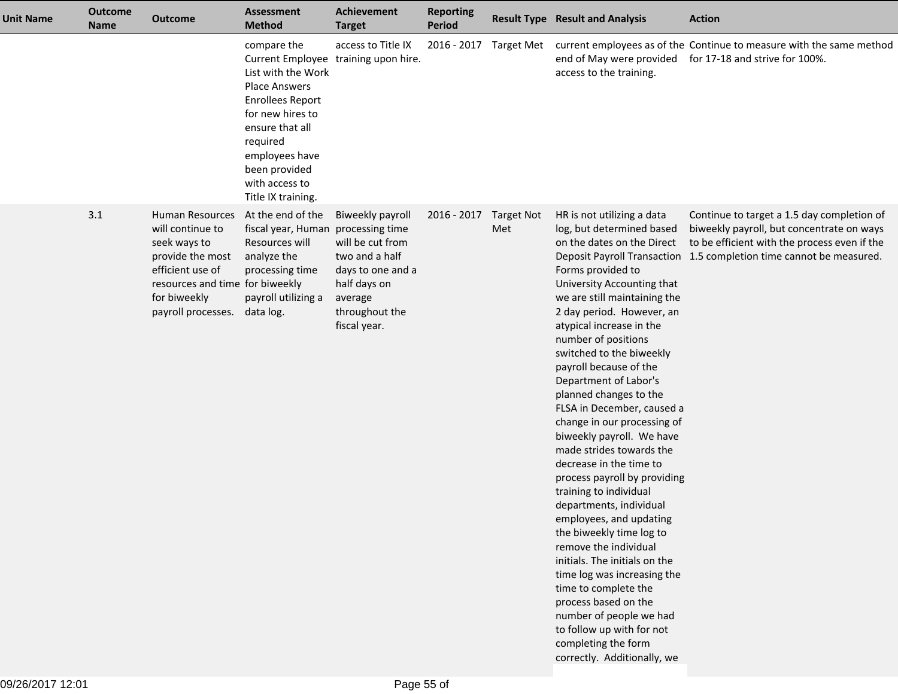| Unit Name | Outcome Name | Outcome | Assessment Method | Achievement Target | Reporting Period | Result Type | Result and Analysis | Action |
|---|---|---|---|---|---|---|---|---|
| | | | compare the Current Employee List with the Work Place Answers Enrollees Report for new hires to ensure that all required employees have been provided with access to Title IX training. | access to Title IX training upon hire. | 2016 - 2017 | Target Met | current employees as of the end of May were provided access to the training. | Continue to measure with the same method for 17-18 and strive for 100%. |
| | 3.1 | Human Resources will continue to seek ways to provide the most efficient use of resources and time for biweekly payroll processes. | At the end of the fiscal year, Human Resources will analyze the processing time for biweekly payroll utilizing a data log. | Biweekly payroll processing time will be cut from two and a half days to one and a half days on average throughout the fiscal year. | 2016 - 2017 | Target Not Met | HR is not utilizing a data log, but determined based on the dates on the Direct Deposit Payroll Transaction Forms provided to University Accounting that we are still maintaining the 2 day period. However, an atypical increase in the number of positions switched to the biweekly payroll because of the Department of Labor's planned changes to the FLSA in December, caused a change in our processing of biweekly payroll. We have made strides towards the decrease in the time to process payroll by providing training to individual departments, individual employees, and updating the biweekly time log to remove the individual initials. The initials on the time log was increasing the time to complete the process based on the number of people we had to follow up with for not completing the form correctly. Additionally, we | Continue to target a 1.5 day completion of biweekly payroll, but concentrate on ways to be efficient with the process even if the 1.5 completion time cannot be measured. |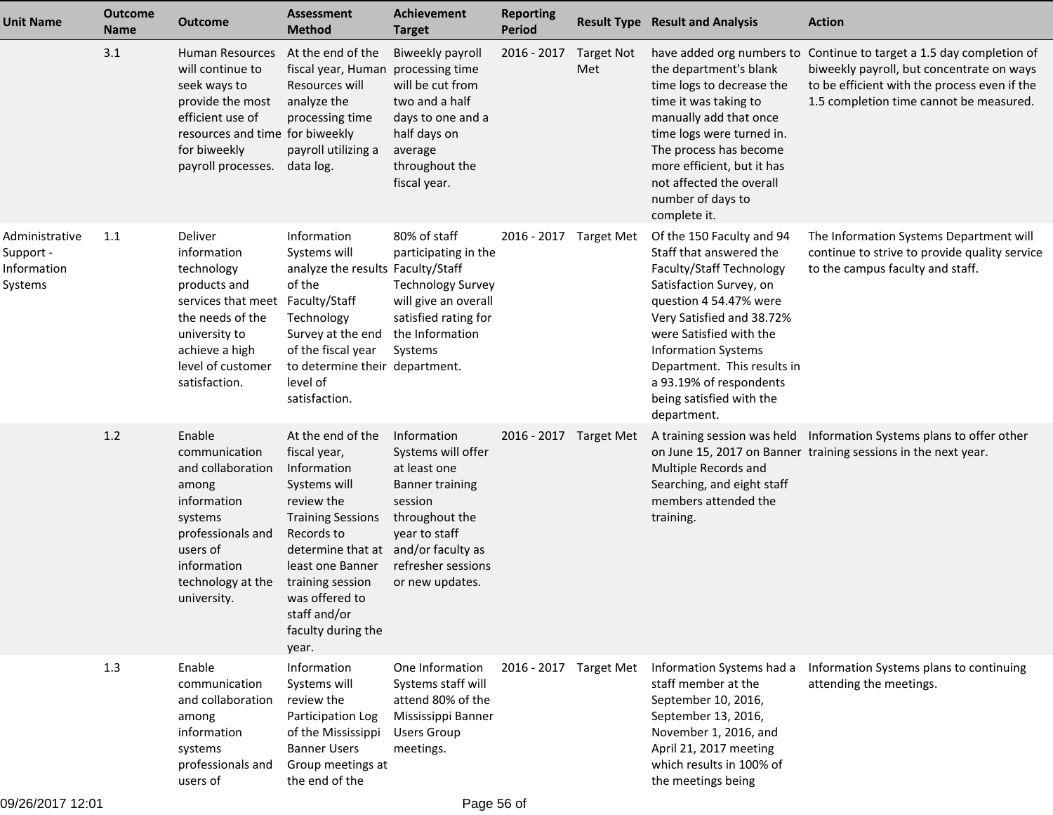| Unit Name | Outcome Name | Outcome | Assessment Method | Achievement Target | Reporting Period | Result Type | Result and Analysis | Action |
|---|---|---|---|---|---|---|---|---|
| | 3.1 | Human Resources will continue to seek ways to provide the most efficient use of resources and time for biweekly payroll processes. | At the end of the fiscal year, Human Resources will analyze the processing time for biweekly payroll utilizing a data log. | Biweekly payroll processing time will be cut from two and a half days to one and a half days on average throughout the fiscal year. | 2016 - 2017 | Target Not Met | have added org numbers to the department's blank time logs to decrease the time it was taking to manually add that once time logs were turned in. The process has become more efficient, but it has not affected the overall number of days to complete it. | Continue to target a 1.5 day completion of biweekly payroll, but concentrate on ways to be efficient with the process even if the 1.5 completion time cannot be measured. |
| Administrative Support - Information Systems | 1.1 | Deliver information technology products and services that meet the needs of the university to achieve a high level of customer satisfaction. | Information Systems will analyze the results of the Faculty/Staff Technology Survey at the end of the fiscal year to determine their level of satisfaction. | 80% of staff participating in the Faculty/Staff Technology Survey will give an overall satisfied rating for the Information Systems department. | 2016 - 2017 | Target Met | Of the 150 Faculty and 94 Staff that answered the Faculty/Staff Technology Satisfaction Survey, on question 4 54.47% were Very Satisfied and 38.72% were Satisfied with the Information Systems Department. This results in a 93.19% of respondents being satisfied with the department. | The Information Systems Department will continue to strive to provide quality service to the campus faculty and staff. |
| | 1.2 | Enable communication and collaboration among information systems professionals and users of information technology at the university. | At the end of the fiscal year, Information Systems will review the Training Sessions Records to determine that at least one Banner training session was offered to staff and/or faculty during the year. | Information Systems will offer at least one Banner training session throughout the year to staff and/or faculty as refresher sessions or new updates. | 2016 - 2017 | Target Met | A training session was held on June 15, 2017 on Banner Multiple Records and Searching, and eight staff members attended the training. | Information Systems plans to offer other training sessions in the next year. |
| | 1.3 | Enable communication and collaboration among information systems professionals and users of | Information Systems will review the Participation Log of the Mississippi Banner Users Group meetings at the end of the | One Information Systems staff will attend 80% of the Mississippi Banner Users Group meetings. | 2016 - 2017 | Target Met | Information Systems had a staff member at the September 10, 2016, September 13, 2016, November 1, 2016, and April 21, 2017 meeting which results in 100% of the meetings being | Information Systems plans to continuing attending the meetings. |

09/26/2017 12:01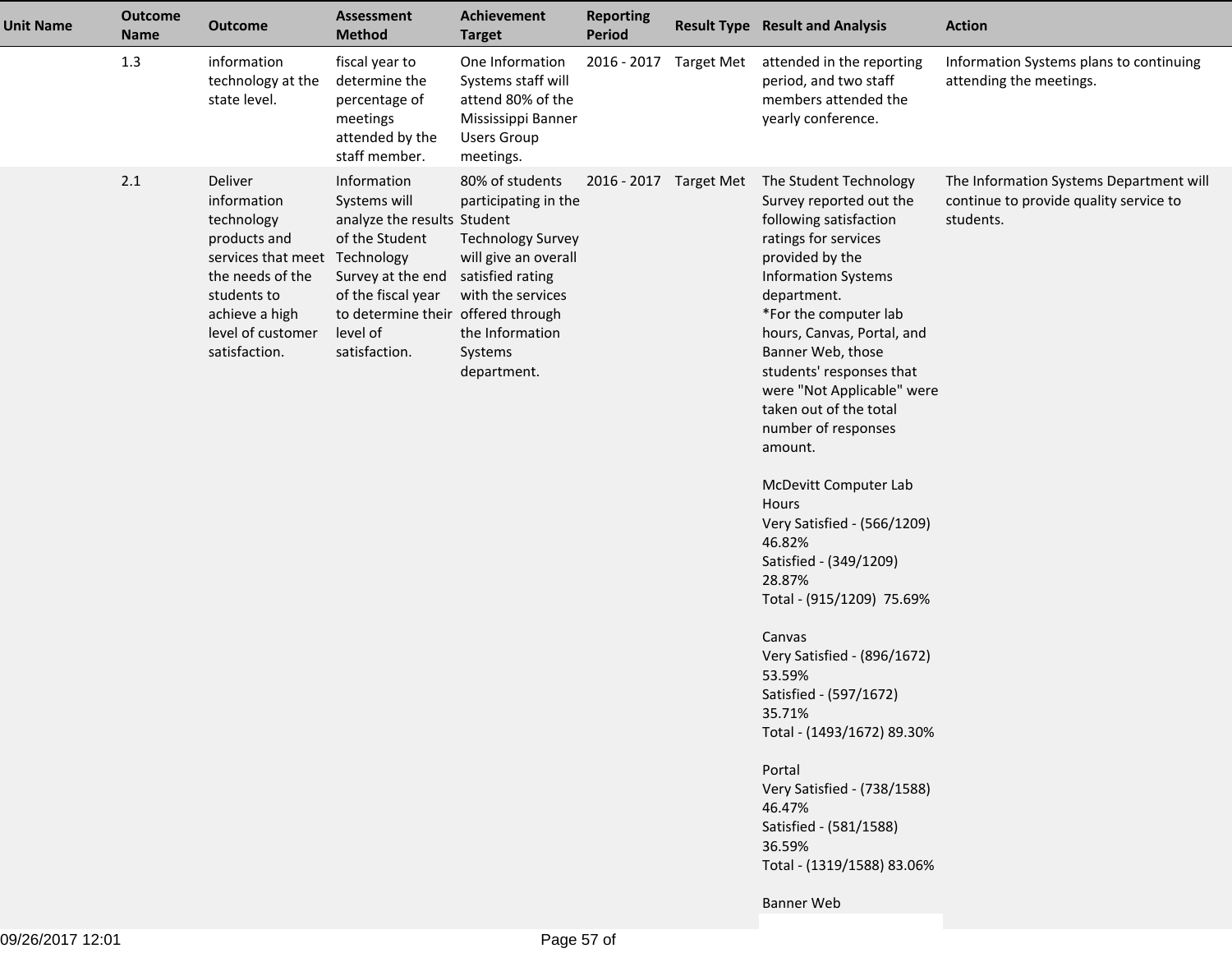| Unit Name | Outcome Name | Outcome | Assessment Method | Achievement Target | Reporting Period | Result Type | Result and Analysis | Action |
|---|---|---|---|---|---|---|---|---|
| | 1.3 | information technology at the state level. | fiscal year to determine the percentage of meetings attended by the staff member. | One Information Systems staff will attend 80% of the Mississippi Banner Users Group meetings. | 2016 - 2017 | Target Met | attended in the reporting period, and two staff members attended the yearly conference. | Information Systems plans to continuing attending the meetings. |
| | 2.1 | Deliver information technology products and services that meet the needs of the students to achieve a high level of customer satisfaction. | Information Systems will analyze the results of the Student Technology Survey at the end of the fiscal year to determine their level of satisfaction. | 80% of students participating in the Student Technology Survey will give an overall satisfied rating with the services offered through the Information Systems department. | 2016 - 2017 | Target Met | The Student Technology Survey reported out the following satisfaction ratings for services provided by the Information Systems department.<br>*For the computer lab hours, Canvas, Portal, and Banner Web, those students' responses that were "Not Applicable" were taken out of the total number of responses amount.<br><br>McDevitt Computer Lab Hours<br>Very Satisfied - (566/1209) 46.82%<br>Satisfied - (349/1209) 28.87%<br>Total - (915/1209) 75.69%<br><br>Canvas<br>Very Satisfied - (896/1672) 53.59%<br>Satisfied - (597/1672) 35.71%<br>Total - (1493/1672) 89.30%<br><br>Portal<br>Very Satisfied - (738/1588) 46.47%<br>Satisfied - (581/1588) 36.59%<br>Total - (1319/1588) 83.06%<br><br>Banner Web | The Information Systems Department will continue to provide quality service to students. |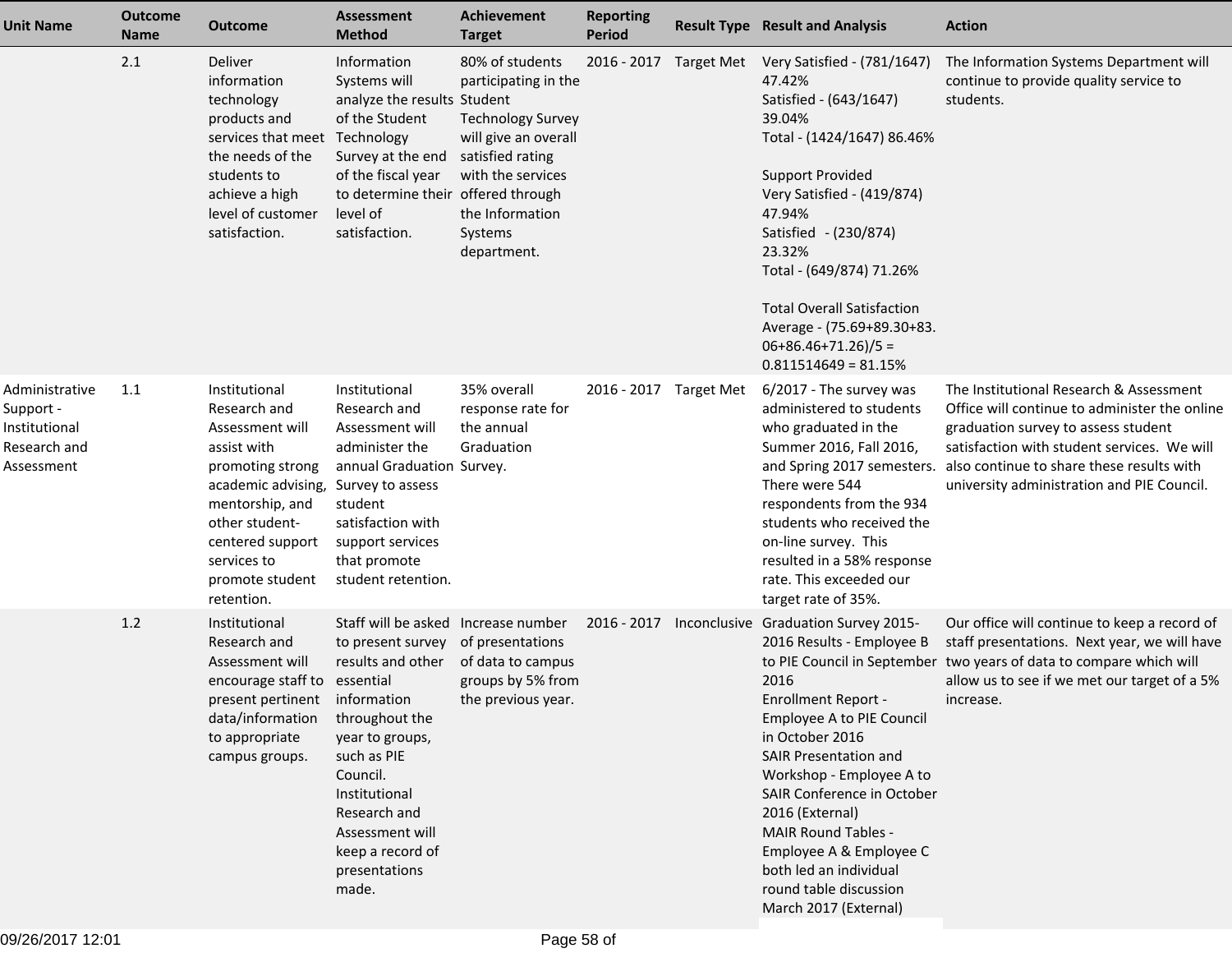| Unit Name | Outcome Name | Outcome | Assessment Method | Achievement Target | Reporting Period | Result Type | Result and Analysis | Action |
|---|---|---|---|---|---|---|---|---|
| | 2.1 | Deliver information technology products and services that meet the needs of the students to achieve a high level of customer satisfaction. | Information Systems will analyze the results of the Student Technology Survey at the end of the fiscal year to determine their level of satisfaction. | 80% of students participating in the Student Technology Survey will give an overall satisfied rating with the services offered through the Information Systems department. | 2016 - 2017 | Target Met | Very Satisfied - (781/1647) 47.42%<br>Satisfied - (643/1647) 39.04%<br>Total - (1424/1647) 86.46%<br><br>Support Provided<br>Very Satisfied - (419/874) 47.94%<br>Satisfied - (230/874) 23.32%<br>Total - (649/874) 71.26%<br><br>Total Overall Satisfaction Average - (75.69+89.30+83.06+86.46+71.26)/5 = 0.811514649 = 81.15% | The Information Systems Department will continue to provide quality service to students. |
| Administrative Support - Institutional Research and Assessment | 1.1 | Institutional Research and Assessment will assist with promoting strong academic advising, mentorship, and other student-centered support services to promote student retention. | Institutional Research and Assessment will administer the annual Graduation Survey to assess student satisfaction with support services that promote student retention. | 35% overall response rate for the annual Graduation Survey. | 2016 - 2017 | Target Met | 6/2017 - The survey was administered to students who graduated in the Summer 2016, Fall 2016, and Spring 2017 semesters. There were 544 respondents from the 934 students who received the on-line survey. This resulted in a 58% response rate. This exceeded our target rate of 35%. | The Institutional Research & Assessment Office will continue to administer the online graduation survey to assess student satisfaction with student services. We will also continue to share these results with university administration and PIE Council. |
| | 1.2 | Institutional Research and Assessment will encourage staff to present pertinent data/information to appropriate campus groups. | Staff will be asked to present survey results and other essential information throughout the year to groups, such as PIE Council. Institutional Research and Assessment will keep a record of presentations made. | Increase number of presentations of data to campus groups by 5% from the previous year. | 2016 - 2017 | Inconclusive | Graduation Survey 2015-2016 Results - Employee B to PIE Council in September 2016<br>Enrollment Report - Employee A to PIE Council in October 2016<br>SAIR Presentation and Workshop - Employee A to SAIR Conference in October 2016 (External)<br>MAIR Round Tables - Employee A & Employee C both led an individual round table discussion March 2017 (External) | Our office will continue to keep a record of staff presentations. Next year, we will have two years of data to compare which will allow us to see if we met our target of a 5% increase. |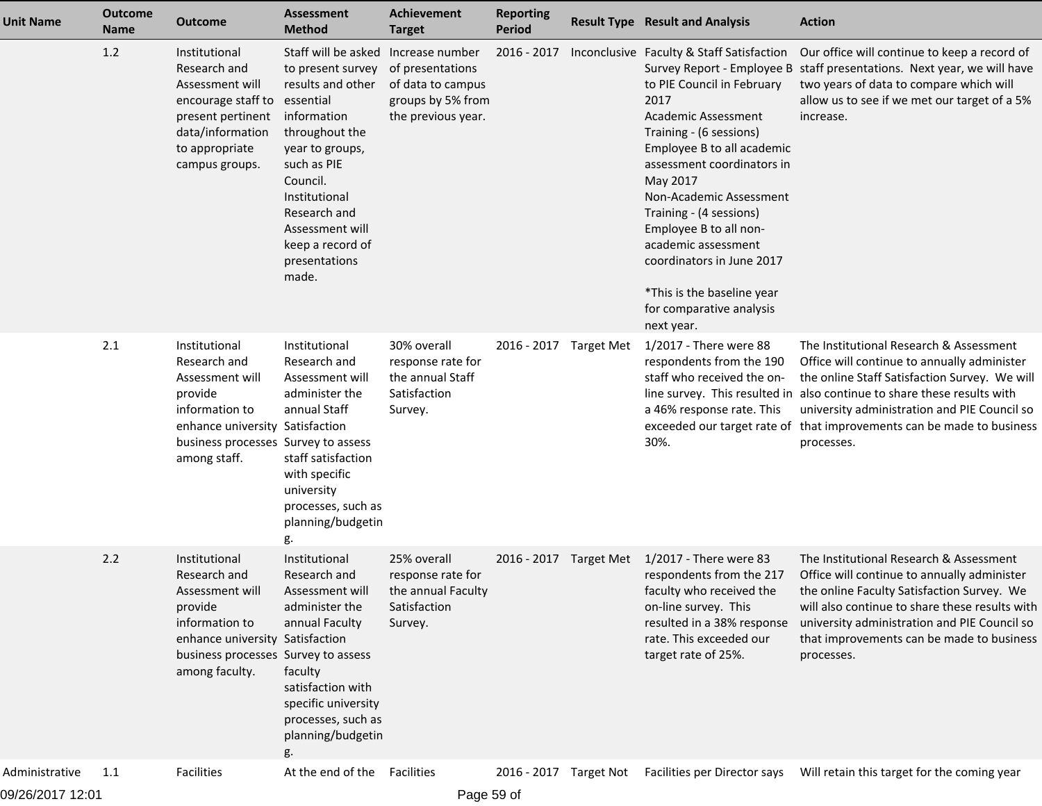| Unit Name | Outcome Name | Outcome | Assessment Method | Achievement Target | Reporting Period | Result Type | Result and Analysis | Action |
|---|---|---|---|---|---|---|---|---|
| | 1.2 | Institutional Research and Assessment will encourage staff to present pertinent data/information to appropriate campus groups. | Staff will be asked to present survey results and other essential information throughout the year to groups, such as PIE Council. Institutional Research and Assessment will keep a record of presentations made. | Increase number of presentations of data to campus groups by 5% from the previous year. | 2016 - 2017 | Inconclusive | Faculty & Staff Satisfaction Survey Report - Employee B to PIE Council in February 2017<br>Academic Assessment Training - (6 sessions) Employee B to all academic assessment coordinators in May 2017<br>Non-Academic Assessment Training - (4 sessions) Employee B to all non-academic assessment coordinators in June 2017<br><br>*This is the baseline year for comparative analysis next year. | Our office will continue to keep a record of staff presentations. Next year, we will have two years of data to compare which will allow us to see if we met our target of a 5% increase. |
| | 2.1 | Institutional Research and Assessment will provide information to enhance university business processes among staff. | Institutional Research and Assessment will administer the annual Staff Satisfaction Survey to assess staff satisfaction with specific university processes, such as planning/budgeting. | 30% overall response rate for the annual Staff Satisfaction Survey. | 2016 - 2017 | Target Met | 1/2017 - There were 88 respondents from the 190 staff who received the on-line survey. This resulted in a 46% response rate. This exceeded our target rate of 30%. | The Institutional Research & Assessment Office will continue to annually administer the online Staff Satisfaction Survey. We will also continue to share these results with university administration and PIE Council so that improvements can be made to business processes. |
| | 2.2 | Institutional Research and Assessment will provide information to enhance university business processes among faculty. | Institutional Research and Assessment will administer the annual Faculty Satisfaction Survey to assess faculty satisfaction with specific university processes, such as planning/budgeting. | 25% overall response rate for the annual Faculty Satisfaction Survey. | 2016 - 2017 | Target Met | 1/2017 - There were 83 respondents from the 217 faculty who received the on-line survey. This resulted in a 38% response rate. This exceeded our target rate of 25%. | The Institutional Research & Assessment Office will continue to annually administer the online Faculty Satisfaction Survey. We will also continue to share these results with university administration and PIE Council so that improvements can be made to business processes. |
| Administrative | 1.1 | Facilities | At the end of the | Facilities | 2016 - 2017 | Target Not | Facilities per Director says | Will retain this target for the coming year |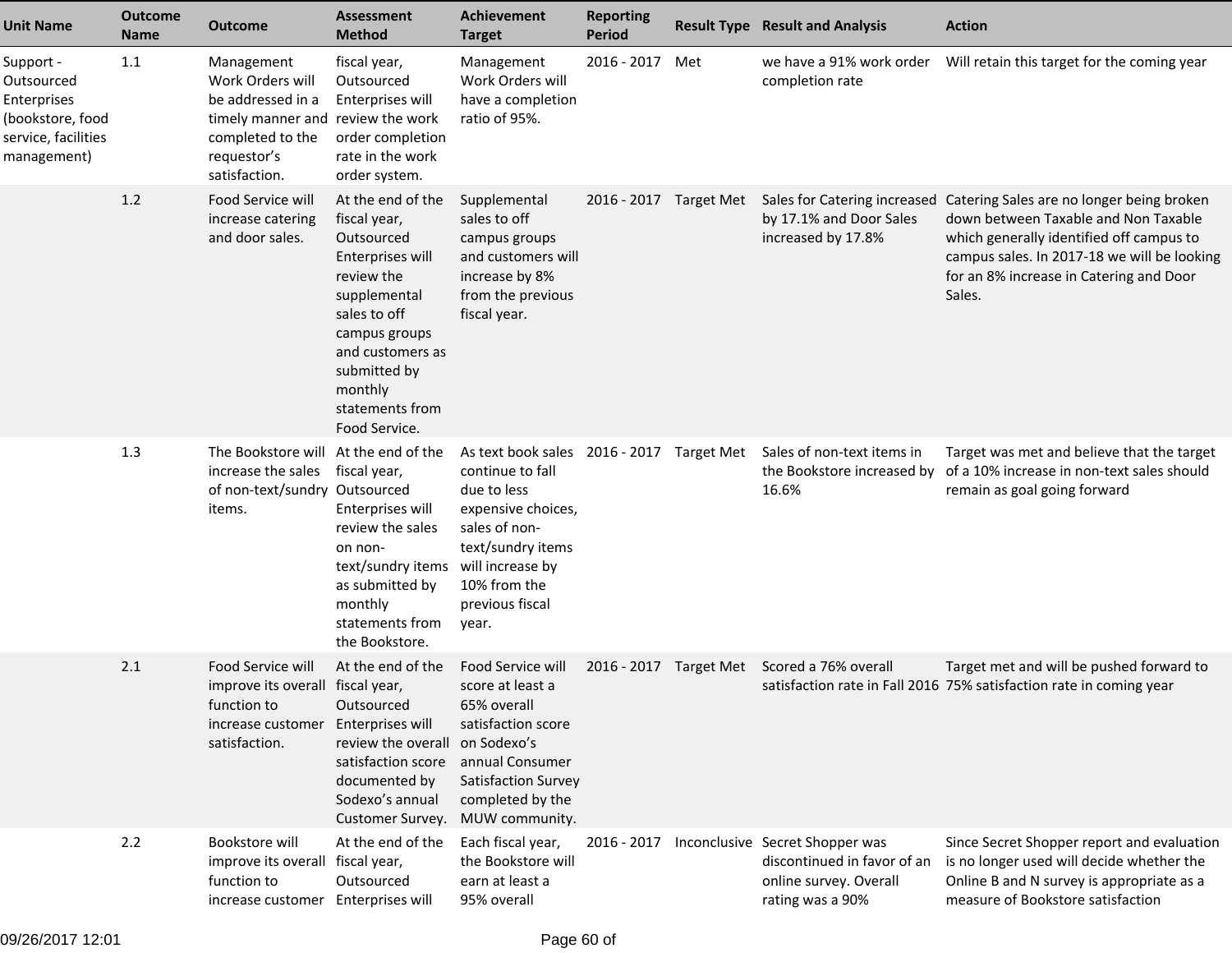| Unit Name | Outcome Name | Outcome | Assessment Method | Achievement Target | Reporting Period | Result Type | Result and Analysis | Action |
|---|---|---|---|---|---|---|---|---|
| Support - Outsourced Enterprises (bookstore, food service, facilities management) | 1.1 | Management Work Orders will be addressed in a timely manner and completed to the requestor's satisfaction. | fiscal year, Outsourced Enterprises will review the work order completion rate in the work order system. | Management Work Orders will have a completion ratio of 95%. | 2016 - 2017 | Met | we have a 91% work order completion rate | Will retain this target for the coming year |
| | 1.2 | Food Service will increase catering and door sales. | At the end of the fiscal year, Outsourced Enterprises will review the supplemental sales to off campus groups and customers as submitted by monthly statements from Food Service. | Supplemental sales to off campus groups and customers will increase by 8% from the previous fiscal year. | 2016 - 2017 | Target Met | Sales for Catering increased by 17.1% and Door Sales increased by 17.8% | Catering Sales are no longer being broken down between Taxable and Non Taxable which generally identified off campus to campus sales. In 2017-18 we will be looking for an 8% increase in Catering and Door Sales. |
| | 1.3 | The Bookstore will increase the sales of non-text/sundry items. | At the end of the fiscal year, Outsourced Enterprises will review the sales on non-text/sundry items as submitted by monthly statements from the Bookstore. | As text book sales continue to fall due to less expensive choices, sales of non-text/sundry items will increase by 10% from the previous fiscal year. | 2016 - 2017 | Target Met | Sales of non-text items in the Bookstore increased by 16.6% | Target was met and believe that the target of a 10% increase in non-text sales should remain as goal going forward |
| | 2.1 | Food Service will improve its overall function to increase customer satisfaction. | At the end of the fiscal year, Outsourced Enterprises will review the overall satisfaction score documented by Sodexo's annual Customer Survey. | Food Service will score at least a 65% overall satisfaction score on Sodexo's annual Consumer Satisfaction Survey completed by the MUW community. | 2016 - 2017 | Target Met | Scored a 76% overall satisfaction rate in Fall 2016 | Target met and will be pushed forward to 75% satisfaction rate in coming year |
| | 2.2 | Bookstore will improve its overall function to increase customer | At the end of the fiscal year, Outsourced Enterprises will | Each fiscal year, the Bookstore will earn at least a 95% overall | 2016 - 2017 | Inconclusive | Secret Shopper was discontinued in favor of an online survey. Overall rating was a 90% | Since Secret Shopper report and evaluation is no longer used will decide whether the Online B and N survey is appropriate as a measure of Bookstore satisfaction |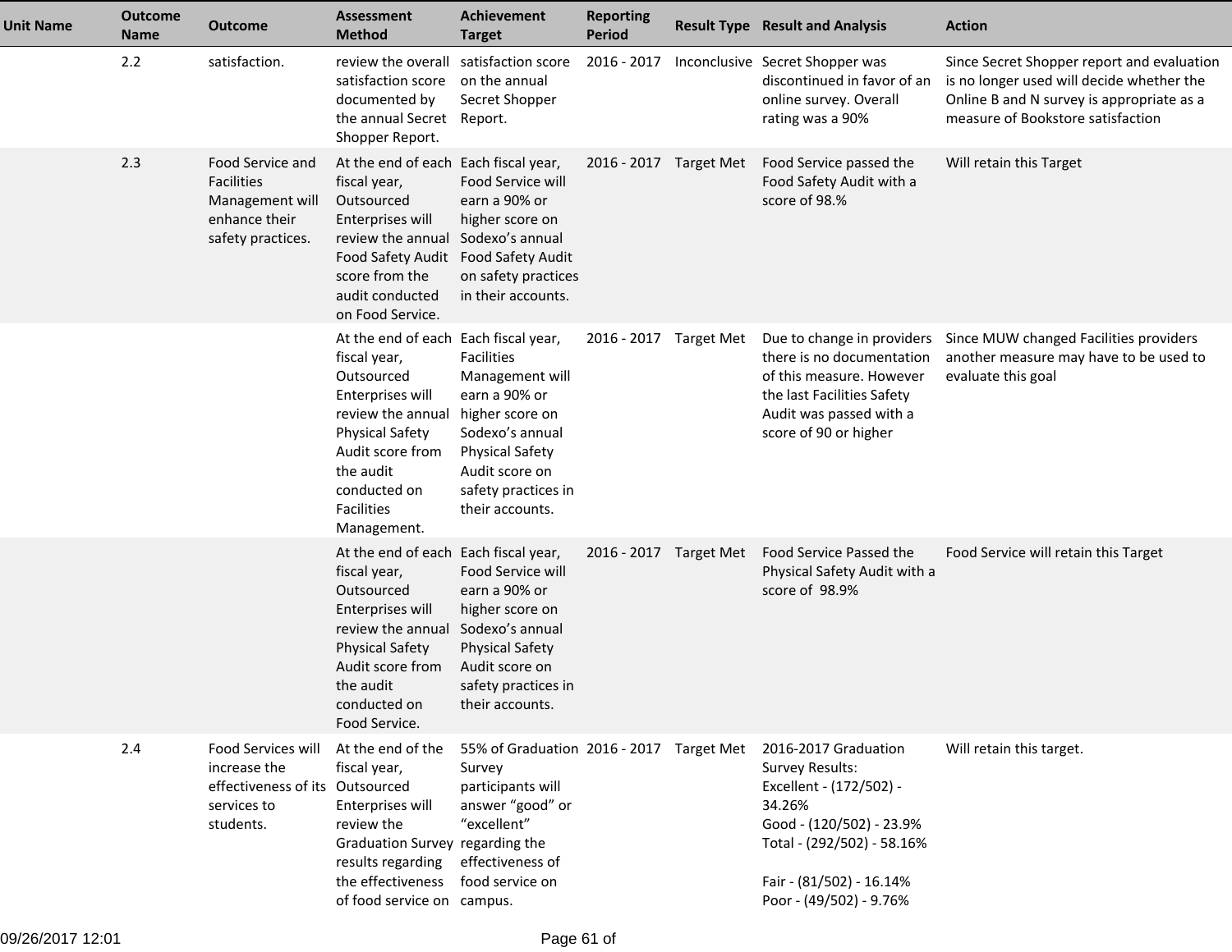| Unit Name | Outcome Name | Outcome | Assessment Method | Achievement Target | Reporting Period | Result Type | Result and Analysis | Action |
|---|---|---|---|---|---|---|---|---|
| | 2.2 | satisfaction. | review the overall satisfaction score documented by the annual Secret Shopper Report. | satisfaction score on the annual Secret Shopper Report. | 2016 - 2017 | Inconclusive | Secret Shopper was discontinued in favor of an online survey. Overall rating was a 90% | Since Secret Shopper report and evaluation is no longer used will decide whether the Online B and N survey is appropriate as a measure of Bookstore satisfaction |
| | 2.3 | Food Service and Facilities Management will enhance their safety practices. | At the end of each fiscal year, Outsourced Enterprises will review the annual Food Safety Audit score from the audit conducted on Food Service. | Each fiscal year, Food Service will earn a 90% or higher score on Sodexo's annual Food Safety Audit on safety practices in their accounts. | 2016 - 2017 | Target Met | Food Service passed the Food Safety Audit with a score of 98.% | Will retain this Target |
| | | | At the end of each fiscal year, Outsourced Enterprises will review the annual Physical Safety Audit score from the audit conducted on Facilities Management. | Each fiscal year, Facilities Management will earn a 90% or higher score on Sodexo's annual Physical Safety Audit score on safety practices in their accounts. | 2016 - 2017 | Target Met | Due to change in providers there is no documentation of this measure. However the last Facilities Safety Audit was passed with a score of 90 or higher | Since MUW changed Facilities providers another measure may have to be used to evaluate this goal |
| | | | At the end of each fiscal year, Outsourced Enterprises will review the annual Physical Safety Audit score from the audit conducted on Food Service. | Each fiscal year, Food Service will earn a 90% or higher score on Sodexo's annual Physical Safety Audit score on safety practices in their accounts. | 2016 - 2017 | Target Met | Food Service Passed the Physical Safety Audit with a score of 98.9% | Food Service will retain this Target |
| | 2.4 | Food Services will increase the effectiveness of its services to students. | At the end of the fiscal year, Outsourced Enterprises will review the Graduation Survey results regarding the effectiveness of food service on | 55% of Graduation Survey participants will answer "good" or "excellent" regarding the effectiveness of food service on campus. | 2016 - 2017 | Target Met | 2016-2017 Graduation Survey Results:<br>Excellent - (172/502) - 34.26%<br>Good - (120/502) - 23.9%<br>Total - (292/502) - 58.16%<br><br>Fair - (81/502) - 16.14%<br>Poor - (49/502) - 9.76% | Will retain this target. |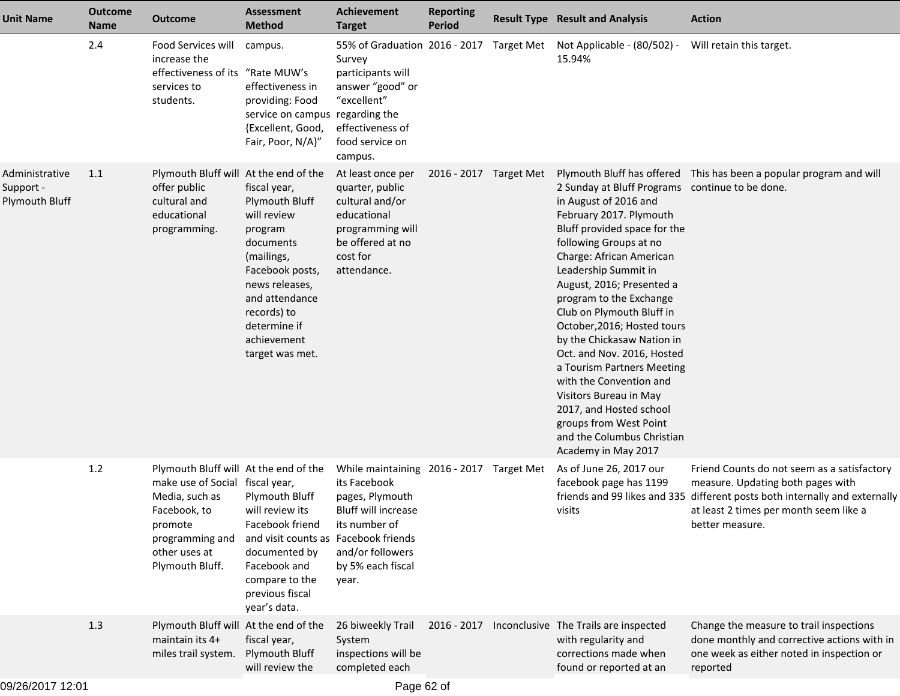| Unit Name | Outcome Name | Outcome | Assessment Method | Achievement Target | Reporting Period | Result Type | Result and Analysis | Action |
|---|---|---|---|---|---|---|---|---|
| | 2.4 | Food Services will increase the effectiveness of its services to students. | campus.<br><br>"Rate MUW's effectiveness in providing: Food service on campus {Excellent, Good, Fair, Poor, N/A}" | 55% of Graduation Survey participants will answer "good" or "excellent" regarding the effectiveness of food service on campus. | 2016 - 2017 | Target Met | Not Applicable - (80/502) - 15.94% | Will retain this target. |
| Administrative Support - Plymouth Bluff | 1.1 | Plymouth Bluff will offer public cultural and educational programming. | At the end of the fiscal year, Plymouth Bluff will review program documents (mailings, Facebook posts, news releases, and attendance records) to determine if achievement target was met. | At least once per quarter, public cultural and/or educational programming will be offered at no cost for attendance. | 2016 - 2017 | Target Met | Plymouth Bluff has offered 2 Sunday at Bluff Programs in August of 2016 and February 2017. Plymouth Bluff provided space for the following Groups at no Charge: African American Leadership Summit in August, 2016; Presented a program to the Exchange Club on Plymouth Bluff in October,2016; Hosted tours by the Chickasaw Nation in Oct. and Nov. 2016, Hosted a Tourism Partners Meeting with the Convention and Visitors Bureau in May 2017, and Hosted school groups from West Point and the Columbus Christian Academy in May 2017 | This has been a popular program and will continue to be done. |
| | 1.2 | Plymouth Bluff will make use of Social Media, such as Facebook, to promote programming and other uses at Plymouth Bluff. | At the end of the fiscal year, Plymouth Bluff will review its Facebook friend and visit counts as documented by Facebook and compare to the previous fiscal year's data. | While maintaining its Facebook pages, Plymouth Bluff will increase its number of Facebook friends and/or followers by 5% each fiscal year. | 2016 - 2017 | Target Met | As of June 26, 2017 our facebook page has 1199 friends and 99 likes and 335 visits | Friend Counts do not seem as a satisfactory measure. Updating both pages with different posts both internally and externally at least 2 times per month seem like a better measure. |
| | 1.3 | Plymouth Bluff will maintain its 4+ miles trail system. | At the end of the fiscal year, Plymouth Bluff will review the | 26 biweekly Trail System inspections will be completed each | 2016 - 2017 | Inconclusive | The Trails are inspected with regularity and corrections made when found or reported at an | Change the measure to trail inspections done monthly and corrective actions with in one week as either noted in inspection or reported |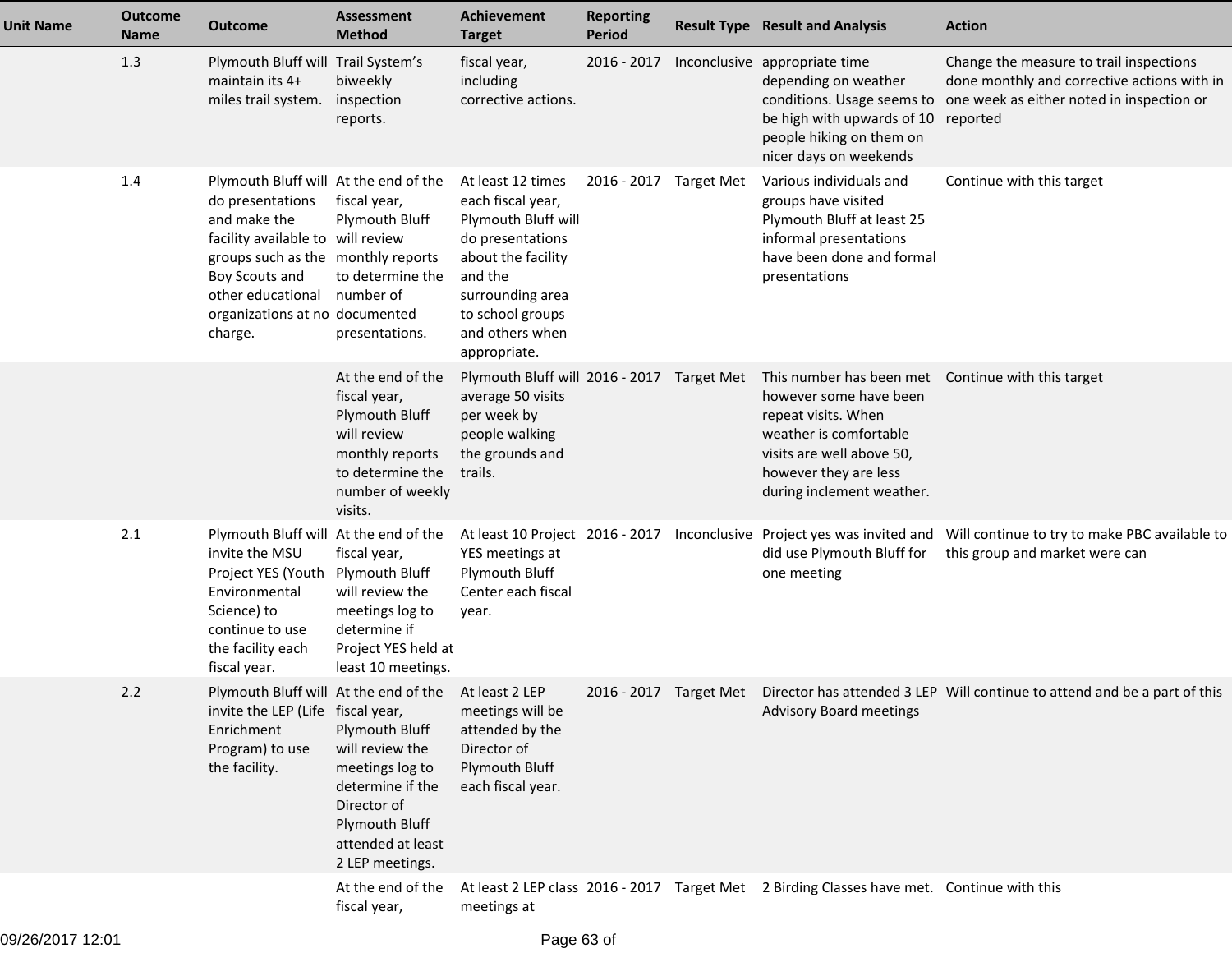| Unit Name | Outcome Name | Outcome | Assessment Method | Achievement Target | Reporting Period | Result Type | Result and Analysis | Action |
|---|---|---|---|---|---|---|---|---|
| | 1.3 | Plymouth Bluff will maintain its 4+ miles trail system. | Trail System's biweekly inspection reports. | fiscal year, including corrective actions. | 2016 - 2017 | Inconclusive | appropriate time depending on weather conditions. Usage seems to be high with upwards of 10 people hiking on them on nicer days on weekends | Change the measure to trail inspections done monthly and corrective actions with in one week as either noted in inspection or reported |
| | 1.4 | Plymouth Bluff will do presentations and make the facility available to groups such as the Boy Scouts and other educational organizations at no charge. | At the end of the fiscal year, Plymouth Bluff will review monthly reports to determine the number of documented presentations. | At least 12 times each fiscal year, Plymouth Bluff will do presentations about the facility and the surrounding area to school groups and others when appropriate. | 2016 - 2017 | Target Met | Various individuals and groups have visited Plymouth Bluff at least 25 informal presentations have been done and formal presentations | Continue with this target |
| | | | At the end of the fiscal year, Plymouth Bluff will review monthly reports to determine the number of weekly visits. | Plymouth Bluff will average 50 visits per week by people walking the grounds and trails. | 2016 - 2017 | Target Met | This number has been met however some have been repeat visits. When weather is comfortable visits are well above 50, however they are less during inclement weather. | Continue with this target |
| | 2.1 | Plymouth Bluff will invite the MSU Project YES (Youth Environmental Science) to continue to use the facility each fiscal year. | At the end of the fiscal year, Plymouth Bluff will review the meetings log to determine if Project YES held at least 10 meetings. | At least 10 Project YES meetings at Plymouth Bluff Center each fiscal year. | 2016 - 2017 | Inconclusive | Project yes was invited and did use Plymouth Bluff for one meeting | Will continue to try to make PBC available to this group and market were can |
| | 2.2 | Plymouth Bluff will invite the LEP (Life Enrichment Program) to use the facility. | At the end of the fiscal year, Plymouth Bluff will review the meetings log to determine if the Director of Plymouth Bluff attended at least 2 LEP meetings. | At least 2 LEP meetings will be attended by the Director of Plymouth Bluff each fiscal year. | 2016 - 2017 | Target Met | Director has attended 3 LEP Advisory Board meetings | Will continue to attend and be a part of this |
| | | | At the end of the fiscal year, | At least 2 LEP class meetings at | 2016 - 2017 | Target Met | 2 Birding Classes have met. | Continue with this |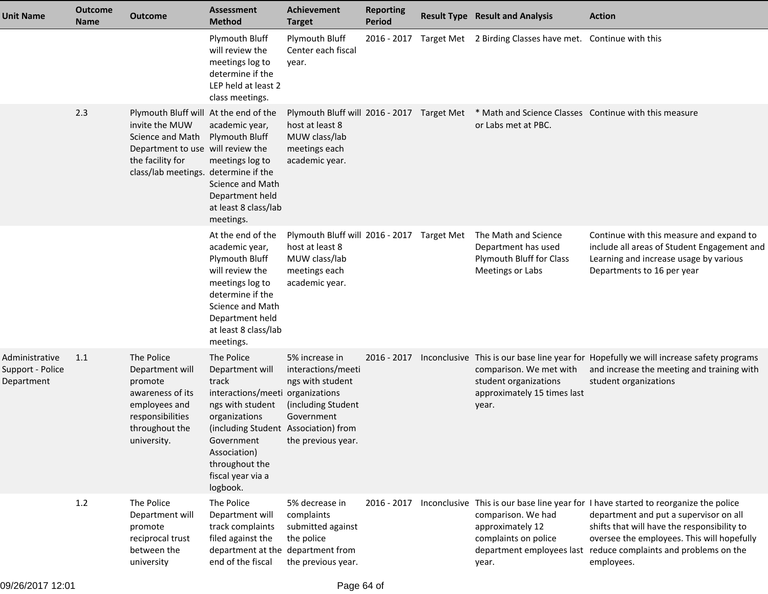| Unit Name | Outcome Name | Outcome | Assessment Method | Achievement Target | Reporting Period | Result Type | Result and Analysis | Action |
|---|---|---|---|---|---|---|---|---|
| | | | Plymouth Bluff will review the meetings log to determine if the LEP held at least 2 class meetings. | Plymouth Bluff Center each fiscal year. | 2016 - 2017 | Target Met | 2 Birding Classes have met. | Continue with this |
| | 2.3 | Plymouth Bluff will invite the MUW Science and Math Department to use the facility for class/lab meetings. | At the end of the academic year, Plymouth Bluff will review the meetings log to determine if the Science and Math Department held at least 8 class/lab meetings. | Plymouth Bluff will host at least 8 MUW class/lab meetings each academic year. | 2016 - 2017 | Target Met | * Math and Science Classes or Labs met at PBC. | Continue with this measure |
| | | | At the end of the academic year, Plymouth Bluff will review the meetings log to determine if the Science and Math Department held at least 8 class/lab meetings. | Plymouth Bluff will host at least 8 MUW class/lab meetings each academic year. | 2016 - 2017 | Target Met | The Math and Science Department has used Plymouth Bluff for Class Meetings or Labs | Continue with this measure and expand to include all areas of Student Engagement and Learning and increase usage by various Departments to 16 per year |
| Administrative Support - Police Department | 1.1 | The Police Department will promote awareness of its employees and responsibilities throughout the university. | The Police Department will track interactions/meetings with student organizations (including Student Government Association) throughout the fiscal year via a logbook. | 5% increase in interactions/meetings with student organizations (including Student Government Association) from the previous year. | 2016 - 2017 | Inconclusive | This is our base line year for comparison. We met with student organizations approximately 15 times last year. | Hopefully we will increase safety programs and increase the meeting and training with student organizations |
| | 1.2 | The Police Department will promote reciprocal trust between the university | The Police Department will track complaints filed against the department at the end of the fiscal | 5% decrease in complaints submitted against the police department from the previous year. | 2016 - 2017 | Inconclusive | This is our base line year for comparison. We had approximately 12 complaints on police department employees last year. | I have started to reorganize the police department and put a supervisor on all shifts that will have the responsibility to oversee the employees. This will hopefully reduce complaints and problems on the employees. |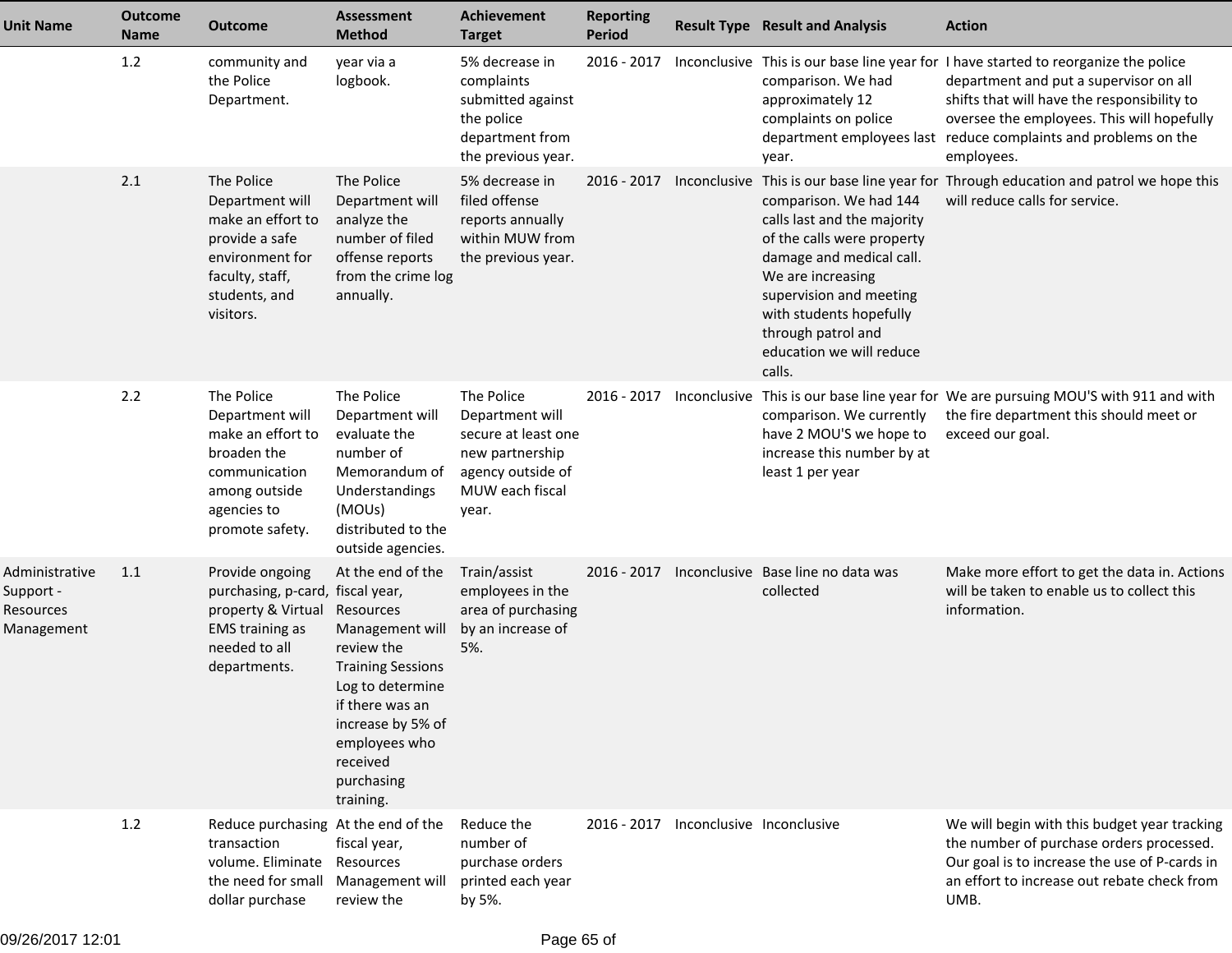| Unit Name | Outcome Name | Outcome | Assessment Method | Achievement Target | Reporting Period | Result Type | Result and Analysis | Action |
|---|---|---|---|---|---|---|---|---|
| | 1.2 | community and the Police Department. | year via a logbook. | 5% decrease in complaints submitted against the police department from the previous year. | 2016 - 2017 | Inconclusive | This is our base line year for comparison. We had approximately 12 complaints on police department employees last year. | I have started to reorganize the police department and put a supervisor on all shifts that will have the responsibility to oversee the employees. This will hopefully reduce complaints and problems on the employees. |
| | 2.1 | The Police Department will make an effort to provide a safe environment for faculty, staff, students, and visitors. | The Police Department will analyze the number of filed offense reports from the crime log annually. | 5% decrease in filed offense reports annually within MUW from the previous year. | 2016 - 2017 | Inconclusive | This is our base line year for comparison. We had 144 calls last and the majority of the calls were property damage and medical call. We are increasing supervision and meeting with students hopefully through patrol and education we will reduce calls. | Through education and patrol we hope this will reduce calls for service. |
| | 2.2 | The Police Department will make an effort to broaden the communication among outside agencies to promote safety. | The Police Department will evaluate the number of Memorandum of Understandings (MOUs) distributed to the outside agencies. | The Police Department will secure at least one new partnership agency outside of MUW each fiscal year. | 2016 - 2017 | Inconclusive | This is our base line year for comparison. We currently have 2 MOU'S we hope to increase this number by at least 1 per year | We are pursuing MOU'S with 911 and with the fire department this should meet or exceed our goal. |
| Administrative Support - Resources Management | 1.1 | Provide ongoing purchasing, p-card, property & Virtual EMS training as needed to all departments. | At the end of the fiscal year, Resources Management will review the Training Sessions Log to determine if there was an increase by 5% of employees who received purchasing training. | Train/assist employees in the area of purchasing by an increase of 5%. | 2016 - 2017 | Inconclusive | Base line no data was collected | Make more effort to get the data in. Actions will be taken to enable us to collect this information. |
| | 1.2 | Reduce purchasing transaction volume. Eliminate the need for small dollar purchase | At the end of the fiscal year, Resources Management will review the | Reduce the number of purchase orders printed each year by 5%. | 2016 - 2017 | Inconclusive | Inconclusive | We will begin with this budget year tracking the number of purchase orders processed. Our goal is to increase the use of P-cards in an effort to increase out rebate check from UMB. |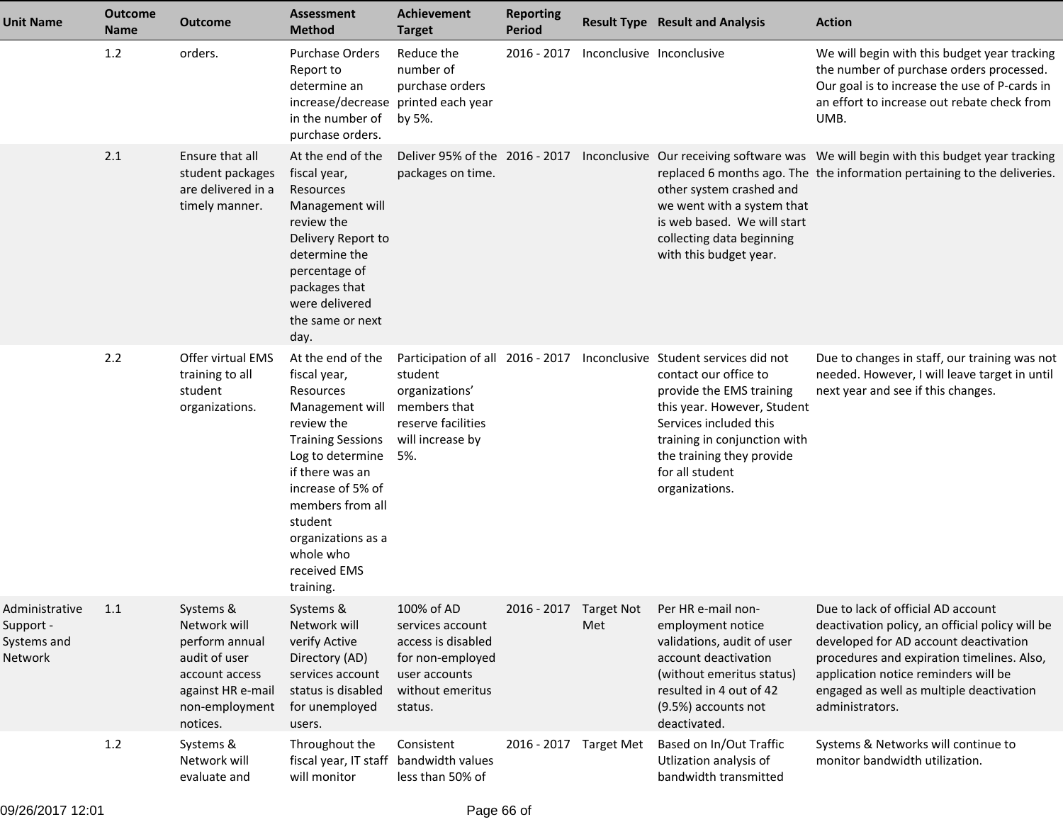| Unit Name | Outcome Name | Outcome | Assessment Method | Achievement Target | Reporting Period | Result Type | Result and Analysis | Action |
|---|---|---|---|---|---|---|---|---|
| | 1.2 | orders. | Purchase Orders Report to determine an increase/decrease in the number of purchase orders. | Reduce the number of purchase orders printed each year by 5%. | 2016 - 2017 | Inconclusive | Inconclusive | We will begin with this budget year tracking the number of purchase orders processed. Our goal is to increase the use of P-cards in an effort to increase out rebate check from UMB. |
| | 2.1 | Ensure that all student packages are delivered in a timely manner. | At the end of the fiscal year, Resources Management will review the Delivery Report to determine the percentage of packages that were delivered the same or next day. | Deliver 95% of the packages on time. | 2016 - 2017 | Inconclusive | Our receiving software was replaced 6 months ago. The other system crashed and we went with a system that is web based. We will start collecting data beginning with this budget year. | We will begin with this budget year tracking the information pertaining to the deliveries. |
| | 2.2 | Offer virtual EMS training to all student organizations. | At the end of the fiscal year, Resources Management will review the Training Sessions Log to determine if there was an increase of 5% of members from all student organizations as a whole who received EMS training. | Participation of all student organizations' members that reserve facilities will increase by 5%. | 2016 - 2017 | Inconclusive | Student services did not contact our office to provide the EMS training this year. However, Student Services included this training in conjunction with the training they provide for all student organizations. | Due to changes in staff, our training was not needed. However, I will leave target in until next year and see if this changes. |
| Administrative Support - Systems and Network | 1.1 | Systems & Network will perform annual audit of user account access against HR e-mail non-employment notices. | Systems & Network will verify Active Directory (AD) services account status is disabled for unemployed users. | 100% of AD services account access is disabled for non-employed user accounts without emeritus status. | 2016 - 2017 | Target Not Met | Per HR e-mail non-employment notice validations, audit of user account deactivation (without emeritus status) resulted in 4 out of 42 (9.5%) accounts not deactivated. | Due to lack of official AD account deactivation policy, an official policy will be developed for AD account deactivation procedures and expiration timelines. Also, application notice reminders will be engaged as well as multiple deactivation administrators. |
| | 1.2 | Systems & Network will evaluate and | Throughout the fiscal year, IT staff will monitor | Consistent bandwidth values less than 50% of | 2016 - 2017 | Target Met | Based on In/Out Traffic Utlization analysis of bandwidth transmitted | Systems & Networks will continue to monitor bandwidth utilization. |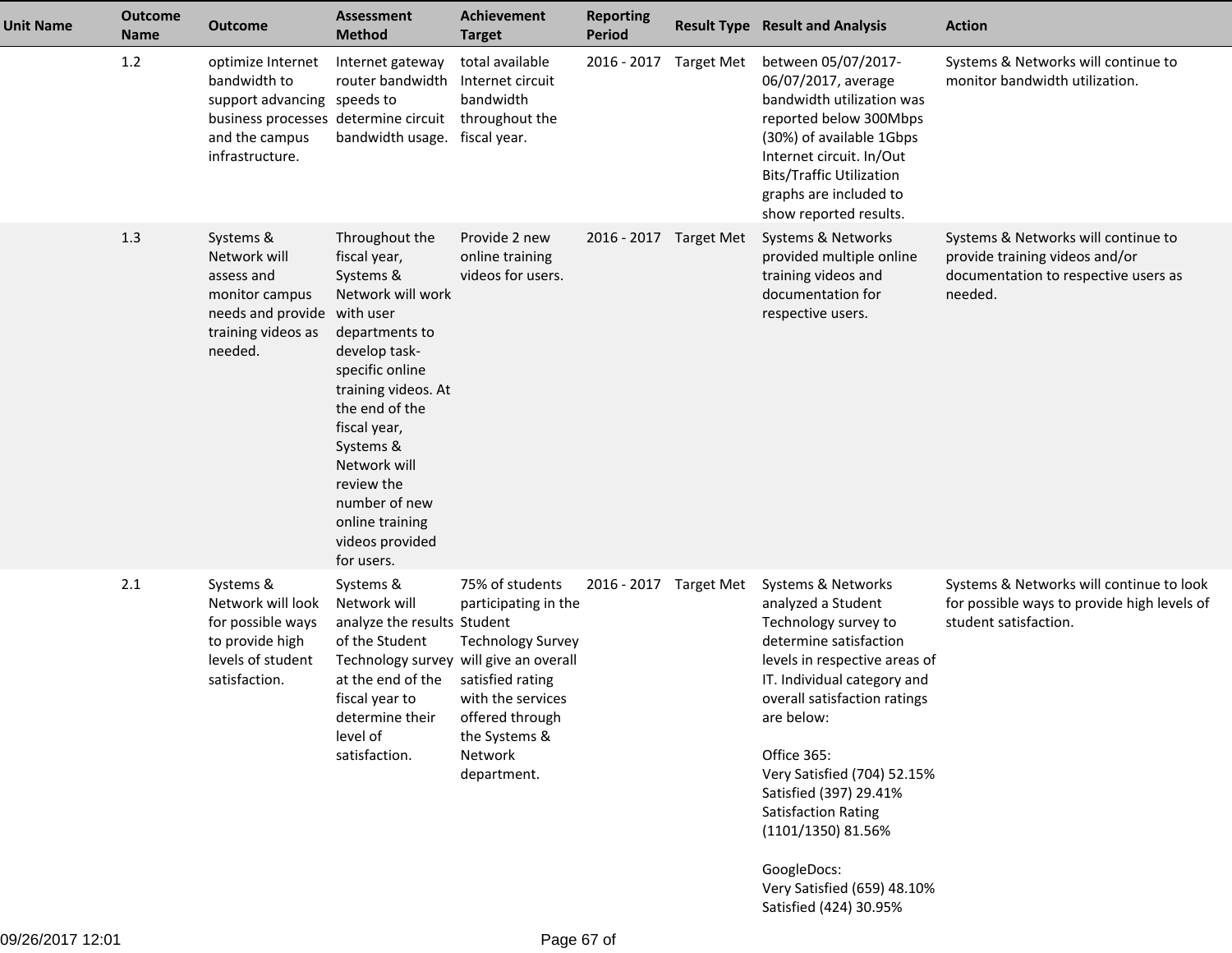| Unit Name | Outcome Name | Outcome | Assessment Method | Achievement Target | Reporting Period | Result Type | Result and Analysis | Action |
|---|---|---|---|---|---|---|---|---|
| | 1.2 | optimize Internet bandwidth to support advancing business processes and the campus infrastructure. | Internet gateway router bandwidth speeds to determine circuit bandwidth usage. | total available Internet circuit bandwidth throughout the fiscal year. | 2016 - 2017 | Target Met | between 05/07/2017-06/07/2017, average bandwidth utilization was reported below 300Mbps (30%) of available 1Gbps Internet circuit. In/Out Bits/Traffic Utilization graphs are included to show reported results. | Systems & Networks will continue to monitor bandwidth utilization. |
| | 1.3 | Systems & Network will assess and monitor campus needs and provide training videos as needed. | Throughout the fiscal year, Systems & Network will work with user departments to develop task-specific online training videos. At the end of the fiscal year, Systems & Network will review the number of new online training videos provided for users. | Provide 2 new online training videos for users. | 2016 - 2017 | Target Met | Systems & Networks provided multiple online training videos and documentation for respective users. | Systems & Networks will continue to provide training videos and/or documentation to respective users as needed. |
| | 2.1 | Systems & Network will look for possible ways to provide high levels of student satisfaction. | Systems & Network will analyze the results of the Student Technology survey at the end of the fiscal year to determine their level of satisfaction. | 75% of students participating in the Student Technology Survey will give an overall satisfied rating with the services offered through the Systems & Network department. | 2016 - 2017 | Target Met | Systems & Networks analyzed a Student Technology survey to determine satisfaction levels in respective areas of IT. Individual category and overall satisfaction ratings are below:<br><br>Office 365:<br>Very Satisfied (704) 52.15%<br>Satisfied (397) 29.41%<br>Satisfaction Rating (1101/1350) 81.56%<br><br>GoogleDocs:<br>Very Satisfied (659) 48.10%<br>Satisfied (424) 30.95% | Systems & Networks will continue to look for possible ways to provide high levels of student satisfaction. |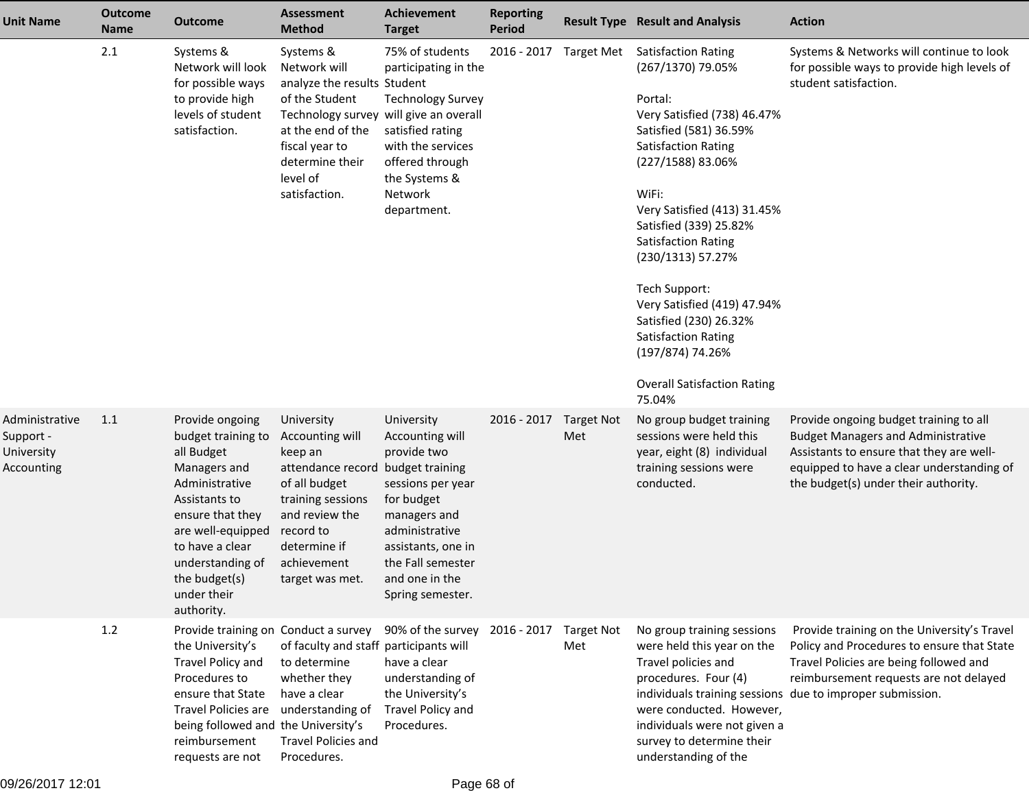| Unit Name | Outcome Name | Outcome | Assessment Method | Achievement Target | Reporting Period | Result Type | Result and Analysis | Action |
|---|---|---|---|---|---|---|---|---|
| | 2.1 | Systems & Network will look for possible ways to provide high levels of student satisfaction. | Systems & Network will analyze the results of the Student Technology survey at the end of the fiscal year to determine their level of satisfaction. | 75% of students participating in the Student Technology Survey will give an overall satisfied rating with the services offered through the Systems & Network department. | 2016 - 2017 | Target Met | Satisfaction Rating (267/1370) 79.05%<br><br>Portal:<br>Very Satisfied (738) 46.47%<br>Satisfied (581) 36.59%<br>Satisfaction Rating (227/1588) 83.06%<br><br>WiFi:<br>Very Satisfied (413) 31.45%<br>Satisfied (339) 25.82%<br>Satisfaction Rating (230/1313) 57.27%<br><br>Tech Support:<br>Very Satisfied (419) 47.94%<br>Satisfied (230) 26.32%<br>Satisfaction Rating (197/874) 74.26%<br><br>Overall Satisfaction Rating 75.04% | Systems & Networks will continue to look for possible ways to provide high levels of student satisfaction. |
| Administrative Support - University Accounting | 1.1 | Provide ongoing budget training to all Budget Managers and Administrative Assistants to ensure that they are well-equipped to have a clear understanding of the budget(s) under their authority. | University Accounting will keep an attendance record of all budget training sessions and review the record to determine if achievement target was met. | University Accounting will provide two budget training sessions per year for budget managers and administrative assistants, one in the Fall semester and one in the Spring semester. | 2016 - 2017 | Target Not Met | No group budget training sessions were held this year, eight (8) individual training sessions were conducted. | Provide ongoing budget training to all Budget Managers and Administrative Assistants to ensure that they are well-equipped to have a clear understanding of the budget(s) under their authority. |
| | 1.2 | Provide training on the University's Travel Policy and Procedures to ensure that State Travel Policies are being followed and reimbursement requests are not | Conduct a survey of faculty and staff to determine whether they have a clear understanding of the University's Travel Policies and Procedures. | 90% of the survey participants will have a clear understanding of the University's Travel Policy and Procedures. | 2016 - 2017 | Target Not Met | No group training sessions were held this year on the Travel policies and procedures. Four (4) individuals training sessions were conducted. However, individuals were not given a survey to determine their understanding of the | Provide training on the University's Travel Policy and Procedures to ensure that State Travel Policies are being followed and reimbursement requests are not delayed due to improper submission. |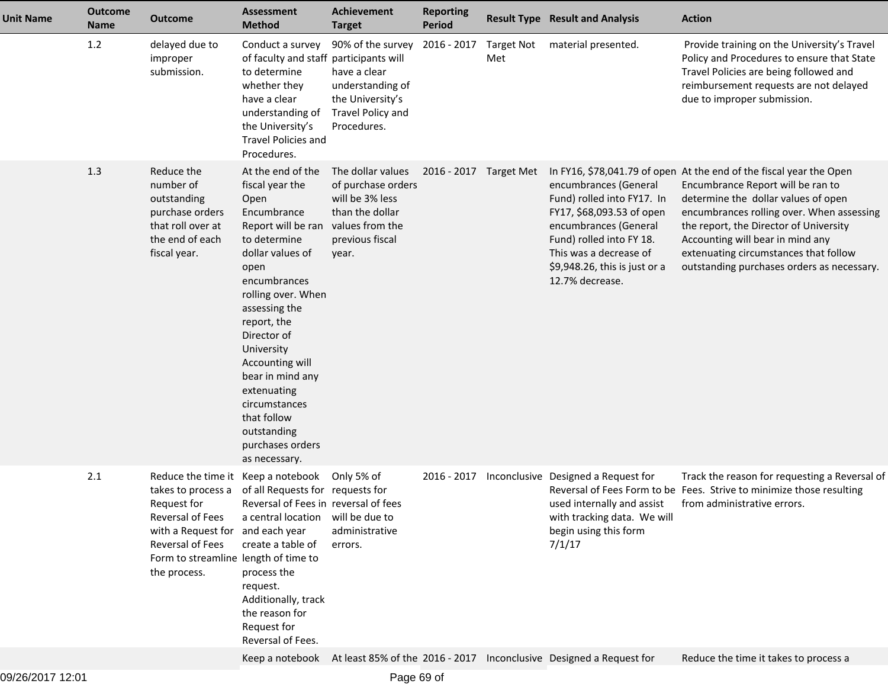| Unit Name | Outcome Name | Outcome | Assessment Method | Achievement Target | Reporting Period | Result Type | Result and Analysis | Action |
|---|---|---|---|---|---|---|---|---|
| | 1.2 | delayed due to improper submission. | Conduct a survey of faculty and staff to determine whether they have a clear understanding of the University's Travel Policies and Procedures. | 90% of the survey participants will have a clear understanding of the University's Travel Policy and Procedures. | 2016 - 2017 | Target Not Met | material presented. | Provide training on the University's Travel Policy and Procedures to ensure that State Travel Policies are being followed and reimbursement requests are not delayed due to improper submission. |
| | 1.3 | Reduce the number of outstanding purchase orders that roll over at the end of each fiscal year. | At the end of the fiscal year the Open Encumbrance Report will be ran to determine dollar values of open encumbrances rolling over. When assessing the report, the Director of University Accounting will bear in mind any extenuating circumstances that follow outstanding purchases orders as necessary. | The dollar values of purchase orders will be 3% less than the dollar values from the previous fiscal year. | 2016 - 2017 | Target Met | In FY16, $78,041.79 of open encumbrances (General Fund) rolled into FY17. In FY17, $68,093.53 of open encumbrances (General Fund) rolled into FY 18. This was a decrease of $9,948.26, this is just or a 12.7% decrease. | At the end of the fiscal year the Open Encumbrance Report will be ran to determine the dollar values of open encumbrances rolling over. When assessing the report, the Director of University Accounting will bear in mind any extenuating circumstances that follow outstanding purchases orders as necessary. |
| | 2.1 | Reduce the time it takes to process a Request for Reversal of Fees with a Request for Reversal of Fees Form to streamline the process. | Keep a notebook of all Requests for Reversal of Fees in a central location and each year create a table of length of time to process the request. Additionally, track the reason for Request for Reversal of Fees. | Only 5% of requests for reversal of fees will be due to administrative errors. | 2016 - 2017 | Inconclusive | Designed a Request for Reversal of Fees Form to be used internally and assist with tracking data. We will begin using this form 7/1/17 | Track the reason for requesting a Reversal of Fees. Strive to minimize those resulting from administrative errors. |
| | | | Keep a notebook | At least 85% of the | 2016 - 2017 | Inconclusive | Designed a Request for | Reduce the time it takes to process a |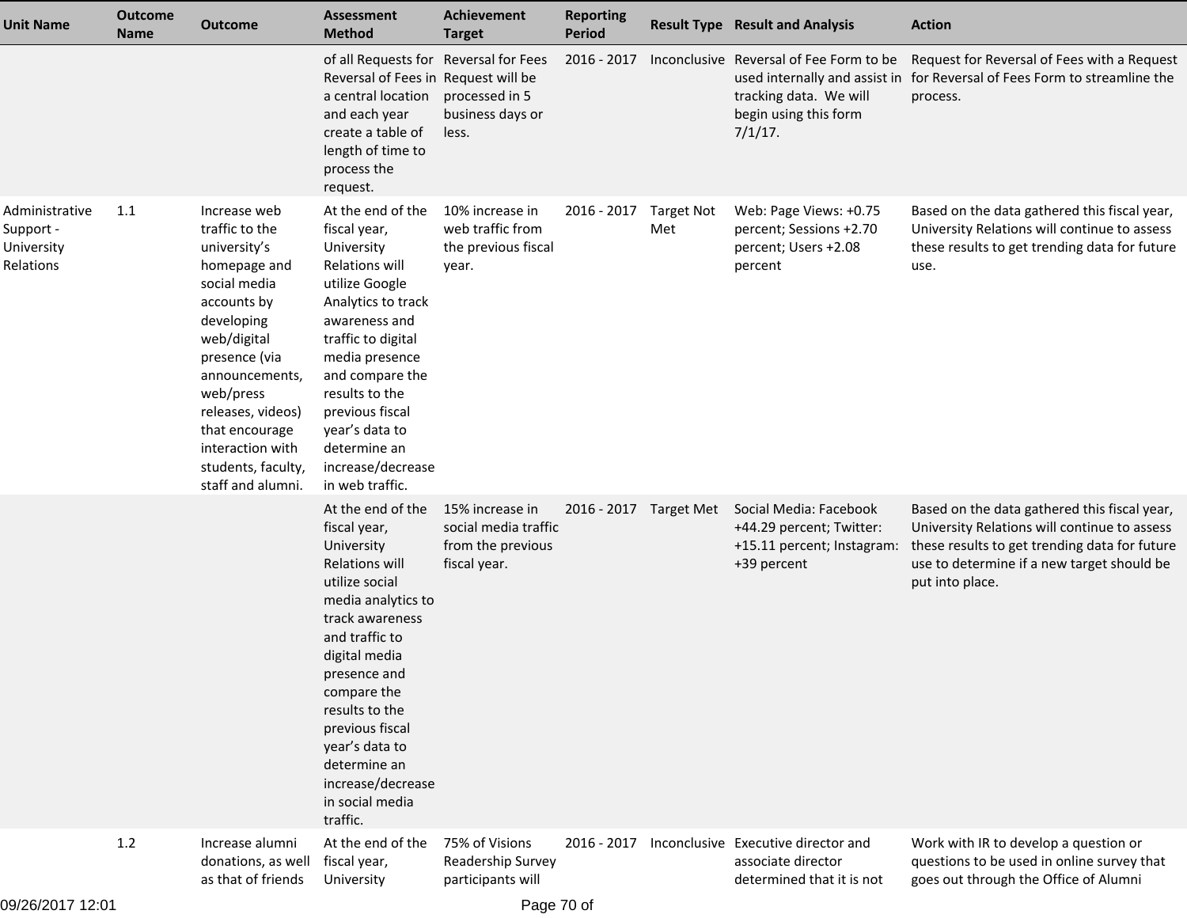| Unit Name | Outcome Name | Outcome | Assessment Method | Achievement Target | Reporting Period | Result Type | Result and Analysis | Action |
|---|---|---|---|---|---|---|---|---|
| | | | of all Requests for Reversal of Fees in a central location and each year create a table of length of time to process the request. | Reversal for Fees Request will be processed in 5 business days or less. | 2016 - 2017 | Inconclusive | Reversal of Fee Form to be used internally and assist in tracking data. We will begin using this form 7/1/17. | Request for Reversal of Fees with a Request for Reversal of Fees Form to streamline the process. |
| Administrative Support - University Relations | 1.1 | Increase web traffic to the university's homepage and social media accounts by developing web/digital presence (via announcements, web/press releases, videos) that encourage interaction with students, faculty, staff and alumni. | At the end of the fiscal year, University Relations will utilize Google Analytics to track awareness and traffic to digital media presence and compare the results to the previous fiscal year's data to determine an increase/decrease in web traffic. | 10% increase in web traffic from the previous fiscal year. | 2016 - 2017 | Target Not Met | Web: Page Views: +0.75 percent; Sessions +2.70 percent; Users +2.08 percent | Based on the data gathered this fiscal year, University Relations will continue to assess these results to get trending data for future use. |
| | | | At the end of the fiscal year, University Relations will utilize social media analytics to track awareness and traffic to digital media presence and compare the results to the previous fiscal year's data to determine an increase/decrease in social media traffic. | 15% increase in social media traffic from the previous fiscal year. | 2016 - 2017 | Target Met | Social Media: Facebook +44.29 percent; Twitter: +15.11 percent; Instagram: +39 percent | Based on the data gathered this fiscal year, University Relations will continue to assess these results to get trending data for future use to determine if a new target should be put into place. |
| | 1.2 | Increase alumni donations, as well as that of friends | At the end of the fiscal year, University | 75% of Visions Readership Survey participants will | 2016 - 2017 | Inconclusive | Executive director and associate director determined that it is not | Work with IR to develop a question or questions to be used in online survey that goes out through the Office of Alumni |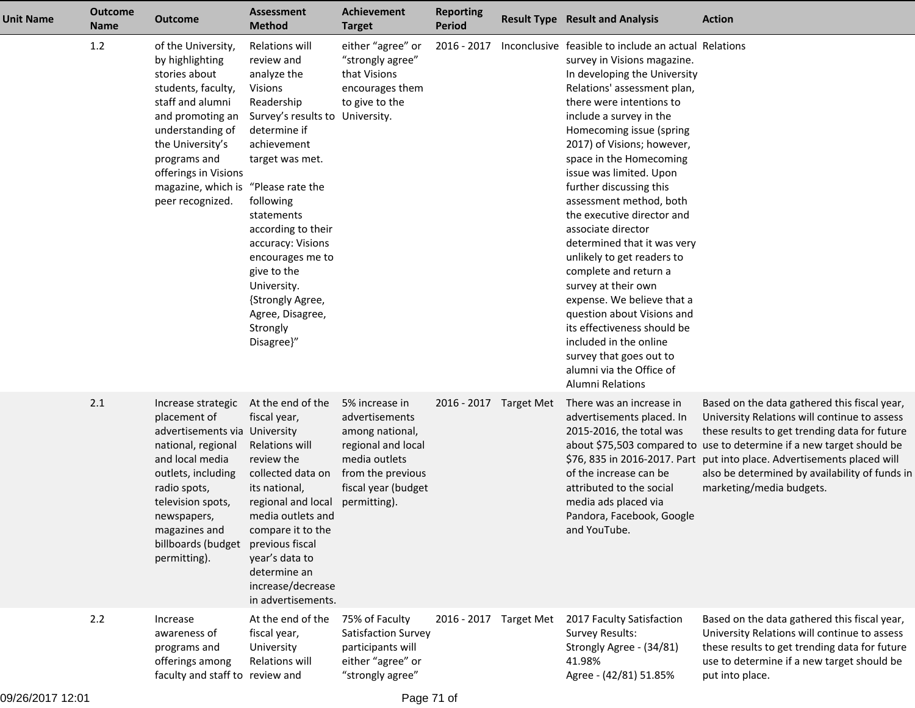| Unit Name | Outcome Name | Outcome | Assessment Method | Achievement Target | Reporting Period | Result Type | Result and Analysis | Action |
|---|---|---|---|---|---|---|---|---|
| | 1.2 | of the University, by highlighting stories about students, faculty, staff and alumni and promoting an understanding of the University's programs and offerings in Visions magazine, which is peer recognized. | Relations will review and analyze the Visions Readership Survey's results to determine if achievement target was met. "Please rate the following statements according to their accuracy: Visions encourages me to give to the University. {Strongly Agree, Agree, Disagree, Strongly Disagree}" | either "agree" or "strongly agree" that Visions encourages them to give to the University. | 2016 - 2017 | Inconclusive | feasible to include an actual survey in Visions magazine. In developing the University Relations' assessment plan, there were intentions to include a survey in the Homecoming issue (spring 2017) of Visions; however, space in the Homecoming issue was limited. Upon further discussing this assessment method, both the executive director and associate director determined that it was very unlikely to get readers to complete and return a survey at their own expense. We believe that a question about Visions and its effectiveness should be included in the online survey that goes out to alumni via the Office of Alumni Relations | Relations |
| | 2.1 | Increase strategic placement of advertisements via national, regional and local media outlets, including radio spots, television spots, newspapers, magazines and billboards (budget permitting). | At the end of the fiscal year, University Relations will review the collected data on its national, regional and local media outlets and compare it to the previous fiscal year's data to determine an increase/decrease in advertisements. | 5% increase in advertisements among national, regional and local media outlets from the previous fiscal year (budget permitting). | 2016 - 2017 | Target Met | There was an increase in advertisements placed. In 2015-2016, the total was about $75,503 compared to $76, 835 in 2016-2017. Part of the increase can be attributed to the social media ads placed via Pandora, Facebook, Google and YouTube. | Based on the data gathered this fiscal year, University Relations will continue to assess these results to get trending data for future use to determine if a new target should be put into place. Advertisements placed will also be determined by availability of funds in marketing/media budgets. |
| | 2.2 | Increase awareness of programs and offerings among faculty and staff to | At the end of the fiscal year, University Relations will review and | 75% of Faculty Satisfaction Survey participants will either "agree" or "strongly agree" | 2016 - 2017 | Target Met | 2017 Faculty Satisfaction Survey Results:<br>Strongly Agree - (34/81) 41.98%<br>Agree - (42/81) 51.85% | Based on the data gathered this fiscal year, University Relations will continue to assess these results to get trending data for future use to determine if a new target should be put into place. |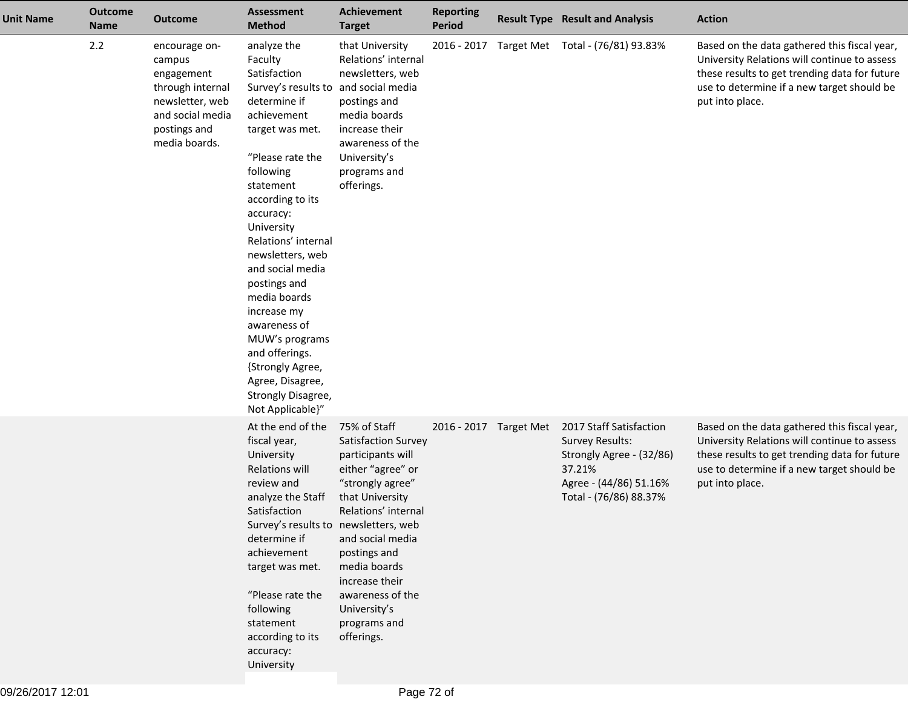| Unit Name | Outcome Name | Outcome | Assessment Method | Achievement Target | Reporting Period | Result Type | Result and Analysis | Action |
|---|---|---|---|---|---|---|---|---|
| | 2.2 | encourage on-campus engagement through internal newsletter, web and social media postings and media boards. | analyze the Faculty Satisfaction Survey's results to determine if achievement target was met.<br><br>"Please rate the following statement according to its accuracy: University Relations' internal newsletters, web and social media postings and media boards increase my awareness of MUW's programs and offerings. {Strongly Agree, Agree, Disagree, Strongly Disagree, Not Applicable}" | that University Relations' internal newsletters, web and social media postings and media boards increase their awareness of the University's programs and offerings. | 2016 - 2017 | Target Met | Total - (76/81) 93.83% | Based on the data gathered this fiscal year, University Relations will continue to assess these results to get trending data for future use to determine if a new target should be put into place. |
| | | | At the end of the fiscal year, University Relations will review and analyze the Staff Satisfaction Survey's results to determine if achievement target was met.<br><br>"Please rate the following statement according to its accuracy: University | 75% of Staff Satisfaction Survey participants will either "agree" or "strongly agree" that University Relations' internal newsletters, web and social media postings and media boards increase their awareness of the University's programs and offerings. | 2016 - 2017 | Target Met | 2017 Staff Satisfaction Survey Results:<br>Strongly Agree - (32/86) 37.21%<br>Agree - (44/86) 51.16%<br>Total - (76/86) 88.37% | Based on the data gathered this fiscal year, University Relations will continue to assess these results to get trending data for future use to determine if a new target should be put into place. |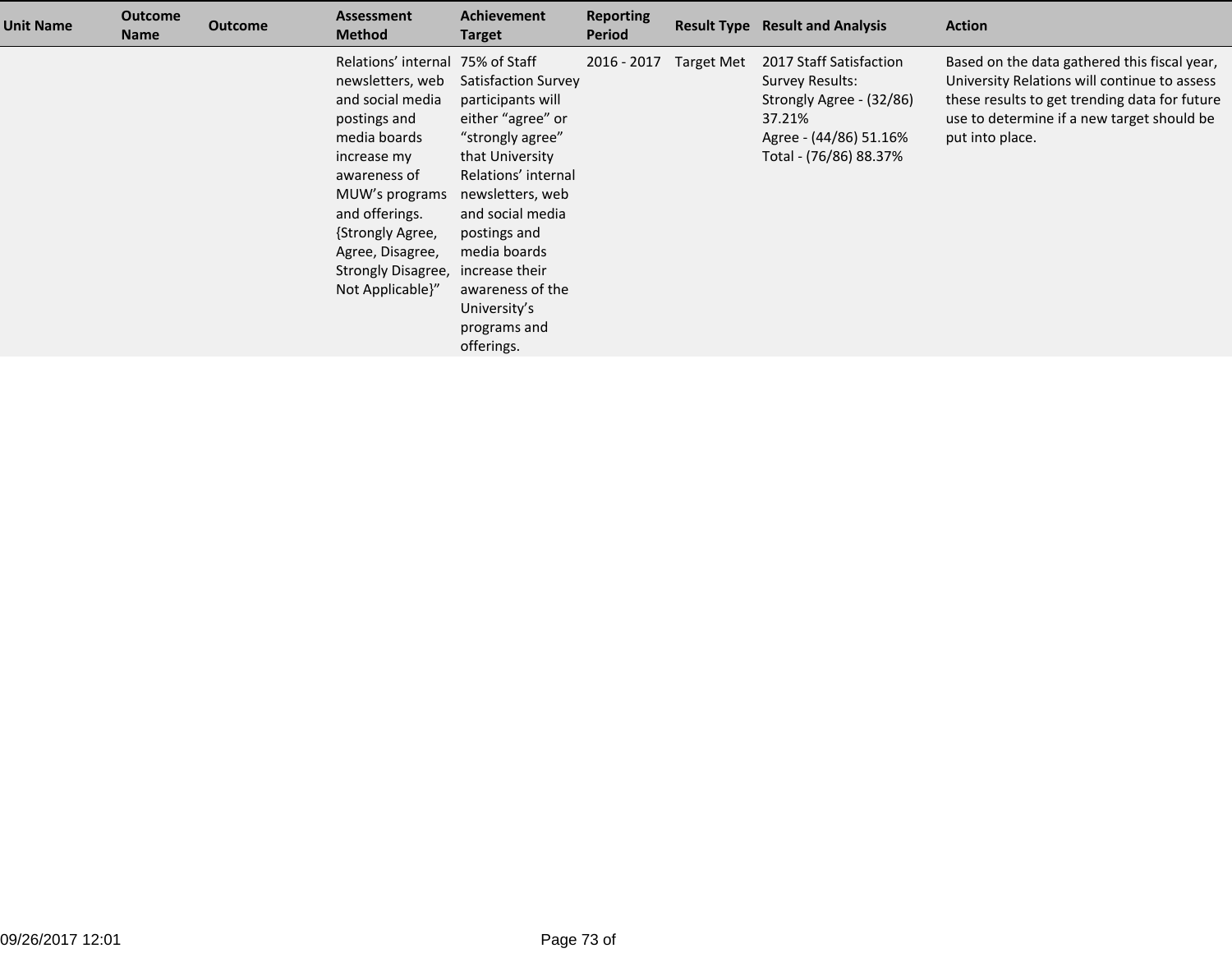| Unit Name | Outcome Name | Outcome | Assessment Method | Achievement Target | Reporting Period | Result Type | Result and Analysis | Action |
| --- | --- | --- | --- | --- | --- | --- | --- | --- |
| | | | Relations' internal newsletters, web and social media postings and media boards increase my awareness of MUW's programs and offerings. {Strongly Agree, Agree, Disagree, Strongly Disagree, Not Applicable}" | 75% of Staff Satisfaction Survey participants will either "agree" or "strongly agree" that University Relations' internal newsletters, web and social media postings and media boards increase their awareness of the University's programs and offerings. | 2016 - 2017 | Target Met | 2017 Staff Satisfaction Survey Results:<br>Strongly Agree - (32/86) 37.21%<br>Agree - (44/86) 51.16%<br>Total - (76/86) 88.37% | Based on the data gathered this fiscal year, University Relations will continue to assess these results to get trending data for future use to determine if a new target should be put into place. |